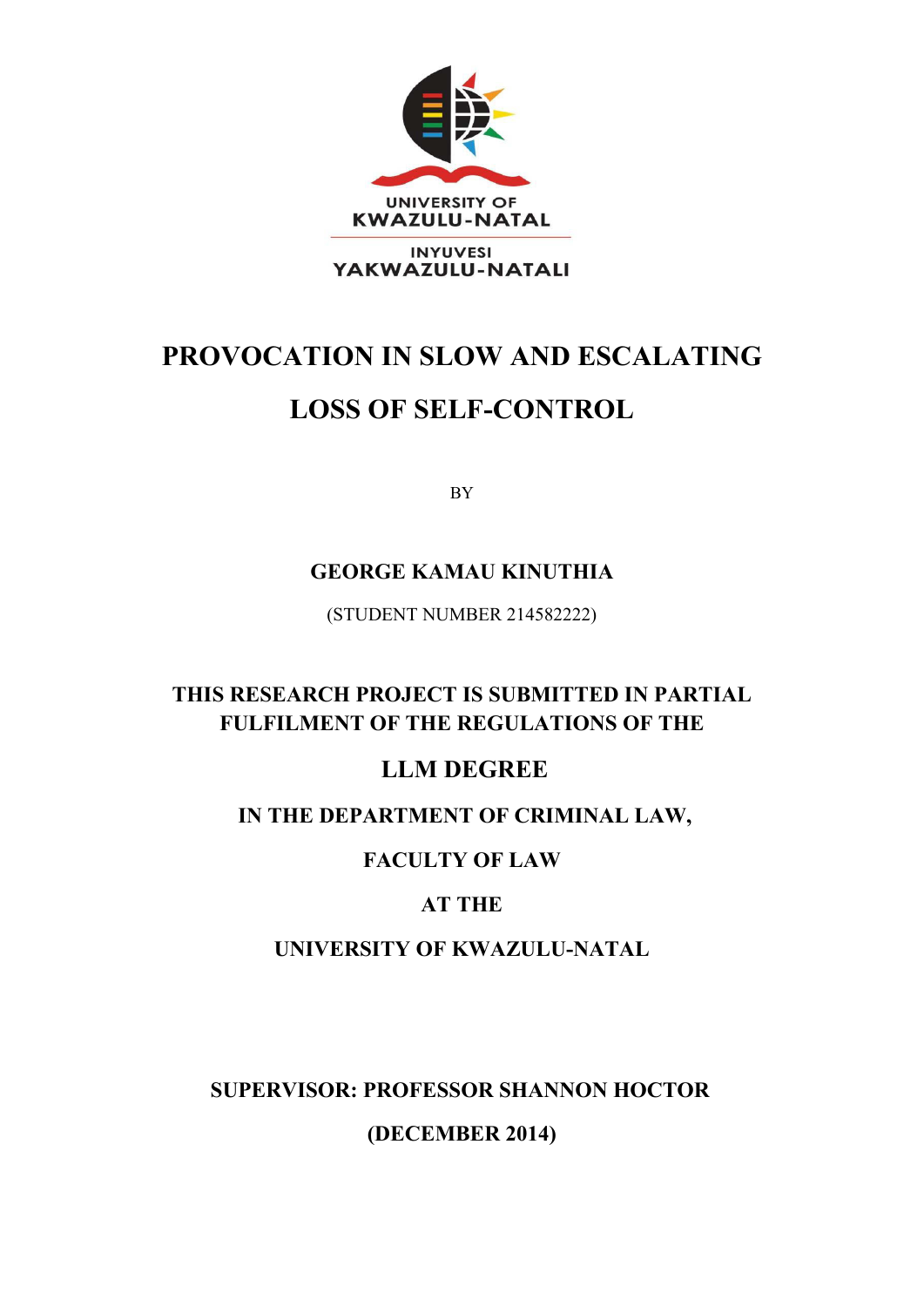UNIVERSITY OF
KWAZULU-NATAL

INYUVESI
YAKWAZULU-NATALI

# PROVOCATION IN SLOW AND ESCALATING LOSS OF SELF-CONTROL

BY

**GEORGE KAMAU KINUTHIA**

(STUDENT NUMBER 214582222)

**THIS RESEARCH PROJECT IS SUBMITTED IN PARTIAL FULFILMENT OF THE REGULATIONS OF THE**

**LLM DEGREE**

**IN THE DEPARTMENT OF CRIMINAL LAW,**

**FACULTY OF LAW**

**AT THE**

**UNIVERSITY OF KWAZULU-NATAL**

**SUPERVISOR: PROFESSOR SHANNON HOCTOR**

**(DECEMBER 2014)**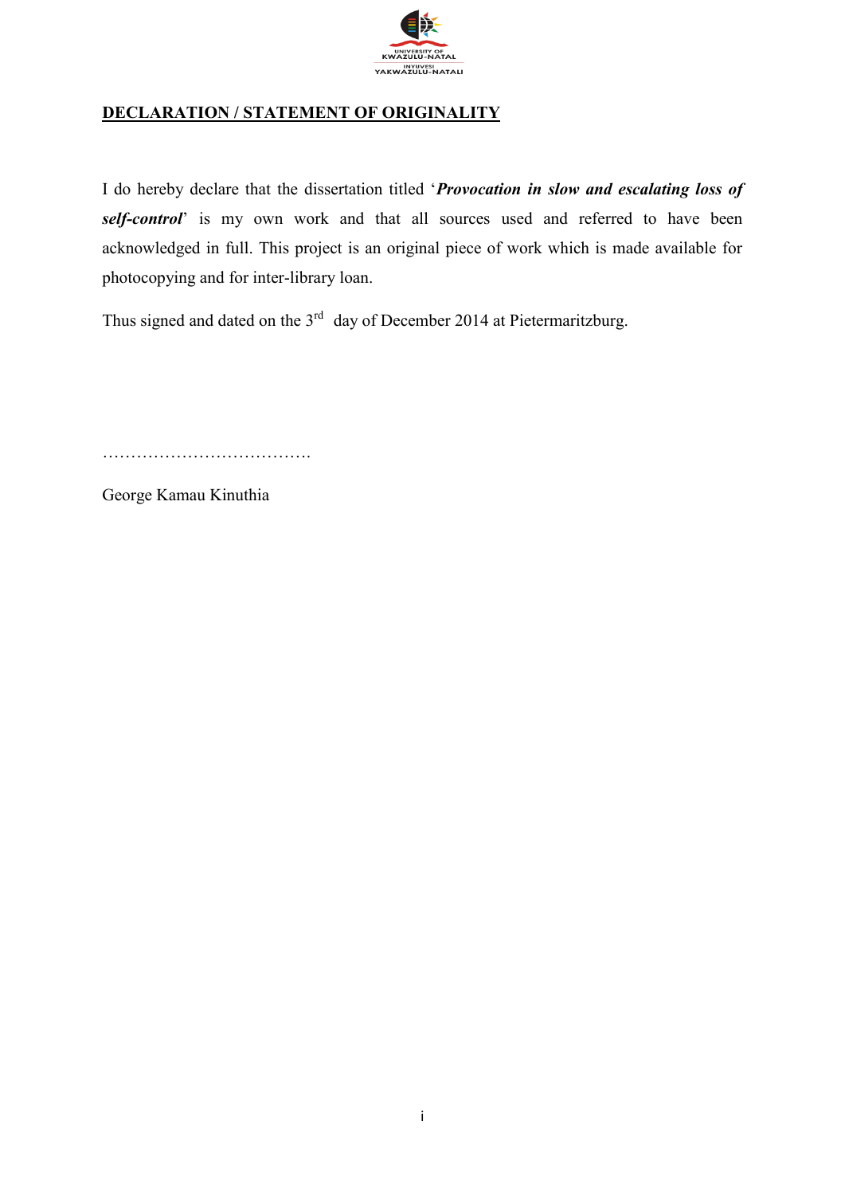**DECLARATION / STATEMENT OF ORIGINALITY**

I do hereby declare that the dissertation titled '***Provocation in slow and escalating loss of self-control***' is my own work and that all sources used and referred to have been acknowledged in full. This project is an original piece of work which is made available for photocopying and for inter-library loan.

Thus signed and dated on the 3rd day of December 2014 at Pietermaritzburg.

……………………………….

George Kamau Kinuthia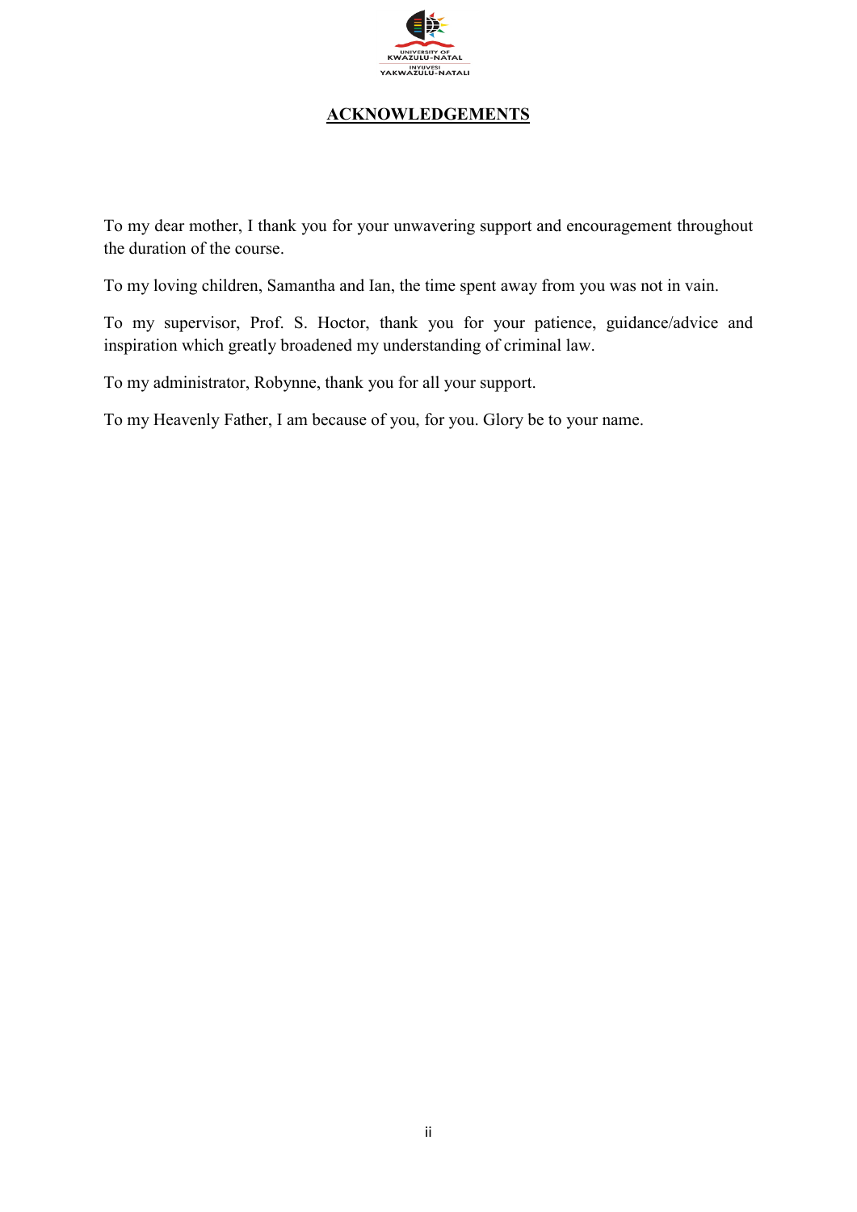# ACKNOWLEDGEMENTS

To my dear mother, I thank you for your unwavering support and encouragement throughout the duration of the course.

To my loving children, Samantha and Ian, the time spent away from you was not in vain.

To my supervisor, Prof. S. Hoctor, thank you for your patience, guidance/advice and inspiration which greatly broadened my understanding of criminal law.

To my administrator, Robynne, thank you for all your support.

To my Heavenly Father, I am because of you, for you. Glory be to your name.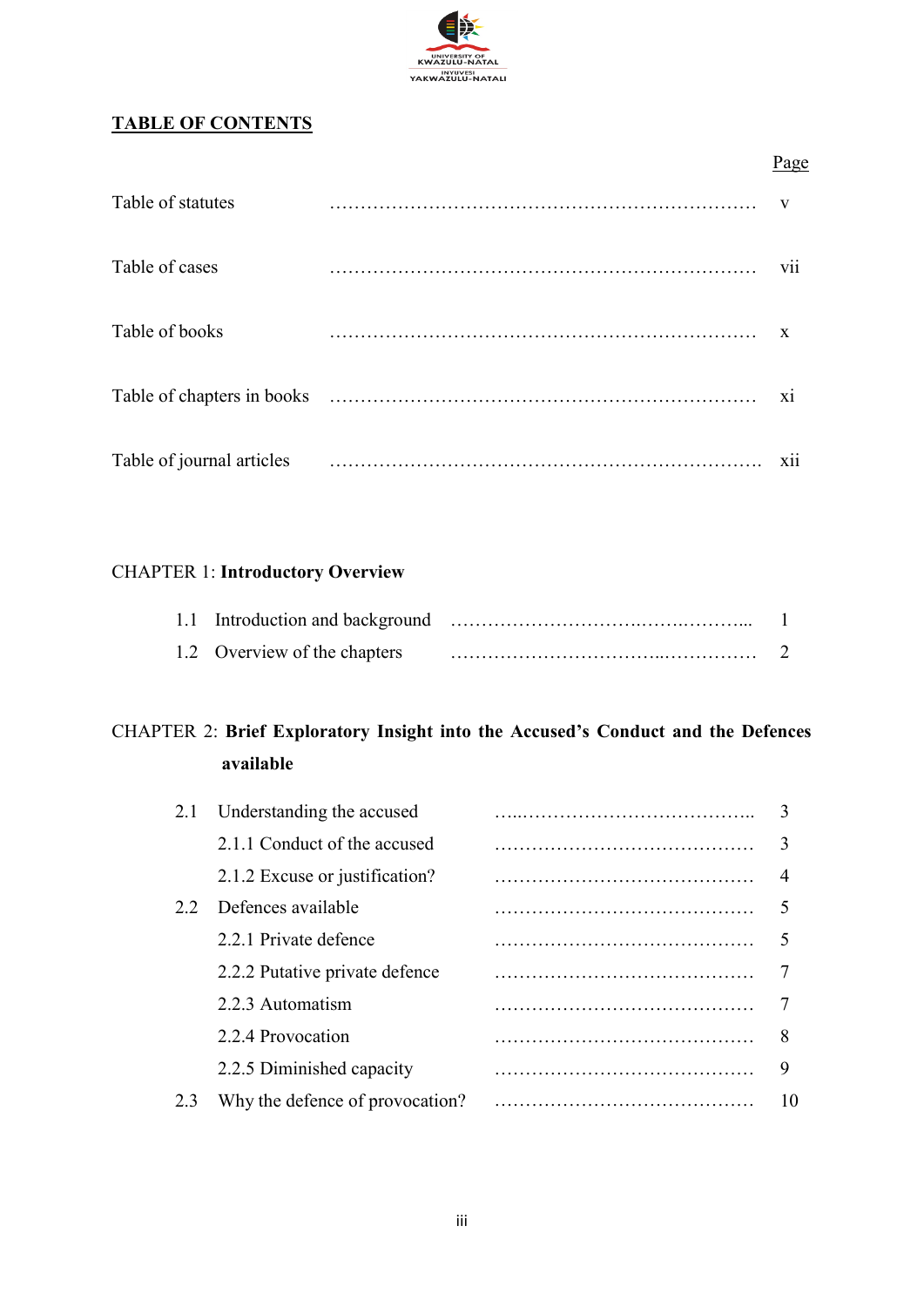## TABLE OF CONTENTS

| | Page |
|---|---|
| Table of statutes | v |
| Table of cases | vii |
| Table of books | x |
| Table of chapters in books | xi |
| Table of journal articles | xii |

CHAPTER 1: **Introductory Overview**

| | Page |
|---|---|
| 1.1 Introduction and background | 1 |
| 1.2 Overview of the chapters | 2 |

CHAPTER 2: **Brief Exploratory Insight into the Accused's Conduct and the Defences available**

| | Page |
|---|---|
| 2.1 Understanding the accused | 3 |
| 2.1.1 Conduct of the accused | 3 |
| 2.1.2 Excuse or justification? | 4 |
| 2.2 Defences available | 5 |
| 2.2.1 Private defence | 5 |
| 2.2.2 Putative private defence | 7 |
| 2.2.3 Automatism | 7 |
| 2.2.4 Provocation | 8 |
| 2.2.5 Diminished capacity | 9 |
| 2.3 Why the defence of provocation? | 10 |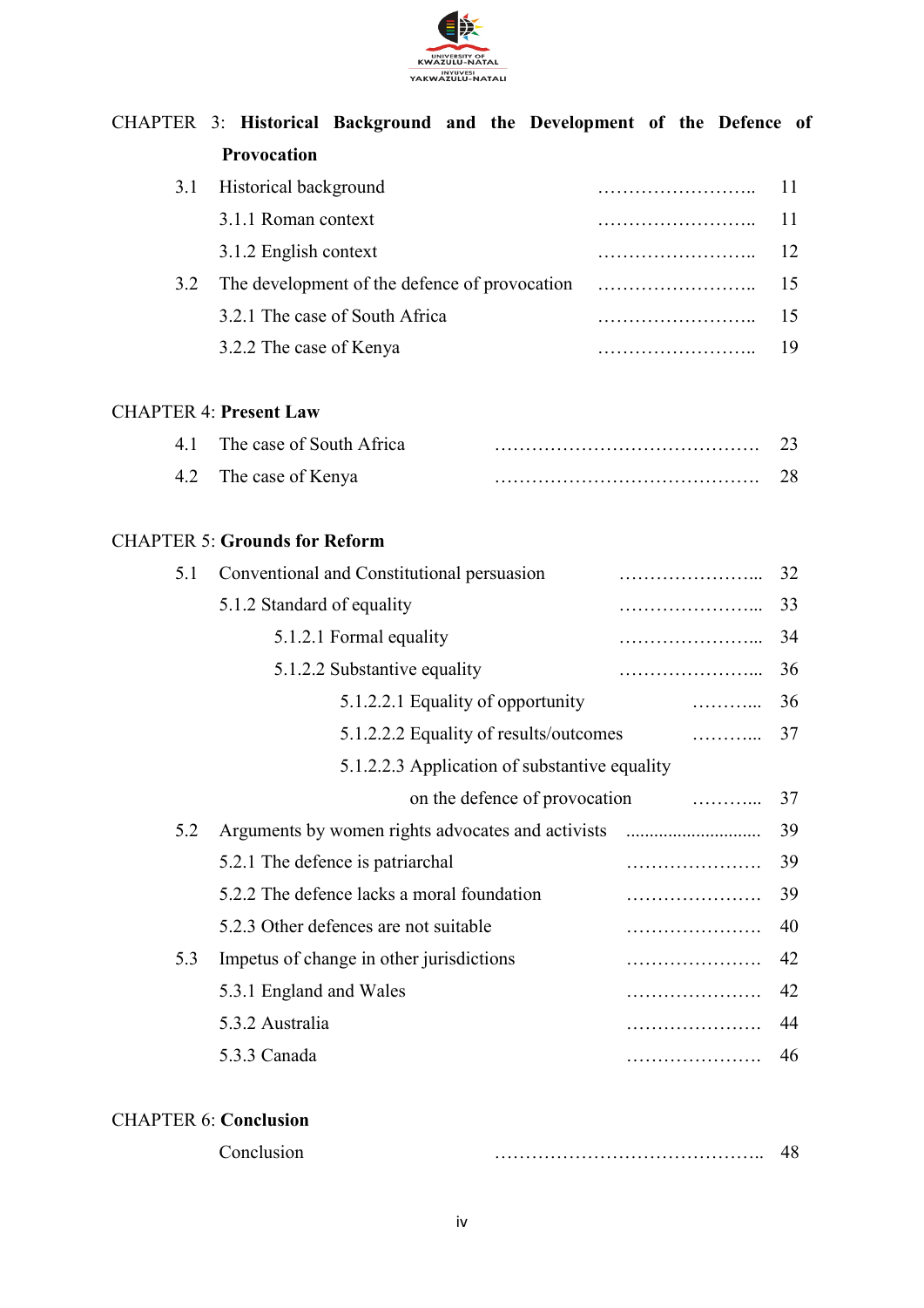CHAPTER 3: **Historical Background and the Development of the Defence of Provocation**

| | | |
|---|---|---|
| 3.1 | Historical background | 11 |
| | 3.1.1 Roman context | 11 |
| | 3.1.2 English context | 12 |
| 3.2 | The development of the defence of provocation | 15 |
| | 3.2.1 The case of South Africa | 15 |
| | 3.2.2 The case of Kenya | 19 |

CHAPTER 4: **Present Law**

| | | |
|---|---|---|
| 4.1 | The case of South Africa | 23 |
| 4.2 | The case of Kenya | 28 |

CHAPTER 5: **Grounds for Reform**

| | | |
|---|---|---|
| 5.1 | Conventional and Constitutional persuasion | 32 |
| | 5.1.2 Standard of equality | 33 |
| | 5.1.2.1 Formal equality | 34 |
| | 5.1.2.2 Substantive equality | 36 |
| | 5.1.2.2.1 Equality of opportunity | 36 |
| | 5.1.2.2.2 Equality of results/outcomes | 37 |
| | 5.1.2.2.3 Application of substantive equality on the defence of provocation | 37 |
| 5.2 | Arguments by women rights advocates and activists | 39 |
| | 5.2.1 The defence is patriarchal | 39 |
| | 5.2.2 The defence lacks a moral foundation | 39 |
| | 5.2.3 Other defences are not suitable | 40 |
| 5.3 | Impetus of change in other jurisdictions | 42 |
| | 5.3.1 England and Wales | 42 |
| | 5.3.2 Australia | 44 |
| | 5.3.3 Canada | 46 |

CHAPTER 6: **Conclusion**

| | |
|---|---|
| Conclusion | 48 |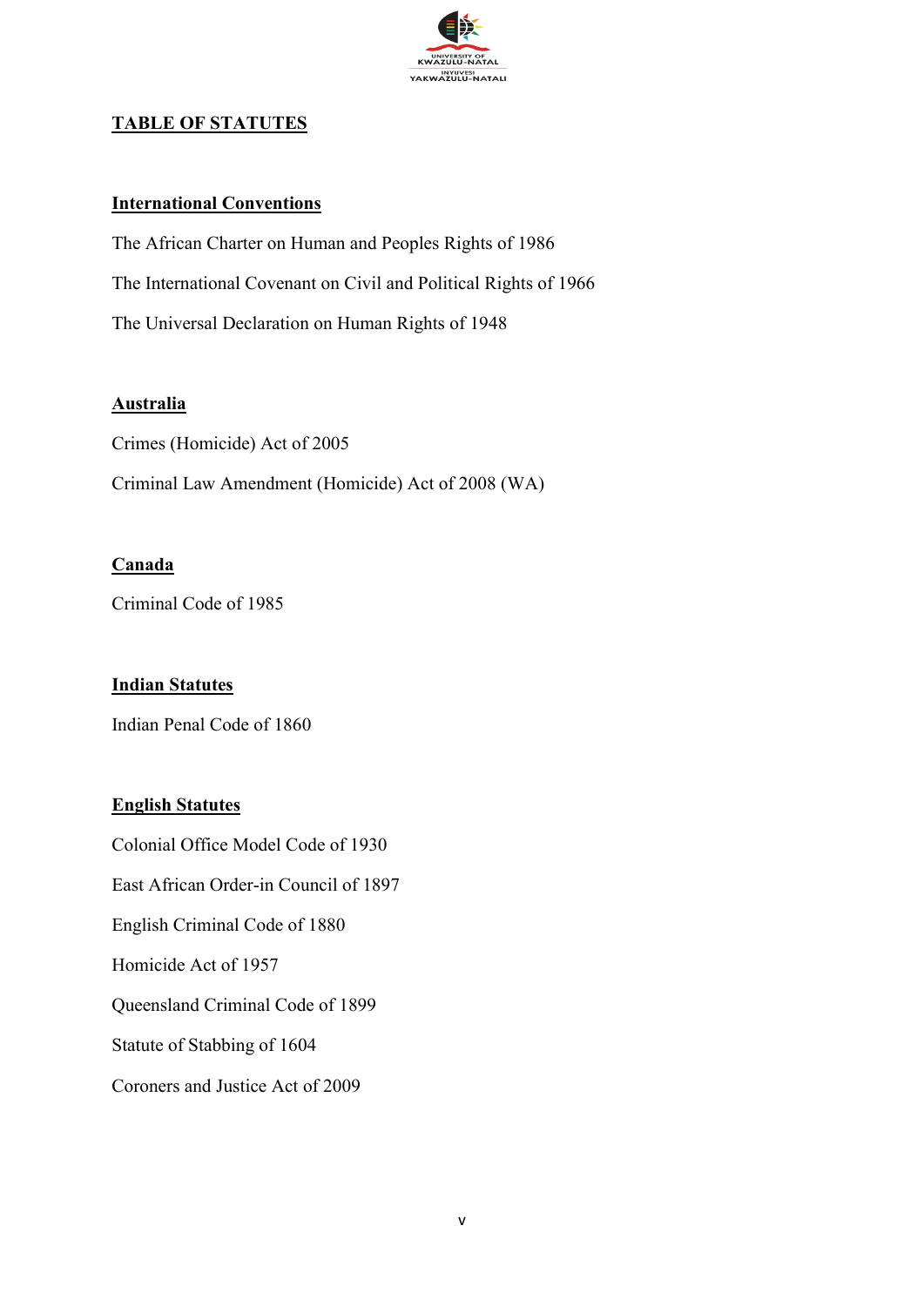# TABLE OF STATUTES

## International Conventions

The African Charter on Human and Peoples Rights of 1986

The International Covenant on Civil and Political Rights of 1966

The Universal Declaration on Human Rights of 1948

## Australia

Crimes (Homicide) Act of 2005

Criminal Law Amendment (Homicide) Act of 2008 (WA)

## Canada

Criminal Code of 1985

## Indian Statutes

Indian Penal Code of 1860

## English Statutes

Colonial Office Model Code of 1930

East African Order-in Council of 1897

English Criminal Code of 1880

Homicide Act of 1957

Queensland Criminal Code of 1899

Statute of Stabbing of 1604

Coroners and Justice Act of 2009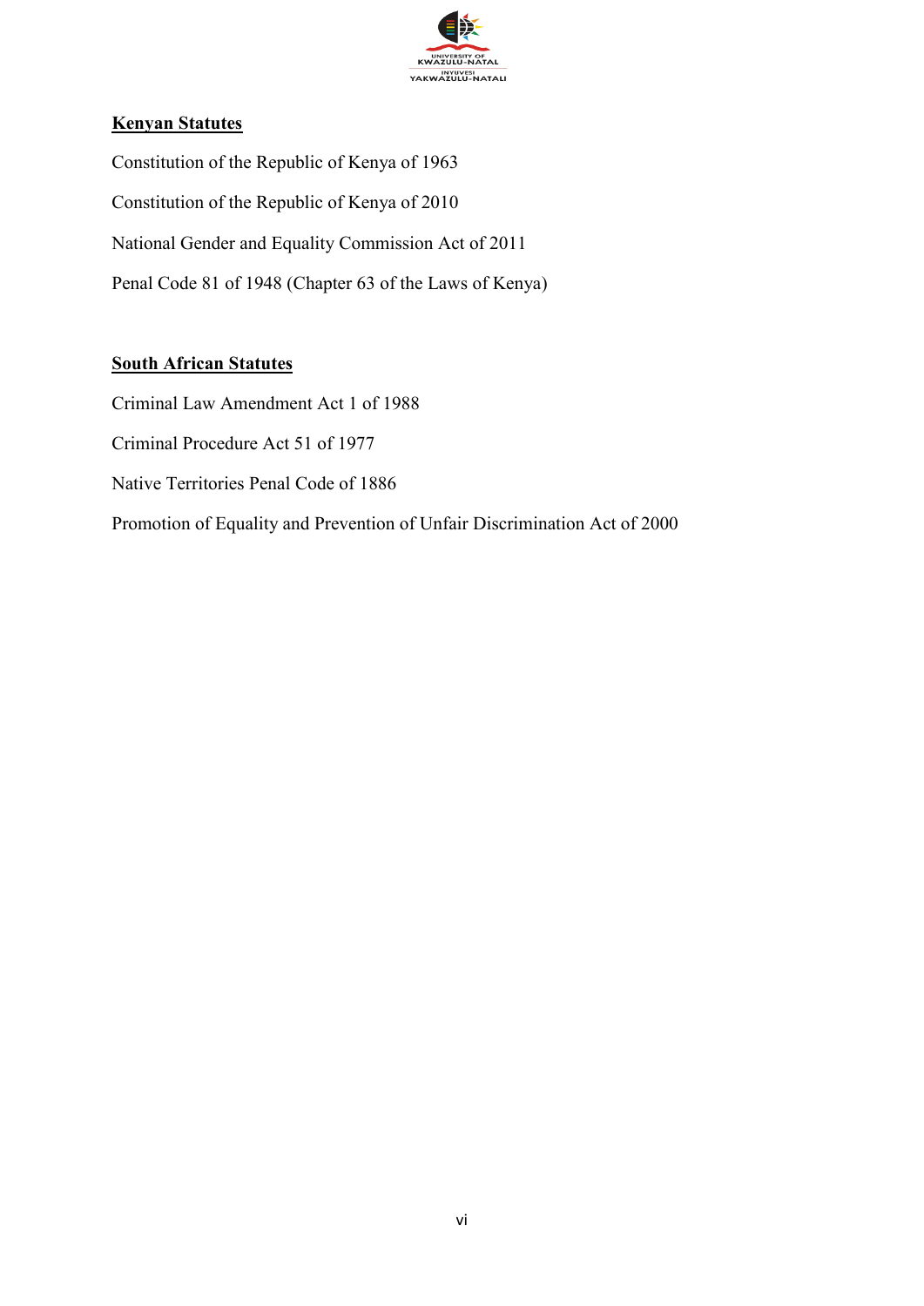**Kenyan Statutes**

Constitution of the Republic of Kenya of 1963

Constitution of the Republic of Kenya of 2010

National Gender and Equality Commission Act of 2011

Penal Code 81 of 1948 (Chapter 63 of the Laws of Kenya)

**South African Statutes**

Criminal Law Amendment Act 1 of 1988

Criminal Procedure Act 51 of 1977

Native Territories Penal Code of 1886

Promotion of Equality and Prevention of Unfair Discrimination Act of 2000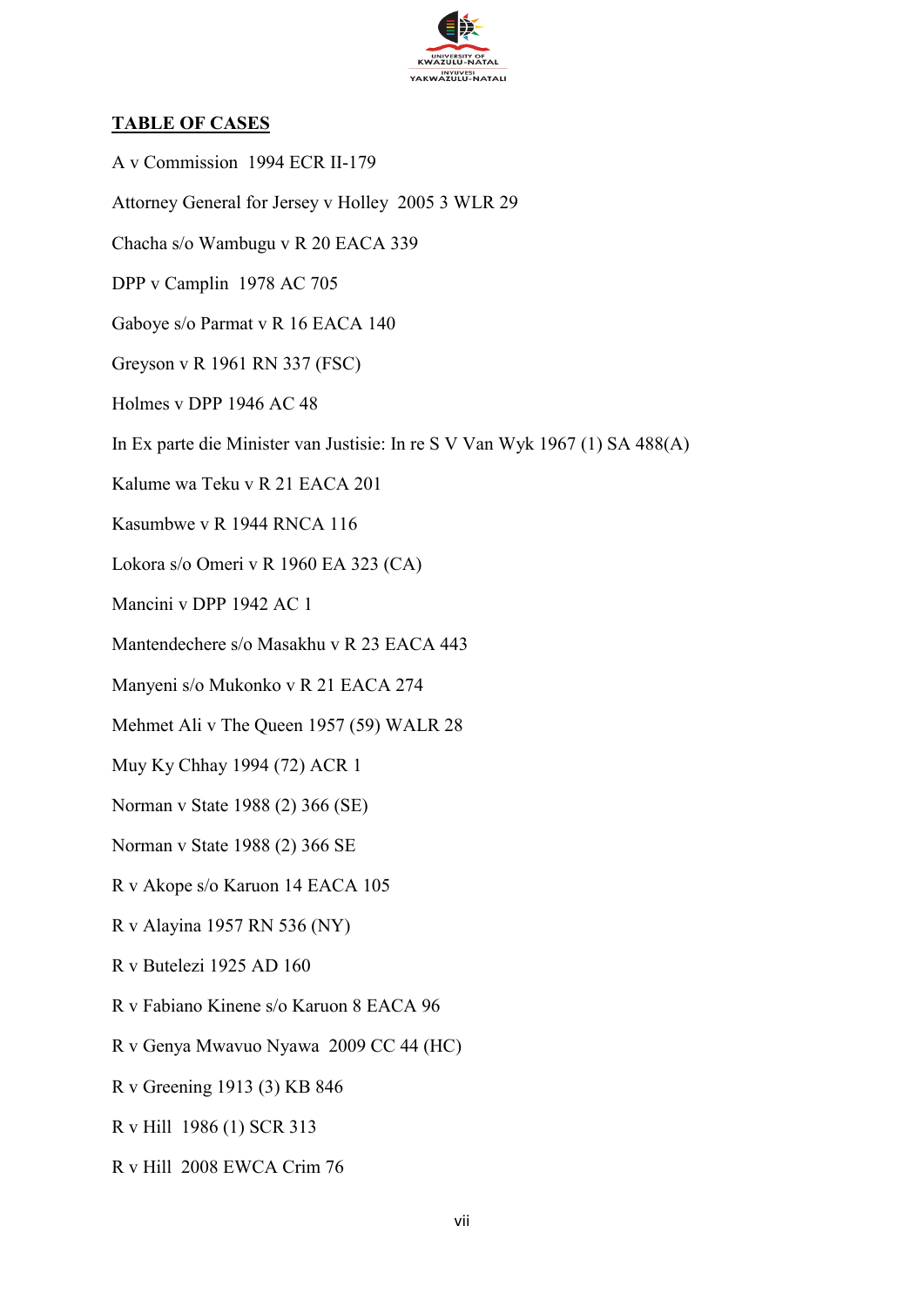## TABLE OF CASES

A v Commission 1994 ECR II-179

Attorney General for Jersey v Holley 2005 3 WLR 29

Chacha s/o Wambugu v R 20 EACA 339

DPP v Camplin 1978 AC 705

Gaboye s/o Parmat v R 16 EACA 140

Greyson v R 1961 RN 337 (FSC)

Holmes v DPP 1946 AC 48

In Ex parte die Minister van Justisie: In re S V Van Wyk 1967 (1) SA 488(A)

Kalume wa Teku v R 21 EACA 201

Kasumbwe v R 1944 RNCA 116

Lokora s/o Omeri v R 1960 EA 323 (CA)

Mancini v DPP 1942 AC 1

Mantendechere s/o Masakhu v R 23 EACA 443

Manyeni s/o Mukonko v R 21 EACA 274

Mehmet Ali v The Queen 1957 (59) WALR 28

Muy Ky Chhay 1994 (72) ACR 1

Norman v State 1988 (2) 366 (SE)

Norman v State 1988 (2) 366 SE

R v Akope s/o Karuon 14 EACA 105

R v Alayina 1957 RN 536 (NY)

R v Butelezi 1925 AD 160

R v Fabiano Kinene s/o Karuon 8 EACA 96

R v Genya Mwavuo Nyawa 2009 CC 44 (HC)

R v Greening 1913 (3) KB 846

R v Hill 1986 (1) SCR 313

R v Hill 2008 EWCA Crim 76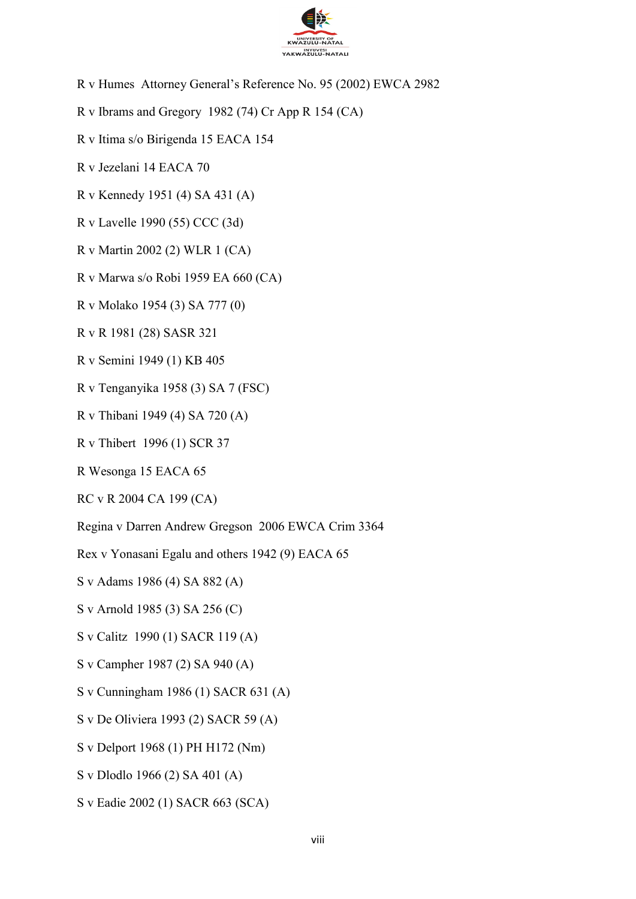R v Humes  Attorney General's Reference No. 95 (2002) EWCA 2982

R v Ibrams and Gregory  1982 (74) Cr App R 154 (CA)

R v Itima s/o Birigenda 15 EACA 154

R v Jezelani 14 EACA 70

R v Kennedy 1951 (4) SA 431 (A)

R v Lavelle 1990 (55) CCC (3d)

R v Martin 2002 (2) WLR 1 (CA)

R v Marwa s/o Robi 1959 EA 660 (CA)

R v Molako 1954 (3) SA 777 (0)

R v R 1981 (28) SASR 321

R v Semini 1949 (1) KB 405

R v Tenganyika 1958 (3) SA 7 (FSC)

R v Thibani 1949 (4) SA 720 (A)

R v Thibert  1996 (1) SCR 37

R Wesonga 15 EACA 65

RC v R 2004 CA 199 (CA)

Regina v Darren Andrew Gregson  2006 EWCA Crim 3364

Rex v Yonasani Egalu and others 1942 (9) EACA 65

S v Adams 1986 (4) SA 882 (A)

S v Arnold 1985 (3) SA 256 (C)

S v Calitz  1990 (1) SACR 119 (A)

S v Campher 1987 (2) SA 940 (A)

S v Cunningham 1986 (1) SACR 631 (A)

S v De Oliviera 1993 (2) SACR 59 (A)

S v Delport 1968 (1) PH H172 (Nm)

S v Dlodlo 1966 (2) SA 401 (A)

S v Eadie 2002 (1) SACR 663 (SCA)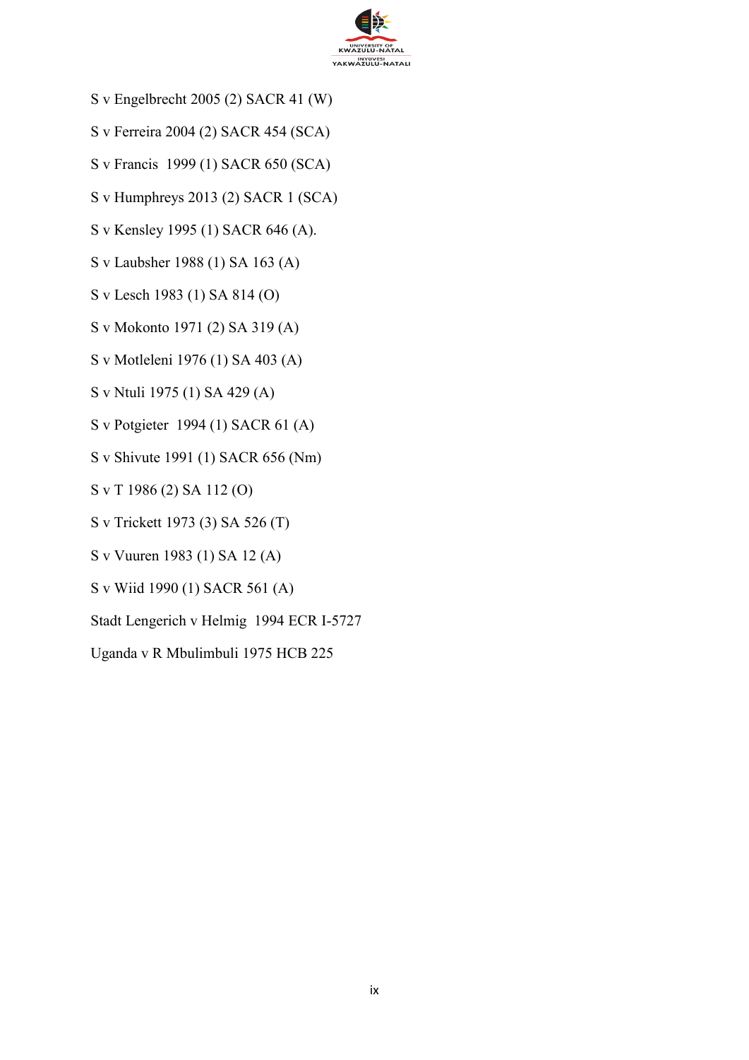S v Engelbrecht 2005 (2) SACR 41 (W)

S v Ferreira 2004 (2) SACR 454 (SCA)

S v Francis  1999 (1) SACR 650 (SCA)

S v Humphreys 2013 (2) SACR 1 (SCA)

S v Kensley 1995 (1) SACR 646 (A).

S v Laubsher 1988 (1) SA 163 (A)

S v Lesch 1983 (1) SA 814 (O)

S v Mokonto 1971 (2) SA 319 (A)

S v Motleleni 1976 (1) SA 403 (A)

S v Ntuli 1975 (1) SA 429 (A)

S v Potgieter  1994 (1) SACR 61 (A)

S v Shivute 1991 (1) SACR 656 (Nm)

S v T 1986 (2) SA 112 (O)

S v Trickett 1973 (3) SA 526 (T)

S v Vuuren 1983 (1) SA 12 (A)

S v Wiid 1990 (1) SACR 561 (A)

Stadt Lengerich v Helmig  1994 ECR I-5727

Uganda v R Mbulimbuli 1975 HCB 225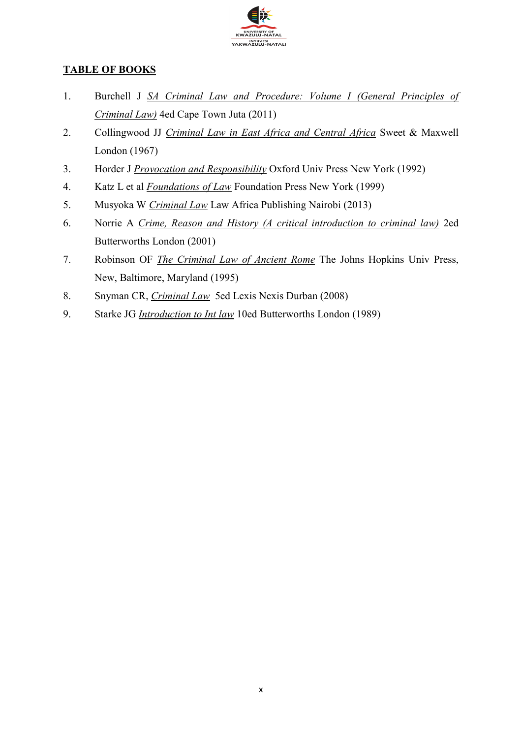## TABLE OF BOOKS

1. Burchell J *SA Criminal Law and Procedure: Volume I (General Principles of Criminal Law)* 4ed Cape Town Juta (2011)
2. Collingwood JJ *Criminal Law in East Africa and Central Africa* Sweet & Maxwell London (1967)
3. Horder J *Provocation and Responsibility* Oxford Univ Press New York (1992)
4. Katz L et al *Foundations of Law* Foundation Press New York (1999)
5. Musyoka W *Criminal Law* Law Africa Publishing Nairobi (2013)
6. Norrie A *Crime, Reason and History (A critical introduction to criminal law)* 2ed Butterworths London (2001)
7. Robinson OF *The Criminal Law of Ancient Rome* The Johns Hopkins Univ Press, New, Baltimore, Maryland (1995)
8. Snyman CR, *Criminal Law* 5ed Lexis Nexis Durban (2008)
9. Starke JG *Introduction to Int law* 10ed Butterworths London (1989)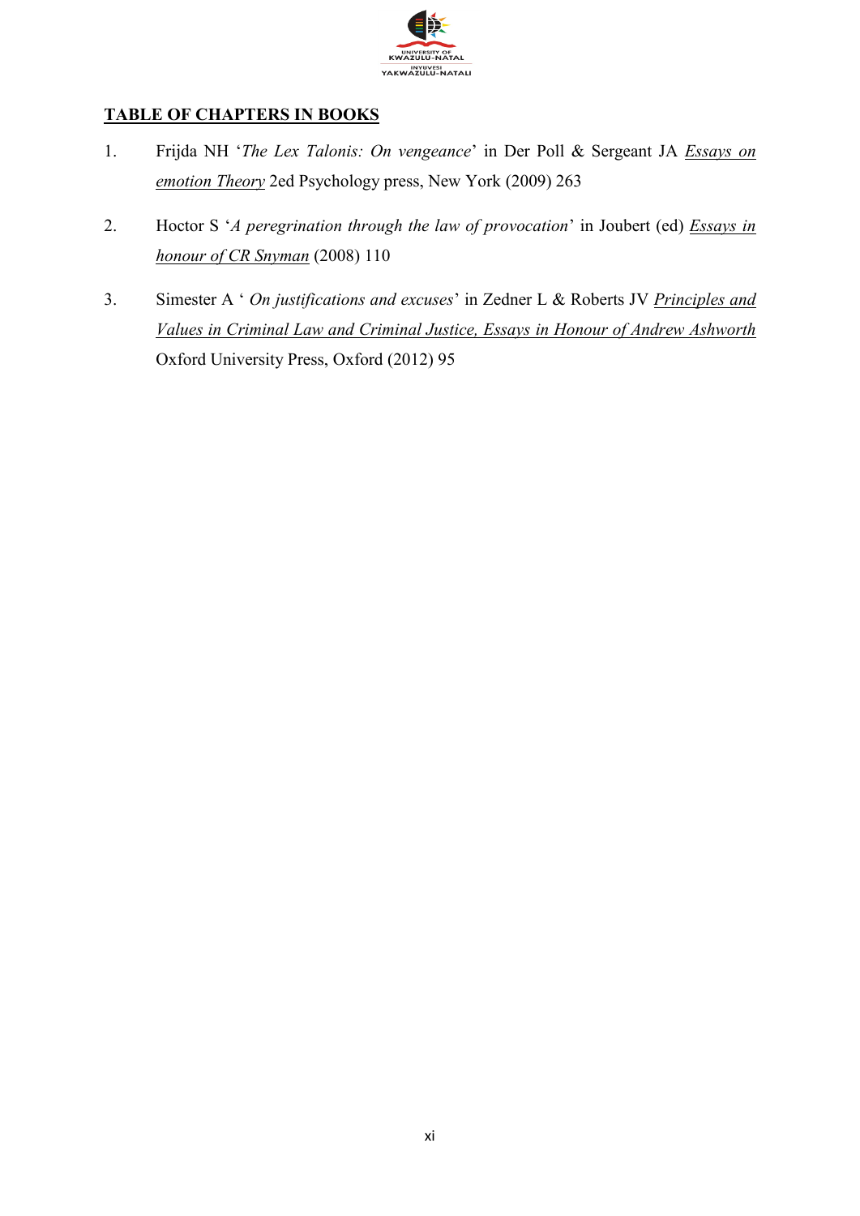## TABLE OF CHAPTERS IN BOOKS

1. Frijda NH '*The Lex Talonis: On vengeance*' in Der Poll & Sergeant JA *Essays on emotion Theory* 2ed Psychology press, New York (2009) 263

2. Hoctor S '*A peregrination through the law of provocation*' in Joubert (ed) *Essays in honour of CR Snyman* (2008) 110

3. Simester A ' *On justifications and excuses*' in Zedner L & Roberts JV *Principles and Values in Criminal Law and Criminal Justice, Essays in Honour of Andrew Ashworth* Oxford University Press, Oxford (2012) 95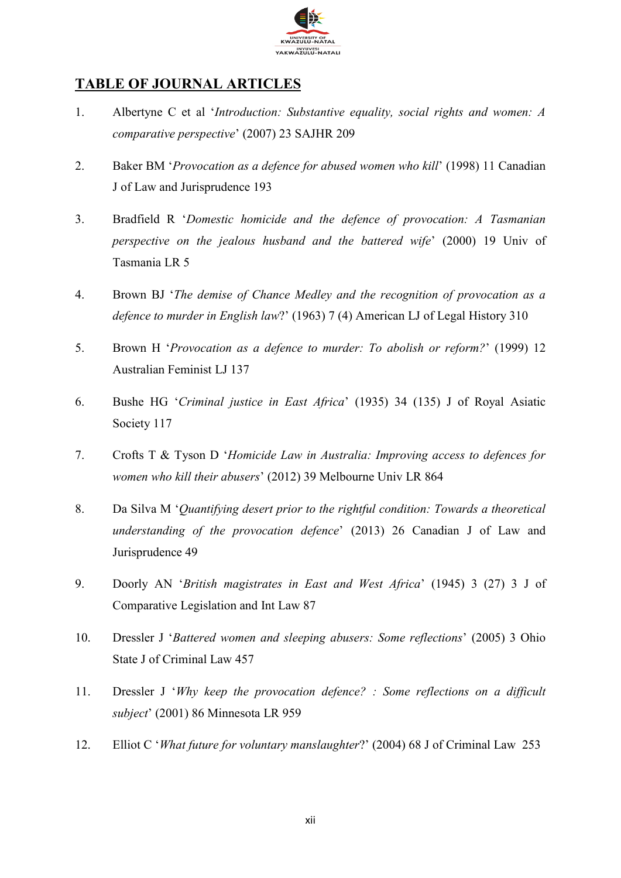## TABLE OF JOURNAL ARTICLES

1. Albertyne C et al '*Introduction: Substantive equality, social rights and women: A comparative perspective*' (2007) 23 SAJHR 209

2. Baker BM '*Provocation as a defence for abused women who kill*' (1998) 11 Canadian J of Law and Jurisprudence 193

3. Bradfield R '*Domestic homicide and the defence of provocation: A Tasmanian perspective on the jealous husband and the battered wife*' (2000) 19 Univ of Tasmania LR 5

4. Brown BJ '*The demise of Chance Medley and the recognition of provocation as a defence to murder in English law*?' (1963) 7 (4) American LJ of Legal History 310

5. Brown H '*Provocation as a defence to murder: To abolish or reform?*' (1999) 12 Australian Feminist LJ 137

6. Bushe HG '*Criminal justice in East Africa*' (1935) 34 (135) J of Royal Asiatic Society 117

7. Crofts T & Tyson D '*Homicide Law in Australia: Improving access to defences for women who kill their abusers*' (2012) 39 Melbourne Univ LR 864

8. Da Silva M '*Quantifying desert prior to the rightful condition: Towards a theoretical understanding of the provocation defence*' (2013) 26 Canadian J of Law and Jurisprudence 49

9. Doorly AN '*British magistrates in East and West Africa*' (1945) 3 (27) 3 J of Comparative Legislation and Int Law 87

10. Dressler J '*Battered women and sleeping abusers: Some reflections*' (2005) 3 Ohio State J of Criminal Law 457

11. Dressler J '*Why keep the provocation defence? : Some reflections on a difficult subject*' (2001) 86 Minnesota LR 959

12. Elliot C '*What future for voluntary manslaughter*?' (2004) 68 J of Criminal Law 253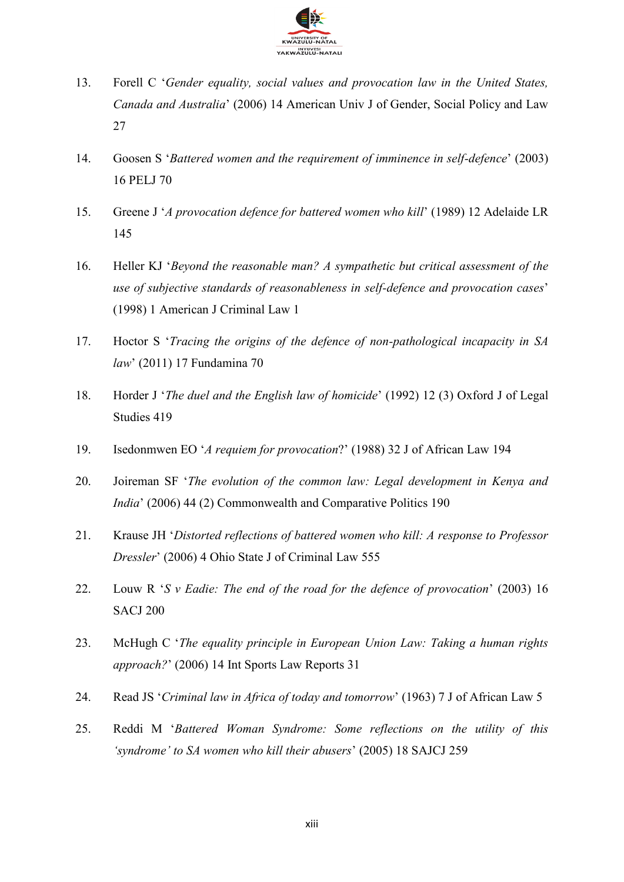13. Forell C '*Gender equality, social values and provocation law in the United States, Canada and Australia*' (2006) 14 American Univ J of Gender, Social Policy and Law 27

14. Goosen S '*Battered women and the requirement of imminence in self-defence*' (2003) 16 PELJ 70

15. Greene J '*A provocation defence for battered women who kill*' (1989) 12 Adelaide LR 145

16. Heller KJ '*Beyond the reasonable man? A sympathetic but critical assessment of the use of subjective standards of reasonableness in self-defence and provocation cases*' (1998) 1 American J Criminal Law 1

17. Hoctor S '*Tracing the origins of the defence of non-pathological incapacity in SA law*' (2011) 17 Fundamina 70

18. Horder J '*The duel and the English law of homicide*' (1992) 12 (3) Oxford J of Legal Studies 419

19. Isedonmwen EO '*A requiem for provocation*?' (1988) 32 J of African Law 194

20. Joireman SF '*The evolution of the common law: Legal development in Kenya and India*' (2006) 44 (2) Commonwealth and Comparative Politics 190

21. Krause JH '*Distorted reflections of battered women who kill: A response to Professor Dressler*' (2006) 4 Ohio State J of Criminal Law 555

22. Louw R '*S v Eadie: The end of the road for the defence of provocation*' (2003) 16 SACJ 200

23. McHugh C '*The equality principle in European Union Law: Taking a human rights approach?*' (2006) 14 Int Sports Law Reports 31

24. Read JS '*Criminal law in Africa of today and tomorrow*' (1963) 7 J of African Law 5

25. Reddi M '*Battered Woman Syndrome: Some reflections on the utility of this 'syndrome' to SA women who kill their abusers*' (2005) 18 SAJCJ 259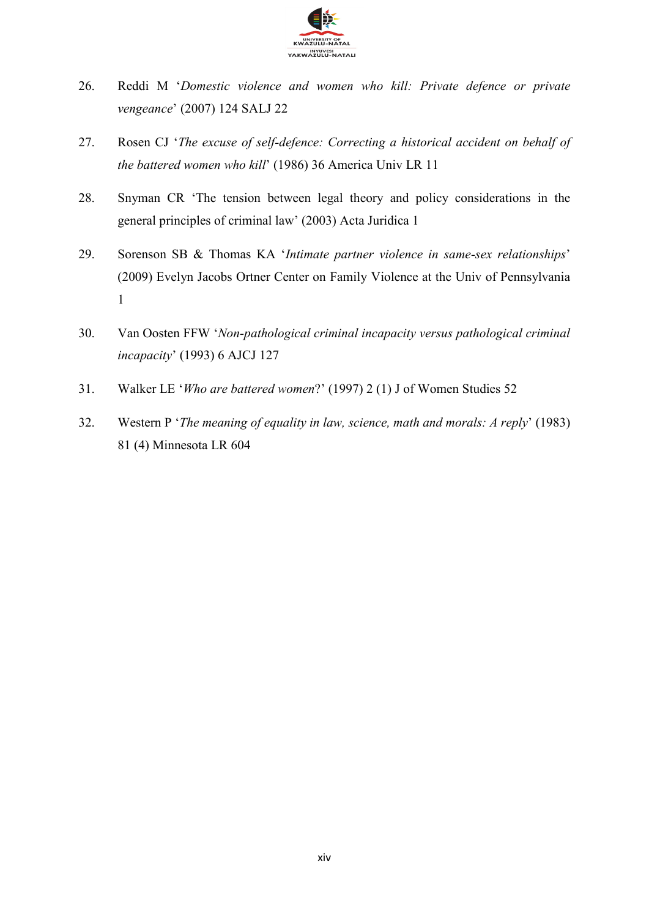26. Reddi M '*Domestic violence and women who kill: Private defence or private vengeance*' (2007) 124 SALJ 22

27. Rosen CJ '*The excuse of self-defence: Correcting a historical accident on behalf of the battered women who kill*' (1986) 36 America Univ LR 11

28. Snyman CR 'The tension between legal theory and policy considerations in the general principles of criminal law' (2003) Acta Juridica 1

29. Sorenson SB & Thomas KA '*Intimate partner violence in same-sex relationships*' (2009) Evelyn Jacobs Ortner Center on Family Violence at the Univ of Pennsylvania 1

30. Van Oosten FFW '*Non-pathological criminal incapacity versus pathological criminal incapacity*' (1993) 6 AJCJ 127

31. Walker LE '*Who are battered women*?' (1997) 2 (1) J of Women Studies 52

32. Western P '*The meaning of equality in law, science, math and morals: A reply*' (1983) 81 (4) Minnesota LR 604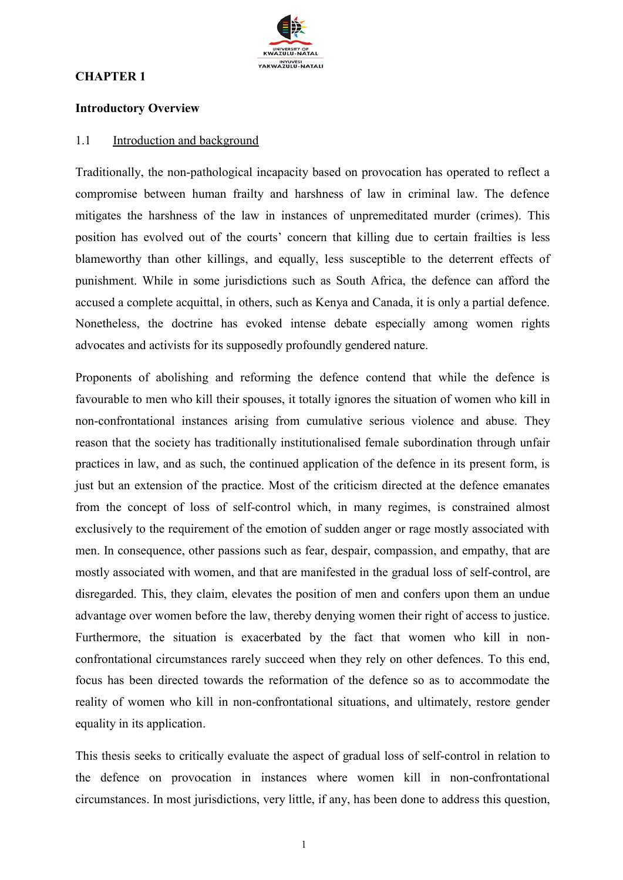# CHAPTER 1

## Introductory Overview

### 1.1 Introduction and background

Traditionally, the non-pathological incapacity based on provocation has operated to reflect a compromise between human frailty and harshness of law in criminal law. The defence mitigates the harshness of the law in instances of unpremeditated murder (crimes). This position has evolved out of the courts' concern that killing due to certain frailties is less blameworthy than other killings, and equally, less susceptible to the deterrent effects of punishment. While in some jurisdictions such as South Africa, the defence can afford the accused a complete acquittal, in others, such as Kenya and Canada, it is only a partial defence. Nonetheless, the doctrine has evoked intense debate especially among women rights advocates and activists for its supposedly profoundly gendered nature.

Proponents of abolishing and reforming the defence contend that while the defence is favourable to men who kill their spouses, it totally ignores the situation of women who kill in non-confrontational instances arising from cumulative serious violence and abuse. They reason that the society has traditionally institutionalised female subordination through unfair practices in law, and as such, the continued application of the defence in its present form, is just but an extension of the practice. Most of the criticism directed at the defence emanates from the concept of loss of self-control which, in many regimes, is constrained almost exclusively to the requirement of the emotion of sudden anger or rage mostly associated with men. In consequence, other passions such as fear, despair, compassion, and empathy, that are mostly associated with women, and that are manifested in the gradual loss of self-control, are disregarded. This, they claim, elevates the position of men and confers upon them an undue advantage over women before the law, thereby denying women their right of access to justice. Furthermore, the situation is exacerbated by the fact that women who kill in non-confrontational circumstances rarely succeed when they rely on other defences. To this end, focus has been directed towards the reformation of the defence so as to accommodate the reality of women who kill in non-confrontational situations, and ultimately, restore gender equality in its application.

This thesis seeks to critically evaluate the aspect of gradual loss of self-control in relation to the defence on provocation in instances where women kill in non-confrontational circumstances. In most jurisdictions, very little, if any, has been done to address this question,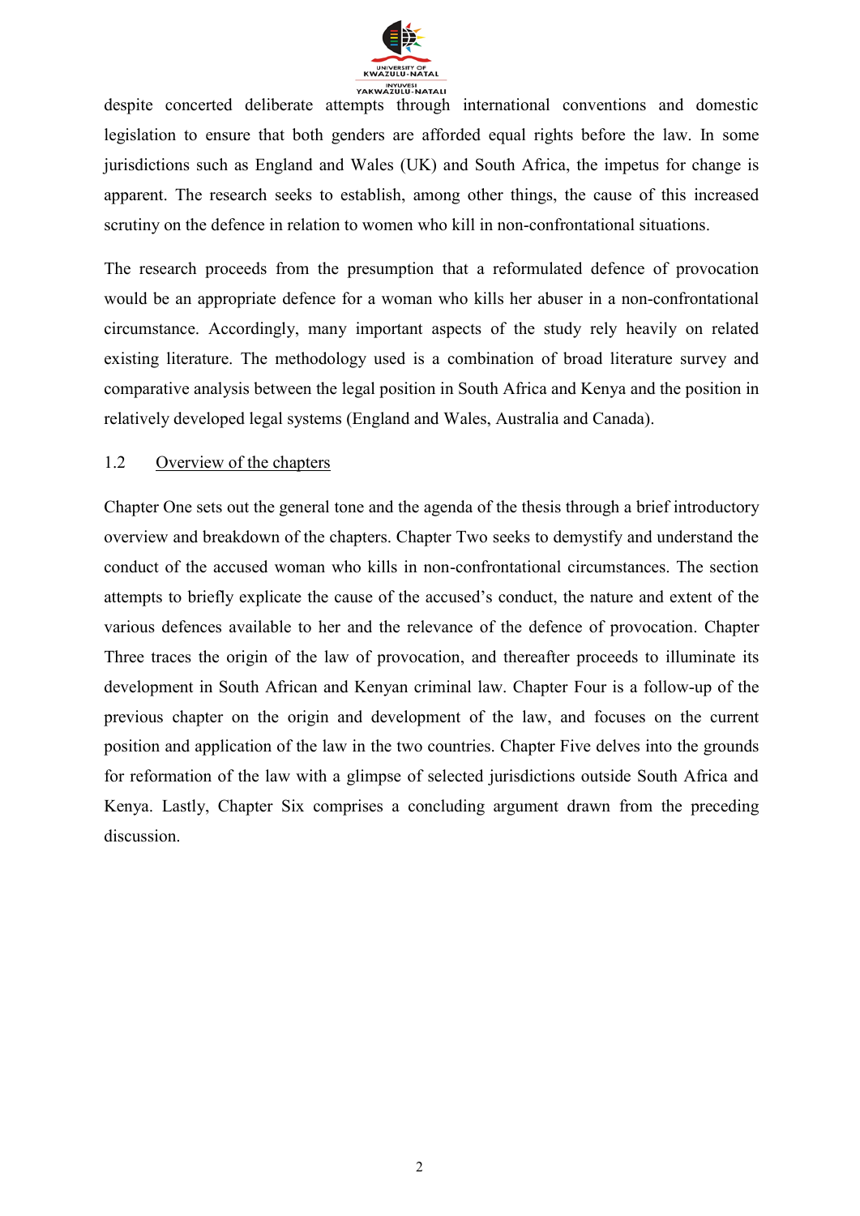despite concerted deliberate attempts through international conventions and domestic legislation to ensure that both genders are afforded equal rights before the law. In some jurisdictions such as England and Wales (UK) and South Africa, the impetus for change is apparent. The research seeks to establish, among other things, the cause of this increased scrutiny on the defence in relation to women who kill in non-confrontational situations.

The research proceeds from the presumption that a reformulated defence of provocation would be an appropriate defence for a woman who kills her abuser in a non-confrontational circumstance. Accordingly, many important aspects of the study rely heavily on related existing literature. The methodology used is a combination of broad literature survey and comparative analysis between the legal position in South Africa and Kenya and the position in relatively developed legal systems (England and Wales, Australia and Canada).

## 1.2 Overview of the chapters

Chapter One sets out the general tone and the agenda of the thesis through a brief introductory overview and breakdown of the chapters. Chapter Two seeks to demystify and understand the conduct of the accused woman who kills in non-confrontational circumstances. The section attempts to briefly explicate the cause of the accused's conduct, the nature and extent of the various defences available to her and the relevance of the defence of provocation. Chapter Three traces the origin of the law of provocation, and thereafter proceeds to illuminate its development in South African and Kenyan criminal law. Chapter Four is a follow-up of the previous chapter on the origin and development of the law, and focuses on the current position and application of the law in the two countries. Chapter Five delves into the grounds for reformation of the law with a glimpse of selected jurisdictions outside South Africa and Kenya. Lastly, Chapter Six comprises a concluding argument drawn from the preceding discussion.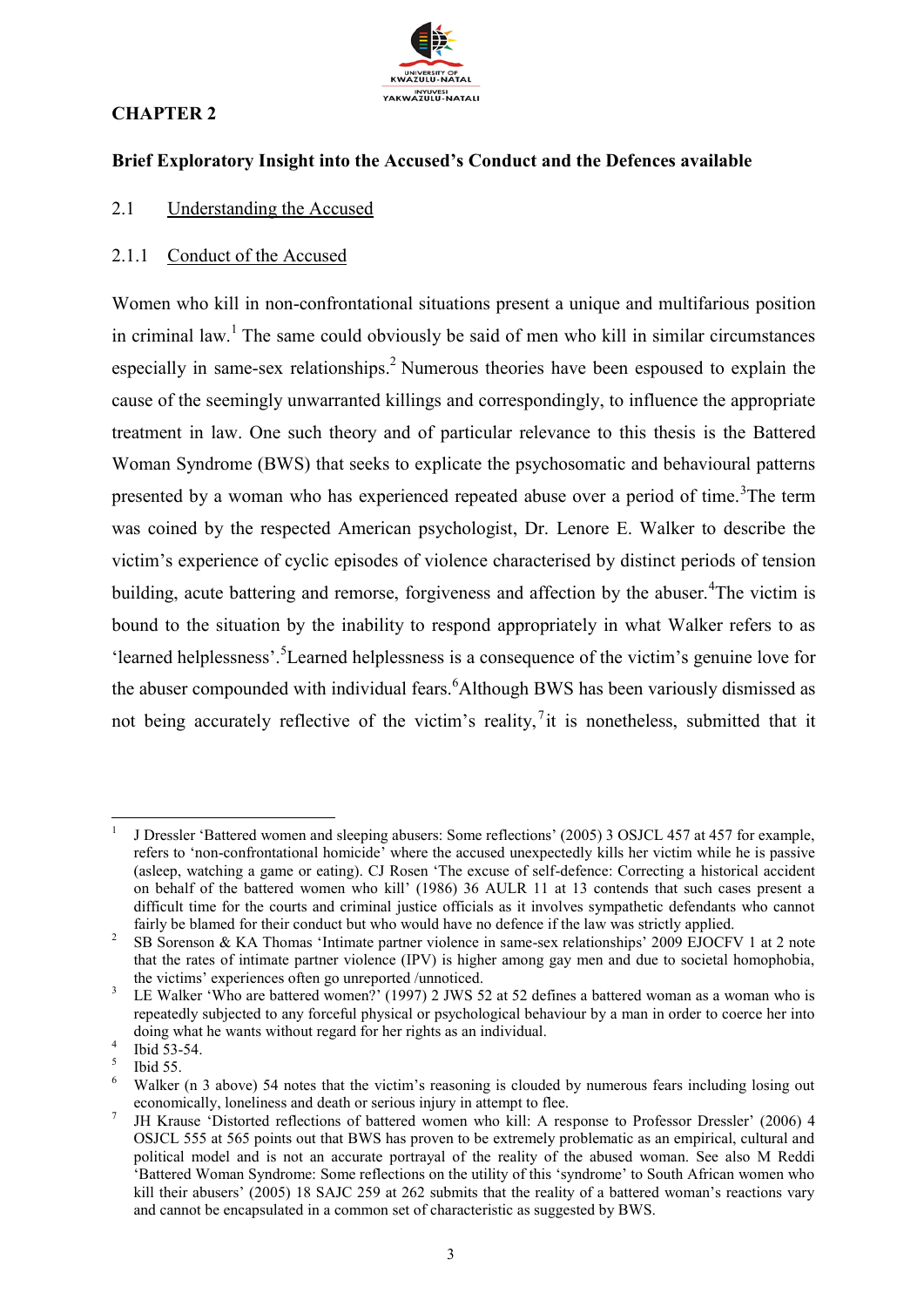## CHAPTER 2

### Brief Exploratory Insight into the Accused's Conduct and the Defences available

#### 2.1 Understanding the Accused

##### 2.1.1 Conduct of the Accused

Women who kill in non-confrontational situations present a unique and multifarious position in criminal law.[1] The same could obviously be said of men who kill in similar circumstances especially in same-sex relationships.[2] Numerous theories have been espoused to explain the cause of the seemingly unwarranted killings and correspondingly, to influence the appropriate treatment in law. One such theory and of particular relevance to this thesis is the Battered Woman Syndrome (BWS) that seeks to explicate the psychosomatic and behavioural patterns presented by a woman who has experienced repeated abuse over a period of time.[3]The term was coined by the respected American psychologist, Dr. Lenore E. Walker to describe the victim's experience of cyclic episodes of violence characterised by distinct periods of tension building, acute battering and remorse, forgiveness and affection by the abuser.[4]The victim is bound to the situation by the inability to respond appropriately in what Walker refers to as 'learned helplessness'.[5]Learned helplessness is a consequence of the victim's genuine love for the abuser compounded with individual fears.[6]Although BWS has been variously dismissed as not being accurately reflective of the victim's reality,[7]it is nonetheless, submitted that it

---

[1] J Dressler 'Battered women and sleeping abusers: Some reflections' (2005) 3 OSJCL 457 at 457 for example, refers to 'non-confrontational homicide' where the accused unexpectedly kills her victim while he is passive (asleep, watching a game or eating). CJ Rosen 'The excuse of self-defence: Correcting a historical accident on behalf of the battered women who kill' (1986) 36 AULR 11 at 13 contends that such cases present a difficult time for the courts and criminal justice officials as it involves sympathetic defendants who cannot fairly be blamed for their conduct but who would have no defence if the law was strictly applied.

[2] SB Sorenson & KA Thomas 'Intimate partner violence in same-sex relationships' 2009 EJOCFV 1 at 2 note that the rates of intimate partner violence (IPV) is higher among gay men and due to societal homophobia, the victims' experiences often go unreported /unnoticed.

[3] LE Walker 'Who are battered women?' (1997) 2 JWS 52 at 52 defines a battered woman as a woman who is repeatedly subjected to any forceful physical or psychological behaviour by a man in order to coerce her into doing what he wants without regard for her rights as an individual.

[4] Ibid 53-54.

[5] Ibid 55.

[6] Walker (n 3 above) 54 notes that the victim's reasoning is clouded by numerous fears including losing out economically, loneliness and death or serious injury in attempt to flee.

[7] JH Krause 'Distorted reflections of battered women who kill: A response to Professor Dressler' (2006) 4 OSJCL 555 at 565 points out that BWS has proven to be extremely problematic as an empirical, cultural and political model and is not an accurate portrayal of the reality of the abused woman. See also M Reddi 'Battered Woman Syndrome: Some reflections on the utility of this 'syndrome' to South African women who kill their abusers' (2005) 18 SAJC 259 at 262 submits that the reality of a battered woman's reactions vary and cannot be encapsulated in a common set of characteristic as suggested by BWS.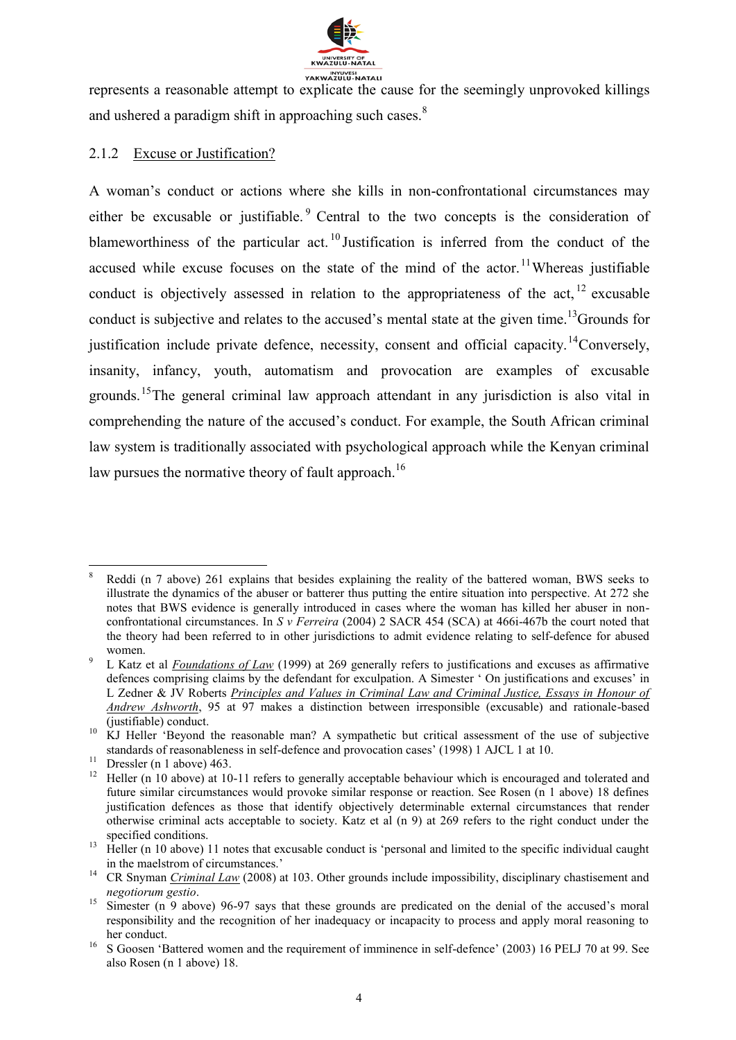represents a reasonable attempt to explicate the cause for the seemingly unprovoked killings and ushered a paradigm shift in approaching such cases.[8]

### 2.1.2 Excuse or Justification?

A woman's conduct or actions where she kills in non-confrontational circumstances may either be excusable or justifiable.[9] Central to the two concepts is the consideration of blameworthiness of the particular act.[10] Justification is inferred from the conduct of the accused while excuse focuses on the state of the mind of the actor.[11] Whereas justifiable conduct is objectively assessed in relation to the appropriateness of the act,[12] excusable conduct is subjective and relates to the accused's mental state at the given time.[13] Grounds for justification include private defence, necessity, consent and official capacity.[14] Conversely, insanity, infancy, youth, automatism and provocation are examples of excusable grounds.[15] The general criminal law approach attendant in any jurisdiction is also vital in comprehending the nature of the accused's conduct. For example, the South African criminal law system is traditionally associated with psychological approach while the Kenyan criminal law pursues the normative theory of fault approach.[16]

---

[8] Reddi (n 7 above) 261 explains that besides explaining the reality of the battered woman, BWS seeks to illustrate the dynamics of the abuser or batterer thus putting the entire situation into perspective. At 272 she notes that BWS evidence is generally introduced in cases where the woman has killed her abuser in non-confrontational circumstances. In *S v Ferreira* (2004) 2 SACR 454 (SCA) at 466i-467b the court noted that the theory had been referred to in other jurisdictions to admit evidence relating to self-defence for abused women.

[9] L Katz et al *Foundations of Law* (1999) at 269 generally refers to justifications and excuses as affirmative defences comprising claims by the defendant for exculpation. A Simester ' On justifications and excuses' in L Zedner & JV Roberts *Principles and Values in Criminal Law and Criminal Justice, Essays in Honour of Andrew Ashworth*, 95 at 97 makes a distinction between irresponsible (excusable) and rationale-based (justifiable) conduct.

[10] KJ Heller 'Beyond the reasonable man? A sympathetic but critical assessment of the use of subjective standards of reasonableness in self-defence and provocation cases' (1998) 1 AJCL 1 at 10.

[11] Dressler (n 1 above) 463.

[12] Heller (n 10 above) at 10-11 refers to generally acceptable behaviour which is encouraged and tolerated and future similar circumstances would provoke similar response or reaction. See Rosen (n 1 above) 18 defines justification defences as those that identify objectively determinable external circumstances that render otherwise criminal acts acceptable to society. Katz et al (n 9) at 269 refers to the right conduct under the specified conditions.

[13] Heller (n 10 above) 11 notes that excusable conduct is 'personal and limited to the specific individual caught in the maelstrom of circumstances.'

[14] CR Snyman *Criminal Law* (2008) at 103. Other grounds include impossibility, disciplinary chastisement and *negotiorum gestio*.

[15] Simester (n 9 above) 96-97 says that these grounds are predicated on the denial of the accused's moral responsibility and the recognition of her inadequacy or incapacity to process and apply moral reasoning to her conduct.

[16] S Goosen 'Battered women and the requirement of imminence in self-defence' (2003) 16 PELJ 70 at 99. See also Rosen (n 1 above) 18.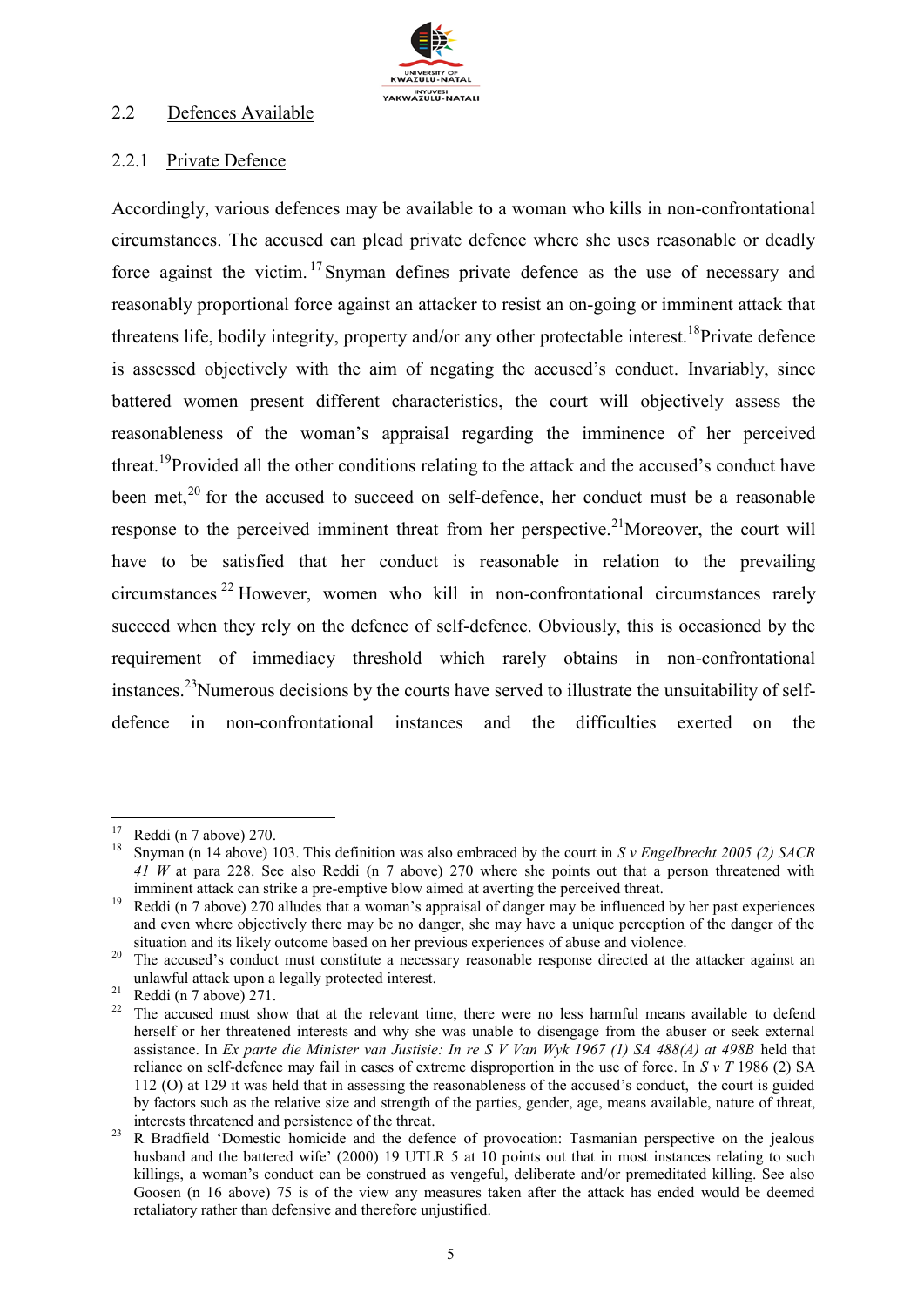## 2.2 Defences Available

### 2.2.1 Private Defence

Accordingly, various defences may be available to a woman who kills in non-confrontational circumstances. The accused can plead private defence where she uses reasonable or deadly force against the victim.[17] Snyman defines private defence as the use of necessary and reasonably proportional force against an attacker to resist an on-going or imminent attack that threatens life, bodily integrity, property and/or any other protectable interest.[18] Private defence is assessed objectively with the aim of negating the accused's conduct. Invariably, since battered women present different characteristics, the court will objectively assess the reasonableness of the woman's appraisal regarding the imminence of her perceived threat.[19] Provided all the other conditions relating to the attack and the accused's conduct have been met,[20] for the accused to succeed on self-defence, her conduct must be a reasonable response to the perceived imminent threat from her perspective.[21] Moreover, the court will have to be satisfied that her conduct is reasonable in relation to the prevailing circumstances[22] However, women who kill in non-confrontational circumstances rarely succeed when they rely on the defence of self-defence. Obviously, this is occasioned by the requirement of immediacy threshold which rarely obtains in non-confrontational instances.[23] Numerous decisions by the courts have served to illustrate the unsuitability of self-defence in non-confrontational instances and the difficulties exerted on the

---

[17] Reddi (n 7 above) 270.

[18] Snyman (n 14 above) 103. This definition was also embraced by the court in *S v Engelbrecht 2005 (2) SACR 41 W* at para 228. See also Reddi (n 7 above) 270 where she points out that a person threatened with imminent attack can strike a pre-emptive blow aimed at averting the perceived threat.

[19] Reddi (n 7 above) 270 alludes that a woman's appraisal of danger may be influenced by her past experiences and even where objectively there may be no danger, she may have a unique perception of the danger of the situation and its likely outcome based on her previous experiences of abuse and violence.

[20] The accused's conduct must constitute a necessary reasonable response directed at the attacker against an unlawful attack upon a legally protected interest.

[21] Reddi (n 7 above) 271.

[22] The accused must show that at the relevant time, there were no less harmful means available to defend herself or her threatened interests and why she was unable to disengage from the abuser or seek external assistance. In *Ex parte die Minister van Justisie: In re S V Van Wyk 1967 (1) SA 488(A) at 498B* held that reliance on self-defence may fail in cases of extreme disproportion in the use of force. In *S v T* 1986 (2) SA 112 (O) at 129 it was held that in assessing the reasonableness of the accused's conduct, the court is guided by factors such as the relative size and strength of the parties, gender, age, means available, nature of threat, interests threatened and persistence of the threat.

[23] R Bradfield 'Domestic homicide and the defence of provocation: Tasmanian perspective on the jealous husband and the battered wife' (2000) 19 UTLR 5 at 10 points out that in most instances relating to such killings, a woman's conduct can be construed as vengeful, deliberate and/or premeditated killing. See also Goosen (n 16 above) 75 is of the view any measures taken after the attack has ended would be deemed retaliatory rather than defensive and therefore unjustified.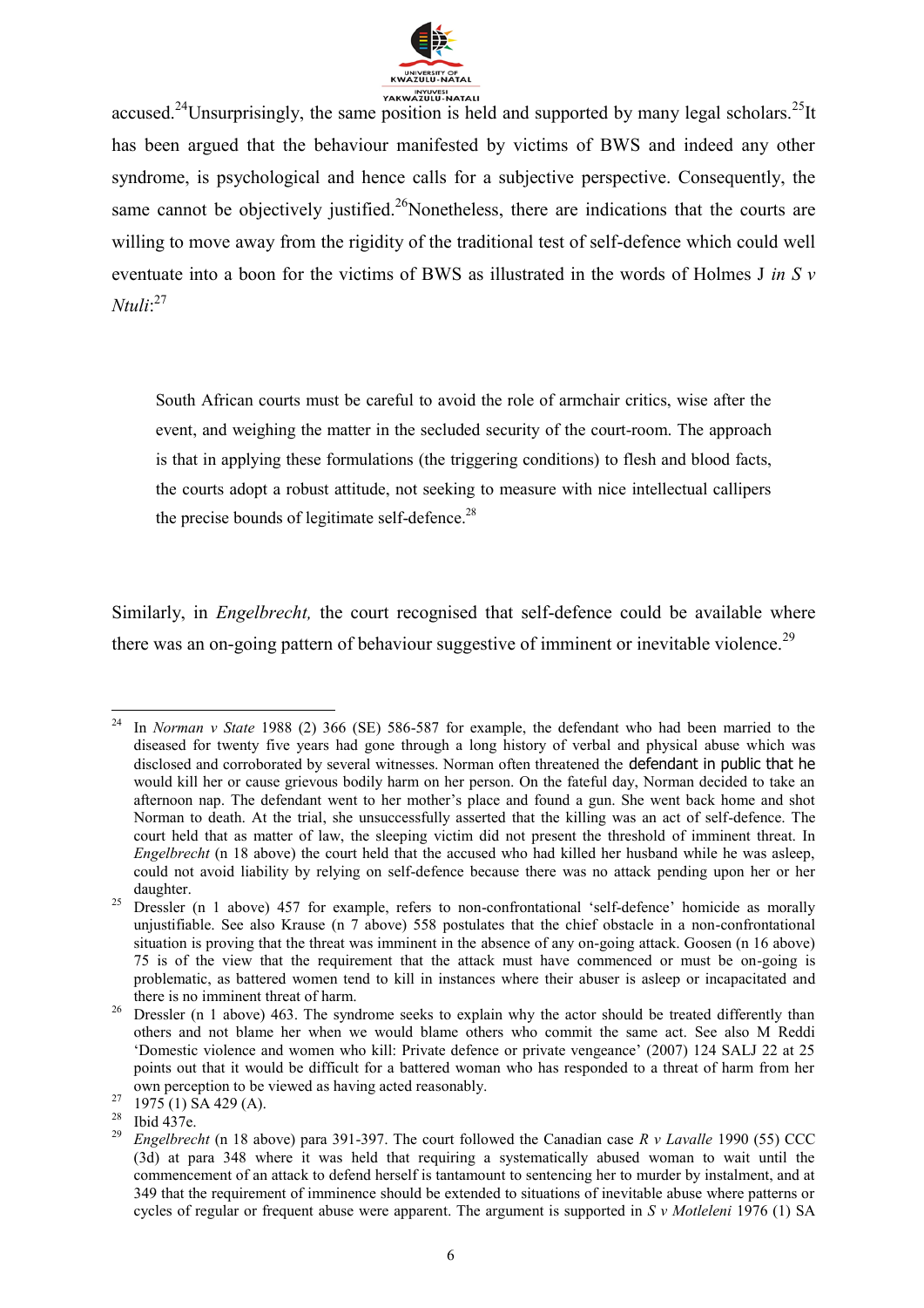accused.[24] Unsurprisingly, the same position is held and supported by many legal scholars.[25] It has been argued that the behaviour manifested by victims of BWS and indeed any other syndrome, is psychological and hence calls for a subjective perspective. Consequently, the same cannot be objectively justified.[26] Nonetheless, there are indications that the courts are willing to move away from the rigidity of the traditional test of self-defence which could well eventuate into a boon for the victims of BWS as illustrated in the words of Holmes J *in S v Ntuli*:[27]

> South African courts must be careful to avoid the role of armchair critics, wise after the event, and weighing the matter in the secluded security of the court-room. The approach is that in applying these formulations (the triggering conditions) to flesh and blood facts, the courts adopt a robust attitude, not seeking to measure with nice intellectual callipers the precise bounds of legitimate self-defence.[28]

Similarly, in *Engelbrecht,* the court recognised that self-defence could be available where there was an on-going pattern of behaviour suggestive of imminent or inevitable violence.[29]

---

[24] In *Norman v State* 1988 (2) 366 (SE) 586-587 for example, the defendant who had been married to the diseased for twenty five years had gone through a long history of verbal and physical abuse which was disclosed and corroborated by several witnesses. Norman often threatened the defendant in public that he would kill her or cause grievous bodily harm on her person. On the fateful day, Norman decided to take an afternoon nap. The defendant went to her mother's place and found a gun. She went back home and shot Norman to death. At the trial, she unsuccessfully asserted that the killing was an act of self-defence. The court held that as matter of law, the sleeping victim did not present the threshold of imminent threat. In *Engelbrecht* (n 18 above) the court held that the accused who had killed her husband while he was asleep, could not avoid liability by relying on self-defence because there was no attack pending upon her or her daughter.

[25] Dressler (n 1 above) 457 for example, refers to non-confrontational 'self-defence' homicide as morally unjustifiable. See also Krause (n 7 above) 558 postulates that the chief obstacle in a non-confrontational situation is proving that the threat was imminent in the absence of any on-going attack. Goosen (n 16 above) 75 is of the view that the requirement that the attack must have commenced or must be on-going is problematic, as battered women tend to kill in instances where their abuser is asleep or incapacitated and there is no imminent threat of harm.

[26] Dressler (n 1 above) 463. The syndrome seeks to explain why the actor should be treated differently than others and not blame her when we would blame others who commit the same act. See also M Reddi 'Domestic violence and women who kill: Private defence or private vengeance' (2007) 124 SALJ 22 at 25 points out that it would be difficult for a battered woman who has responded to a threat of harm from her own perception to be viewed as having acted reasonably.

[27] 1975 (1) SA 429 (A).

[28] Ibid 437e.

[29] *Engelbrecht* (n 18 above) para 391-397. The court followed the Canadian case *R v Lavalle* 1990 (55) CCC (3d) at para 348 where it was held that requiring a systematically abused woman to wait until the commencement of an attack to defend herself is tantamount to sentencing her to murder by instalment, and at 349 that the requirement of imminence should be extended to situations of inevitable abuse where patterns or cycles of regular or frequent abuse were apparent. The argument is supported in *S v Motleleni* 1976 (1) SA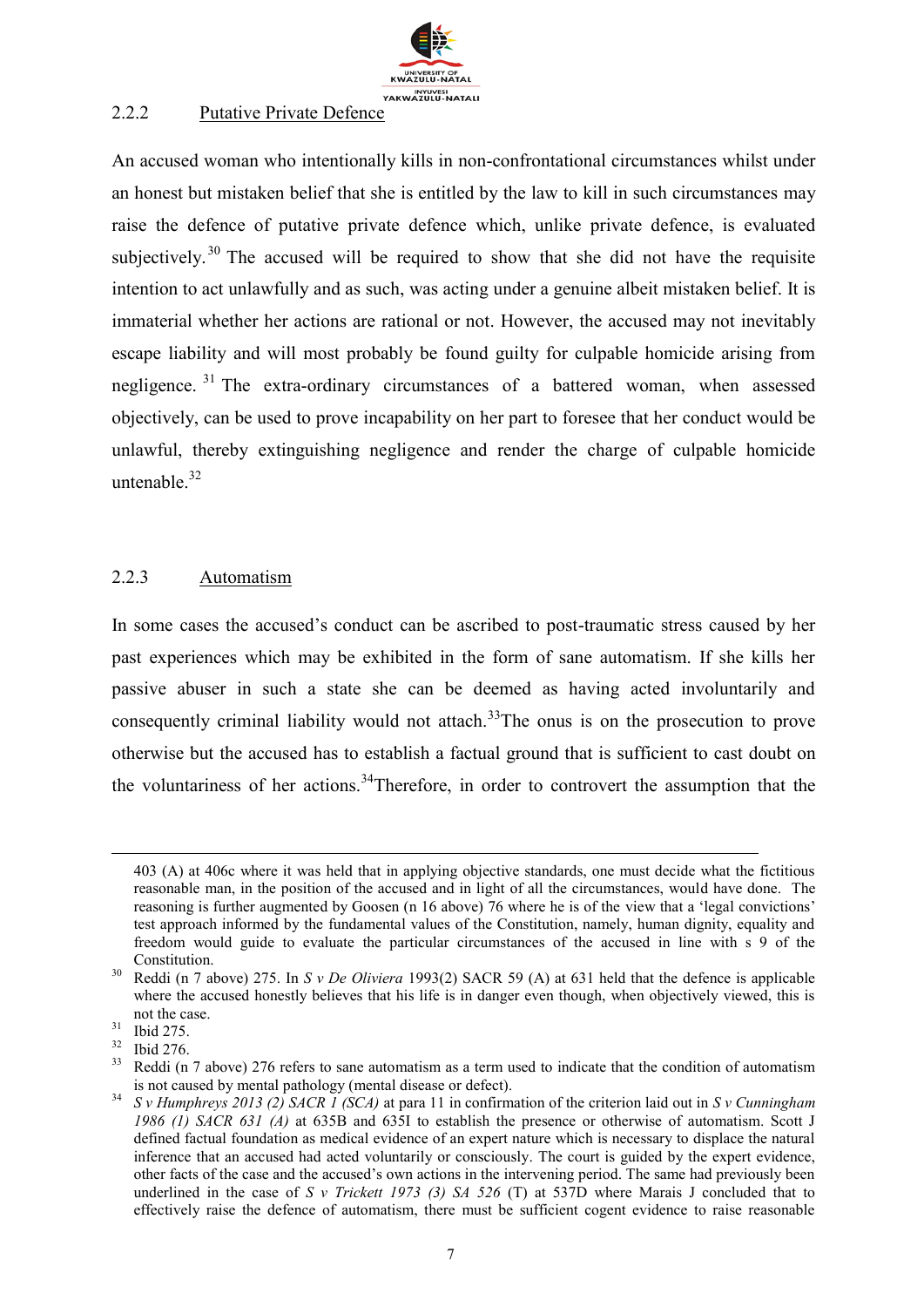### 2.2.2 Putative Private Defence

An accused woman who intentionally kills in non-confrontational circumstances whilst under an honest but mistaken belief that she is entitled by the law to kill in such circumstances may raise the defence of putative private defence which, unlike private defence, is evaluated subjectively.[30] The accused will be required to show that she did not have the requisite intention to act unlawfully and as such, was acting under a genuine albeit mistaken belief. It is immaterial whether her actions are rational or not. However, the accused may not inevitably escape liability and will most probably be found guilty for culpable homicide arising from negligence.[31] The extra-ordinary circumstances of a battered woman, when assessed objectively, can be used to prove incapability on her part to foresee that her conduct would be unlawful, thereby extinguishing negligence and render the charge of culpable homicide untenable.[32]

### 2.2.3 Automatism

In some cases the accused's conduct can be ascribed to post-traumatic stress caused by her past experiences which may be exhibited in the form of sane automatism. If she kills her passive abuser in such a state she can be deemed as having acted involuntarily and consequently criminal liability would not attach.[33]The onus is on the prosecution to prove otherwise but the accused has to establish a factual ground that is sufficient to cast doubt on the voluntariness of her actions.[34]Therefore, in order to controvert the assumption that the

---

403 (A) at 406c where it was held that in applying objective standards, one must decide what the fictitious reasonable man, in the position of the accused and in light of all the circumstances, would have done. The reasoning is further augmented by Goosen (n 16 above) 76 where he is of the view that a 'legal convictions' test approach informed by the fundamental values of the Constitution, namely, human dignity, equality and freedom would guide to evaluate the particular circumstances of the accused in line with s 9 of the Constitution.

[30] Reddi (n 7 above) 275. In *S v De Oliviera* 1993(2) SACR 59 (A) at 631 held that the defence is applicable where the accused honestly believes that his life is in danger even though, when objectively viewed, this is not the case.

[31] Ibid 275.

[32] Ibid 276.

[33] Reddi (n 7 above) 276 refers to sane automatism as a term used to indicate that the condition of automatism is not caused by mental pathology (mental disease or defect).

[34] *S v Humphreys 2013 (2) SACR 1 (SCA)* at para 11 in confirmation of the criterion laid out in *S v Cunningham 1986 (1) SACR 631 (A)* at 635B and 635I to establish the presence or otherwise of automatism. Scott J defined factual foundation as medical evidence of an expert nature which is necessary to displace the natural inference that an accused had acted voluntarily or consciously. The court is guided by the expert evidence, other facts of the case and the accused's own actions in the intervening period. The same had previously been underlined in the case of *S v Trickett 1973 (3) SA 526* (T) at 537D where Marais J concluded that to effectively raise the defence of automatism, there must be sufficient cogent evidence to raise reasonable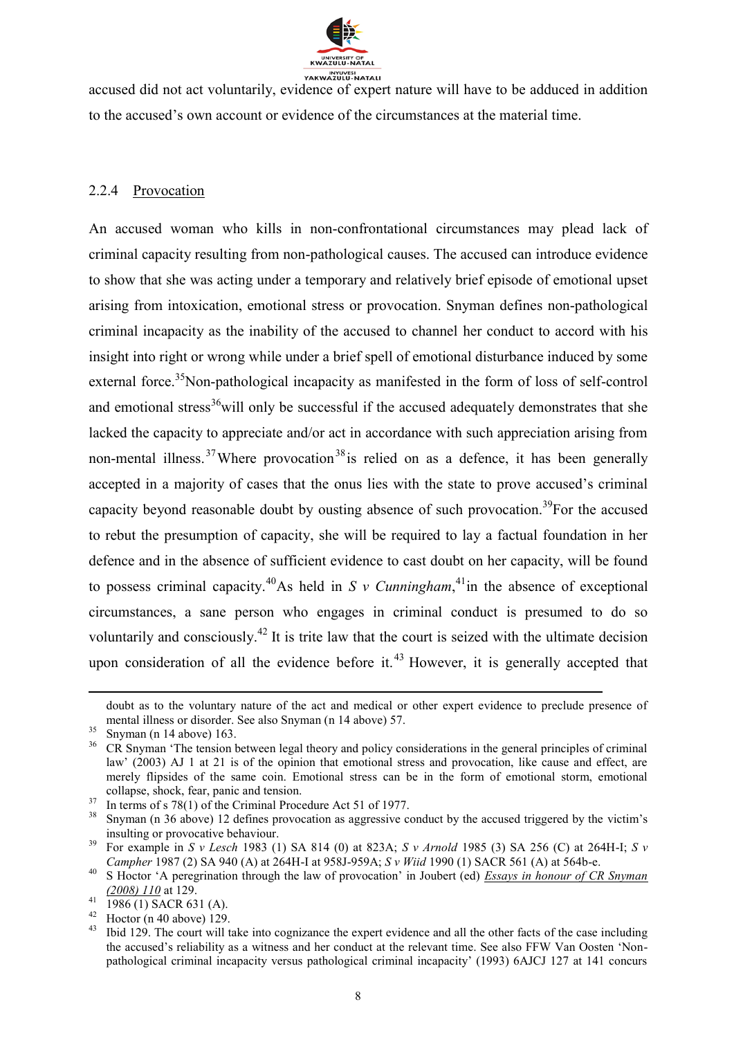accused did not act voluntarily, evidence of expert nature will have to be adduced in addition to the accused's own account or evidence of the circumstances at the material time.

### 2.2.4 Provocation

An accused woman who kills in non-confrontational circumstances may plead lack of criminal capacity resulting from non-pathological causes. The accused can introduce evidence to show that she was acting under a temporary and relatively brief episode of emotional upset arising from intoxication, emotional stress or provocation. Snyman defines non-pathological criminal incapacity as the inability of the accused to channel her conduct to accord with his insight into right or wrong while under a brief spell of emotional disturbance induced by some external force.[35] Non-pathological incapacity as manifested in the form of loss of self-control and emotional stress[36] will only be successful if the accused adequately demonstrates that she lacked the capacity to appreciate and/or act in accordance with such appreciation arising from non-mental illness.[37] Where provocation[38] is relied on as a defence, it has been generally accepted in a majority of cases that the onus lies with the state to prove accused's criminal capacity beyond reasonable doubt by ousting absence of such provocation.[39] For the accused to rebut the presumption of capacity, she will be required to lay a factual foundation in her defence and in the absence of sufficient evidence to cast doubt on her capacity, will be found to possess criminal capacity.[40] As held in *S v Cunningham*,[41] in the absence of exceptional circumstances, a sane person who engages in criminal conduct is presumed to do so voluntarily and consciously.[42] It is trite law that the court is seized with the ultimate decision upon consideration of all the evidence before it.[43] However, it is generally accepted that

---

doubt as to the voluntary nature of the act and medical or other expert evidence to preclude presence of mental illness or disorder. See also Snyman (n 14 above) 57.

[35] Snyman (n 14 above) 163.

[36] CR Snyman 'The tension between legal theory and policy considerations in the general principles of criminal law' (2003) AJ 1 at 21 is of the opinion that emotional stress and provocation, like cause and effect, are merely flipsides of the same coin. Emotional stress can be in the form of emotional storm, emotional collapse, shock, fear, panic and tension.

[37] In terms of s 78(1) of the Criminal Procedure Act 51 of 1977.

[38] Snyman (n 36 above) 12 defines provocation as aggressive conduct by the accused triggered by the victim's insulting or provocative behaviour.

[39] For example in *S v Lesch* 1983 (1) SA 814 (0) at 823A; *S v Arnold* 1985 (3) SA 256 (C) at 264H-I; *S v Campher* 1987 (2) SA 940 (A) at 264H-I at 958J-959A; *S v Wiid* 1990 (1) SACR 561 (A) at 564b-e.

[40] S Hoctor 'A peregrination through the law of provocation' in Joubert (ed) *Essays in honour of CR Snyman (2008) 110* at 129.

[41] 1986 (1) SACR 631 (A).

[42] Hoctor (n 40 above) 129.

[43] Ibid 129. The court will take into cognizance the expert evidence and all the other facts of the case including the accused's reliability as a witness and her conduct at the relevant time. See also FFW Van Oosten 'Non-pathological criminal incapacity versus pathological criminal incapacity' (1993) 6AJCJ 127 at 141 concurs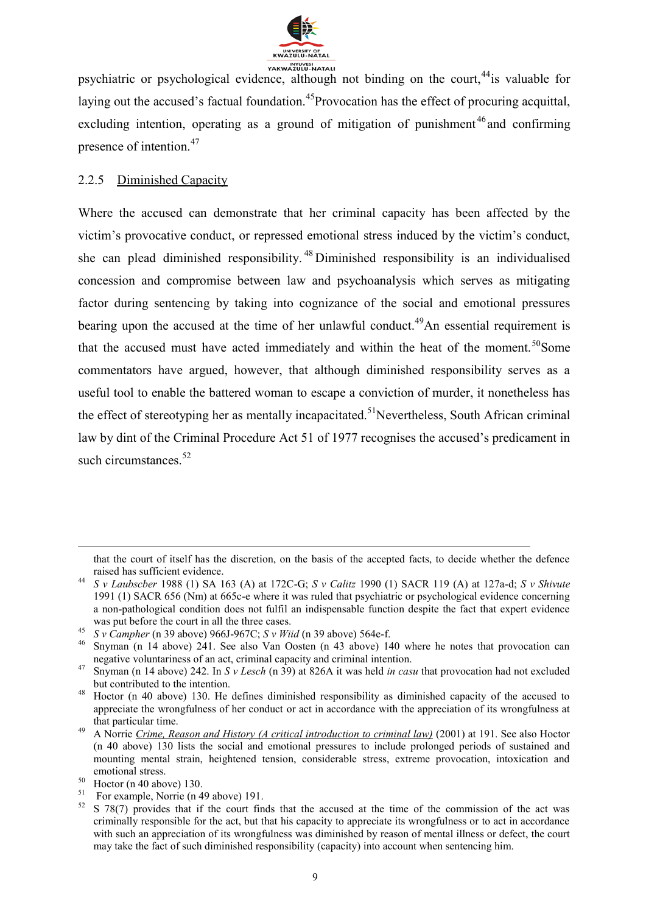psychiatric or psychological evidence, although not binding on the court,[44]is valuable for laying out the accused's factual foundation.[45]Provocation has the effect of procuring acquittal, excluding intention, operating as a ground of mitigation of punishment[46]and confirming presence of intention.[47]

### 2.2.5 Diminished Capacity

Where the accused can demonstrate that her criminal capacity has been affected by the victim's provocative conduct, or repressed emotional stress induced by the victim's conduct, she can plead diminished responsibility.[48] Diminished responsibility is an individualised concession and compromise between law and psychoanalysis which serves as mitigating factor during sentencing by taking into cognizance of the social and emotional pressures bearing upon the accused at the time of her unlawful conduct.[49]An essential requirement is that the accused must have acted immediately and within the heat of the moment.[50]Some commentators have argued, however, that although diminished responsibility serves as a useful tool to enable the battered woman to escape a conviction of murder, it nonetheless has the effect of stereotyping her as mentally incapacitated.[51]Nevertheless, South African criminal law by dint of the Criminal Procedure Act 51 of 1977 recognises the accused's predicament in such circumstances.[52]

---

that the court of itself has the discretion, on the basis of the accepted facts, to decide whether the defence raised has sufficient evidence.

[44] *S v Laubscber* 1988 (1) SA 163 (A) at 172C-G; *S v Calitz* 1990 (1) SACR 119 (A) at 127a-d; *S v Shivute* 1991 (1) SACR 656 (Nm) at 665c-e where it was ruled that psychiatric or psychological evidence concerning a non-pathological condition does not fulfil an indispensable function despite the fact that expert evidence was put before the court in all the three cases.

[45] *S v Campher* (n 39 above) 966J-967C; *S v Wiid* (n 39 above) 564e-f.

[46] Snyman (n 14 above) 241. See also Van Oosten (n 43 above) 140 where he notes that provocation can negative voluntariness of an act, criminal capacity and criminal intention.

[47] Snyman (n 14 above) 242. In *S v Lesch* (n 39) at 826A it was held *in casu* that provocation had not excluded but contributed to the intention.

[48] Hoctor (n 40 above) 130. He defines diminished responsibility as diminished capacity of the accused to appreciate the wrongfulness of her conduct or act in accordance with the appreciation of its wrongfulness at that particular time.

[49] A Norrie *Crime, Reason and History (A critical introduction to criminal law)* (2001) at 191. See also Hoctor (n 40 above) 130 lists the social and emotional pressures to include prolonged periods of sustained and mounting mental strain, heightened tension, considerable stress, extreme provocation, intoxication and emotional stress.

[50] Hoctor (n 40 above) 130.

[51] For example, Norrie (n 49 above) 191.

[52] S 78(7) provides that if the court finds that the accused at the time of the commission of the act was criminally responsible for the act, but that his capacity to appreciate its wrongfulness or to act in accordance with such an appreciation of its wrongfulness was diminished by reason of mental illness or defect, the court may take the fact of such diminished responsibility (capacity) into account when sentencing him.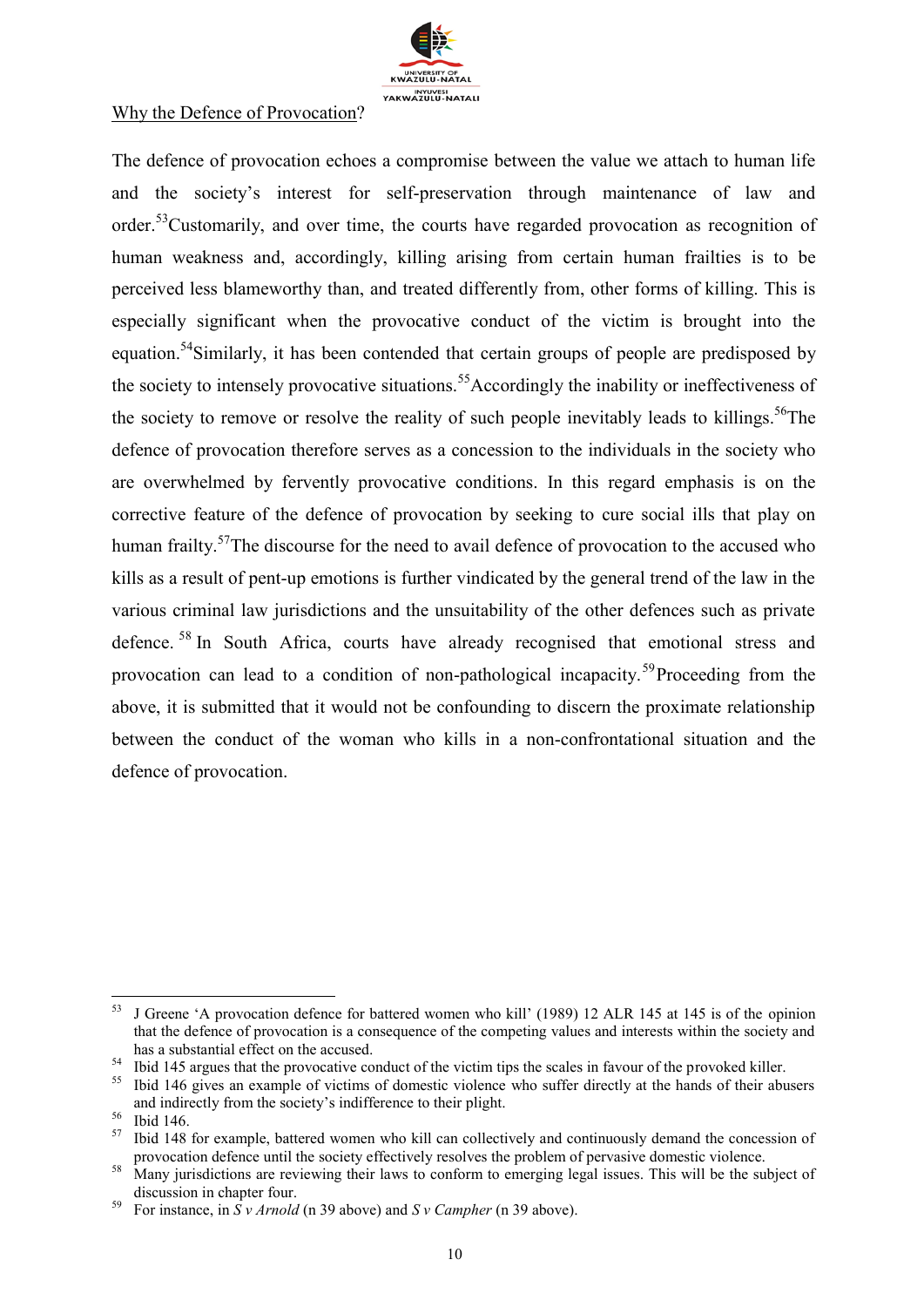Why the Defence of Provocation?

The defence of provocation echoes a compromise between the value we attach to human life and the society's interest for self-preservation through maintenance of law and order.[53] Customarily, and over time, the courts have regarded provocation as recognition of human weakness and, accordingly, killing arising from certain human frailties is to be perceived less blameworthy than, and treated differently from, other forms of killing. This is especially significant when the provocative conduct of the victim is brought into the equation.[54] Similarly, it has been contended that certain groups of people are predisposed by the society to intensely provocative situations.[55] Accordingly the inability or ineffectiveness of the society to remove or resolve the reality of such people inevitably leads to killings.[56] The defence of provocation therefore serves as a concession to the individuals in the society who are overwhelmed by fervently provocative conditions. In this regard emphasis is on the corrective feature of the defence of provocation by seeking to cure social ills that play on human frailty.[57] The discourse for the need to avail defence of provocation to the accused who kills as a result of pent-up emotions is further vindicated by the general trend of the law in the various criminal law jurisdictions and the unsuitability of the other defences such as private defence.[58] In South Africa, courts have already recognised that emotional stress and provocation can lead to a condition of non-pathological incapacity.[59] Proceeding from the above, it is submitted that it would not be confounding to discern the proximate relationship between the conduct of the woman who kills in a non-confrontational situation and the defence of provocation.

---

[53] J Greene 'A provocation defence for battered women who kill' (1989) 12 ALR 145 at 145 is of the opinion that the defence of provocation is a consequence of the competing values and interests within the society and has a substantial effect on the accused.

[54] Ibid 145 argues that the provocative conduct of the victim tips the scales in favour of the provoked killer.

[55] Ibid 146 gives an example of victims of domestic violence who suffer directly at the hands of their abusers and indirectly from the society's indifference to their plight.

[56] Ibid 146.

[57] Ibid 148 for example, battered women who kill can collectively and continuously demand the concession of provocation defence until the society effectively resolves the problem of pervasive domestic violence.

[58] Many jurisdictions are reviewing their laws to conform to emerging legal issues. This will be the subject of discussion in chapter four.

[59] For instance, in *S v Arnold* (n 39 above) and *S v Campher* (n 39 above).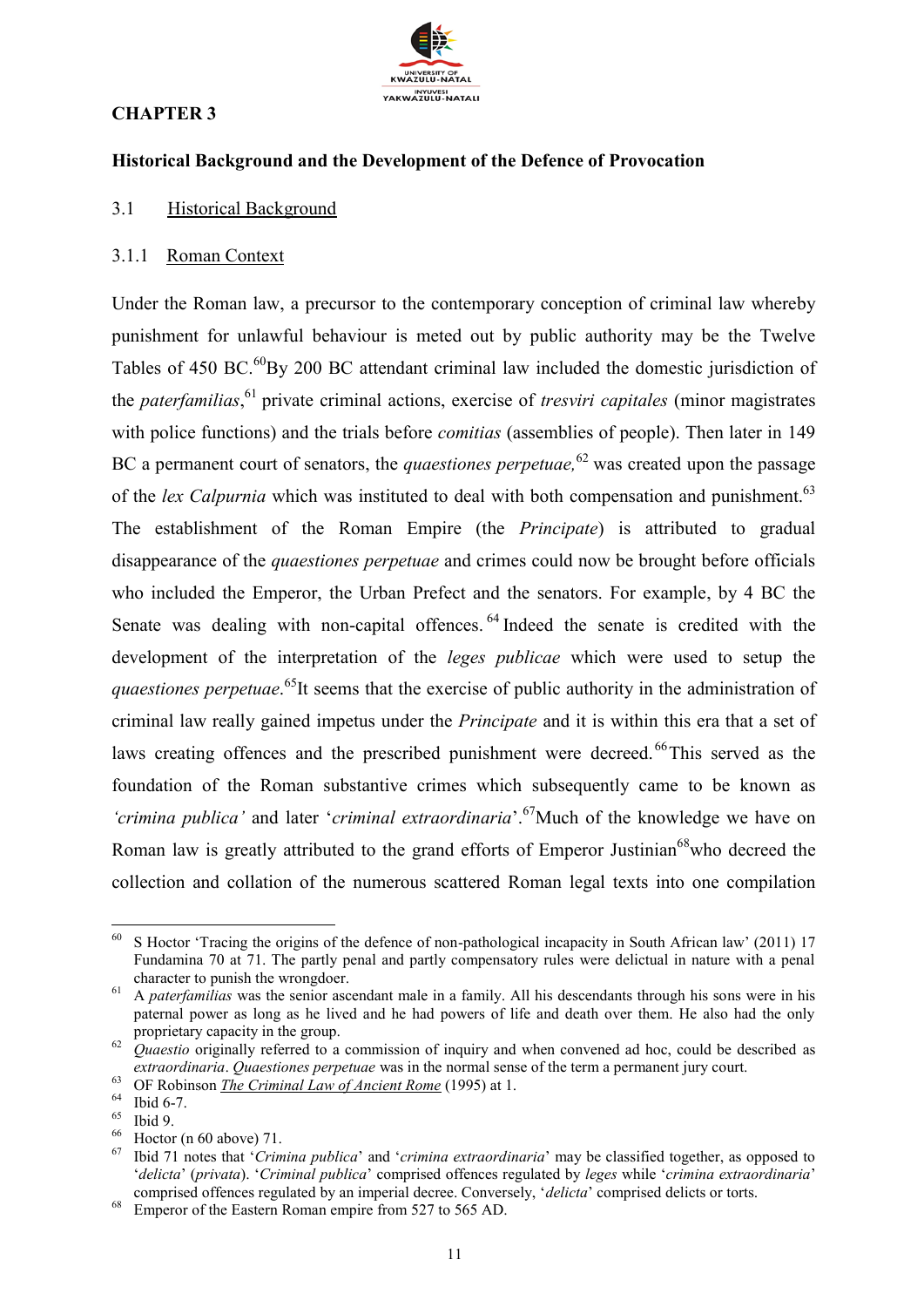# CHAPTER 3

## Historical Background and the Development of the Defence of Provocation

### 3.1 Historical Background

#### 3.1.1 Roman Context

Under the Roman law, a precursor to the contemporary conception of criminal law whereby punishment for unlawful behaviour is meted out by public authority may be the Twelve Tables of 450 BC.[60]By 200 BC attendant criminal law included the domestic jurisdiction of the *paterfamilias*,[61] private criminal actions, exercise of *tresviri capitales* (minor magistrates with police functions) and the trials before *comitias* (assemblies of people). Then later in 149 BC a permanent court of senators, the *quaestiones perpetuae,*[62] was created upon the passage of the *lex Calpurnia* which was instituted to deal with both compensation and punishment.[63] The establishment of the Roman Empire (the *Principate*) is attributed to gradual disappearance of the *quaestiones perpetuae* and crimes could now be brought before officials who included the Emperor, the Urban Prefect and the senators. For example, by 4 BC the Senate was dealing with non-capital offences.[64] Indeed the senate is credited with the development of the interpretation of the *leges publicae* which were used to setup the *quaestiones perpetuae*.[65]It seems that the exercise of public authority in the administration of criminal law really gained impetus under the *Principate* and it is within this era that a set of laws creating offences and the prescribed punishment were decreed.[66]This served as the foundation of the Roman substantive crimes which subsequently came to be known as *'crimina publica'* and later '*criminal extraordinaria*'.[67]Much of the knowledge we have on Roman law is greatly attributed to the grand efforts of Emperor Justinian[68]who decreed the collection and collation of the numerous scattered Roman legal texts into one compilation

---

[60] S Hoctor 'Tracing the origins of the defence of non-pathological incapacity in South African law' (2011) 17 Fundamina 70 at 71. The partly penal and partly compensatory rules were delictual in nature with a penal character to punish the wrongdoer.

[61] A *paterfamilias* was the senior ascendant male in a family. All his descendants through his sons were in his paternal power as long as he lived and he had powers of life and death over them. He also had the only proprietary capacity in the group.

[62] *Quaestio* originally referred to a commission of inquiry and when convened ad hoc, could be described as *extraordinaria*. *Quaestiones perpetuae* was in the normal sense of the term a permanent jury court.

[63] OF Robinson *The Criminal Law of Ancient Rome* (1995) at 1.

[64] Ibid 6-7.

[65] Ibid 9.

[66] Hoctor (n 60 above) 71.

[67] Ibid 71 notes that '*Crimina publica*' and '*crimina extraordinaria*' may be classified together, as opposed to '*delicta*' (*privata*). '*Criminal publica*' comprised offences regulated by *leges* while '*crimina extraordinaria*' comprised offences regulated by an imperial decree. Conversely, '*delicta*' comprised delicts or torts.

[68] Emperor of the Eastern Roman empire from 527 to 565 AD.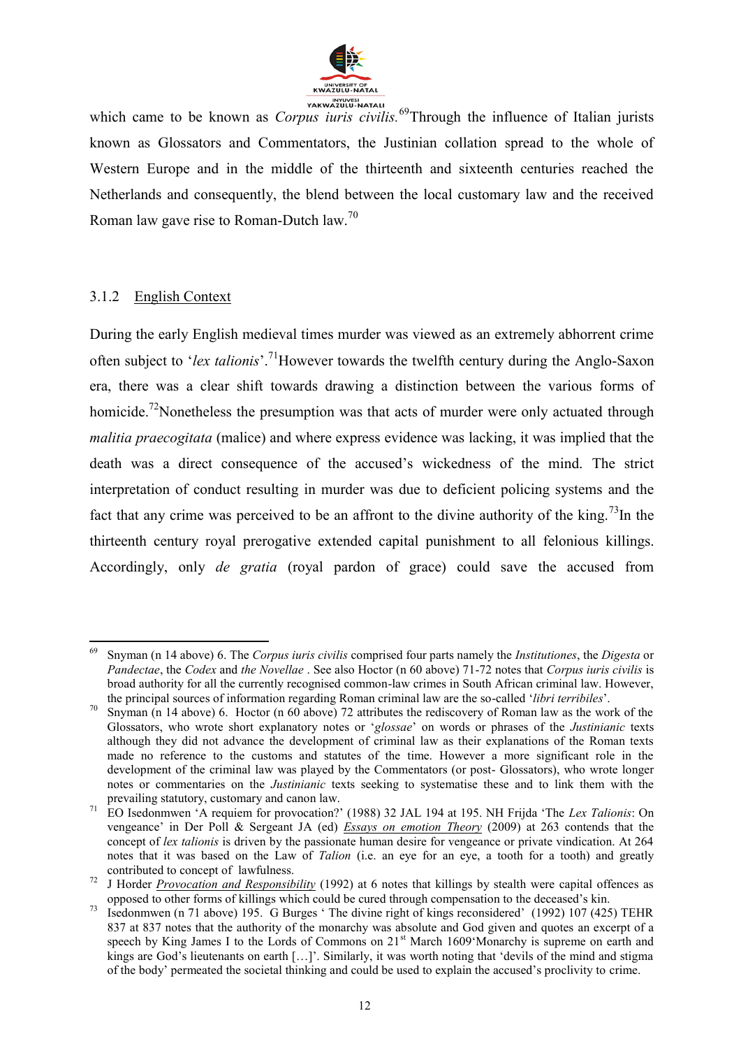which came to be known as *Corpus iuris civilis.*[69]Through the influence of Italian jurists known as Glossators and Commentators, the Justinian collation spread to the whole of Western Europe and in the middle of the thirteenth and sixteenth centuries reached the Netherlands and consequently, the blend between the local customary law and the received Roman law gave rise to Roman-Dutch law.[70]

### 3.1.2 English Context

During the early English medieval times murder was viewed as an extremely abhorrent crime often subject to '*lex talionis*'.[71]However towards the twelfth century during the Anglo-Saxon era, there was a clear shift towards drawing a distinction between the various forms of homicide.[72]Nonetheless the presumption was that acts of murder were only actuated through *malitia praecogitata* (malice) and where express evidence was lacking, it was implied that the death was a direct consequence of the accused's wickedness of the mind. The strict interpretation of conduct resulting in murder was due to deficient policing systems and the fact that any crime was perceived to be an affront to the divine authority of the king.[73]In the thirteenth century royal prerogative extended capital punishment to all felonious killings. Accordingly, only *de gratia* (royal pardon of grace) could save the accused from

---

[69] Snyman (n 14 above) 6. The *Corpus iuris civilis* comprised four parts namely the *Institutiones*, the *Digesta* or *Pandectae*, the *Codex* and *the Novellae* . See also Hoctor (n 60 above) 71-72 notes that *Corpus iuris civilis* is broad authority for all the currently recognised common-law crimes in South African criminal law. However, the principal sources of information regarding Roman criminal law are the so-called '*libri terribiles*'.

[70] Snyman (n 14 above) 6. Hoctor (n 60 above) 72 attributes the rediscovery of Roman law as the work of the Glossators, who wrote short explanatory notes or '*glossae*' on words or phrases of the *Justinianic* texts although they did not advance the development of criminal law as their explanations of the Roman texts made no reference to the customs and statutes of the time. However a more significant role in the development of the criminal law was played by the Commentators (or post- Glossators), who wrote longer notes or commentaries on the *Justinianic* texts seeking to systematise these and to link them with the prevailing statutory, customary and canon law.

[71] EO Isedonmwen 'A requiem for provocation?' (1988) 32 JAL 194 at 195. NH Frijda 'The *Lex Talionis*: On vengeance' in Der Poll & Sergeant JA (ed) *Essays on emotion Theory* (2009) at 263 contends that the concept of *lex talionis* is driven by the passionate human desire for vengeance or private vindication. At 264 notes that it was based on the Law of *Talion* (i.e. an eye for an eye, a tooth for a tooth) and greatly contributed to concept of lawfulness.

[72] J Horder *Provocation and Responsibility* (1992) at 6 notes that killings by stealth were capital offences as opposed to other forms of killings which could be cured through compensation to the deceased's kin.

[73] Isedonmwen (n 71 above) 195. G Burges ' The divine right of kings reconsidered' (1992) 107 (425) TEHR 837 at 837 notes that the authority of the monarchy was absolute and God given and quotes an excerpt of a speech by King James I to the Lords of Commons on 21st March 1609'Monarchy is supreme on earth and kings are God's lieutenants on earth […]'. Similarly, it was worth noting that 'devils of the mind and stigma of the body' permeated the societal thinking and could be used to explain the accused's proclivity to crime.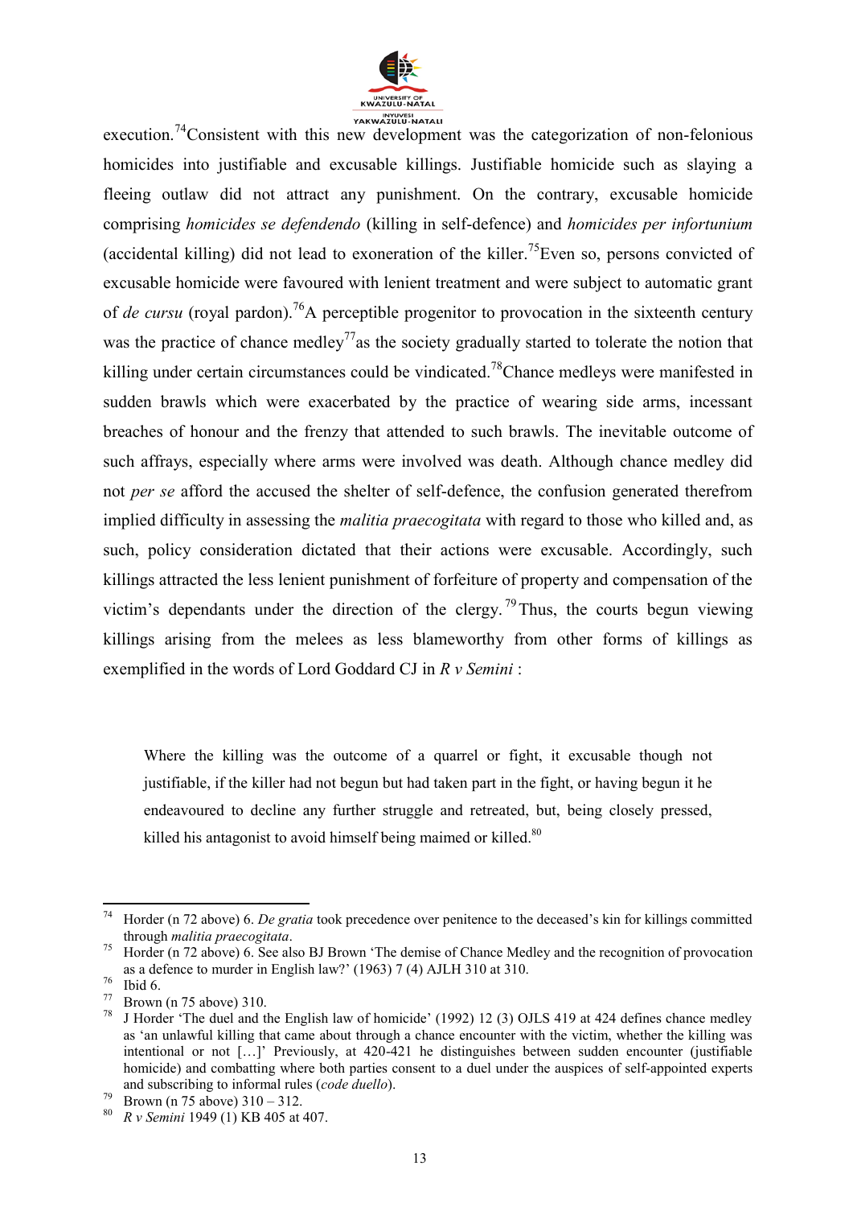execution.[74]Consistent with this new development was the categorization of non-felonious homicides into justifiable and excusable killings. Justifiable homicide such as slaying a fleeing outlaw did not attract any punishment. On the contrary, excusable homicide comprising *homicides se defendendo* (killing in self-defence) and *homicides per infortunium* (accidental killing) did not lead to exoneration of the killer.[75]Even so, persons convicted of excusable homicide were favoured with lenient treatment and were subject to automatic grant of *de cursu* (royal pardon).[76]A perceptible progenitor to provocation in the sixteenth century was the practice of chance medley[77]as the society gradually started to tolerate the notion that killing under certain circumstances could be vindicated.[78]Chance medleys were manifested in sudden brawls which were exacerbated by the practice of wearing side arms, incessant breaches of honour and the frenzy that attended to such brawls. The inevitable outcome of such affrays, especially where arms were involved was death. Although chance medley did not *per se* afford the accused the shelter of self-defence, the confusion generated therefrom implied difficulty in assessing the *malitia praecogitata* with regard to those who killed and, as such, policy consideration dictated that their actions were excusable. Accordingly, such killings attracted the less lenient punishment of forfeiture of property and compensation of the victim's dependants under the direction of the clergy.[79]Thus, the courts begun viewing killings arising from the melees as less blameworthy from other forms of killings as exemplified in the words of Lord Goddard CJ in *R v Semini* :

> Where the killing was the outcome of a quarrel or fight, it excusable though not justifiable, if the killer had not begun but had taken part in the fight, or having begun it he endeavoured to decline any further struggle and retreated, but, being closely pressed, killed his antagonist to avoid himself being maimed or killed.[80]

---

[74] Horder (n 72 above) 6. *De gratia* took precedence over penitence to the deceased's kin for killings committed through *malitia praecogitata*.

[75] Horder (n 72 above) 6. See also BJ Brown 'The demise of Chance Medley and the recognition of provocation as a defence to murder in English law?' (1963) 7 (4) AJLH 310 at 310.

[76] Ibid 6.

[77] Brown (n 75 above) 310.

[78] J Horder 'The duel and the English law of homicide' (1992) 12 (3) OJLS 419 at 424 defines chance medley as 'an unlawful killing that came about through a chance encounter with the victim, whether the killing was intentional or not […]' Previously, at 420-421 he distinguishes between sudden encounter (justifiable homicide) and combatting where both parties consent to a duel under the auspices of self-appointed experts and subscribing to informal rules (*code duello*).

[79] Brown (n 75 above) 310 – 312.

[80] *R v Semini* 1949 (1) KB 405 at 407.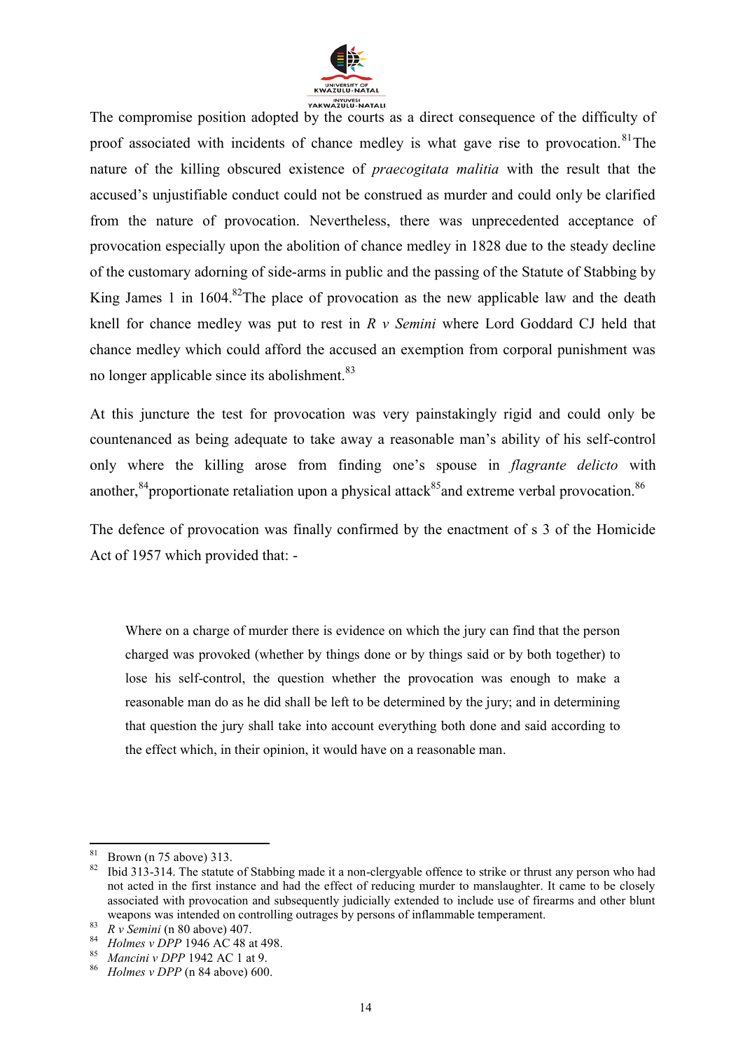The compromise position adopted by the courts as a direct consequence of the difficulty of proof associated with incidents of chance medley is what gave rise to provocation.[81] The nature of the killing obscured existence of *praecogitata malitia* with the result that the accused's unjustifiable conduct could not be construed as murder and could only be clarified from the nature of provocation. Nevertheless, there was unprecedented acceptance of provocation especially upon the abolition of chance medley in 1828 due to the steady decline of the customary adorning of side-arms in public and the passing of the Statute of Stabbing by King James 1 in 1604.[82] The place of provocation as the new applicable law and the death knell for chance medley was put to rest in *R v Semini* where Lord Goddard CJ held that chance medley which could afford the accused an exemption from corporal punishment was no longer applicable since its abolishment.[83]

At this juncture the test for provocation was very painstakingly rigid and could only be countenanced as being adequate to take away a reasonable man's ability of his self-control only where the killing arose from finding one's spouse in *flagrante delicto* with another,[84] proportionate retaliation upon a physical attack[85] and extreme verbal provocation.[86]

The defence of provocation was finally confirmed by the enactment of s 3 of the Homicide Act of 1957 which provided that: -

> Where on a charge of murder there is evidence on which the jury can find that the person charged was provoked (whether by things done or by things said or by both together) to lose his self-control, the question whether the provocation was enough to make a reasonable man do as he did shall be left to be determined by the jury; and in determining that question the jury shall take into account everything both done and said according to the effect which, in their opinion, it would have on a reasonable man.

---

[81] Brown (n 75 above) 313.

[82] Ibid 313-314. The statute of Stabbing made it a non-clergyable offence to strike or thrust any person who had not acted in the first instance and had the effect of reducing murder to manslaughter. It came to be closely associated with provocation and subsequently judicially extended to include use of firearms and other blunt weapons was intended on controlling outrages by persons of inflammable temperament.

[83] *R v Semini* (n 80 above) 407.

[84] *Holmes v DPP* 1946 AC 48 at 498.

[85] *Mancini v DPP* 1942 AC 1 at 9.

[86] *Holmes v DPP* (n 84 above) 600.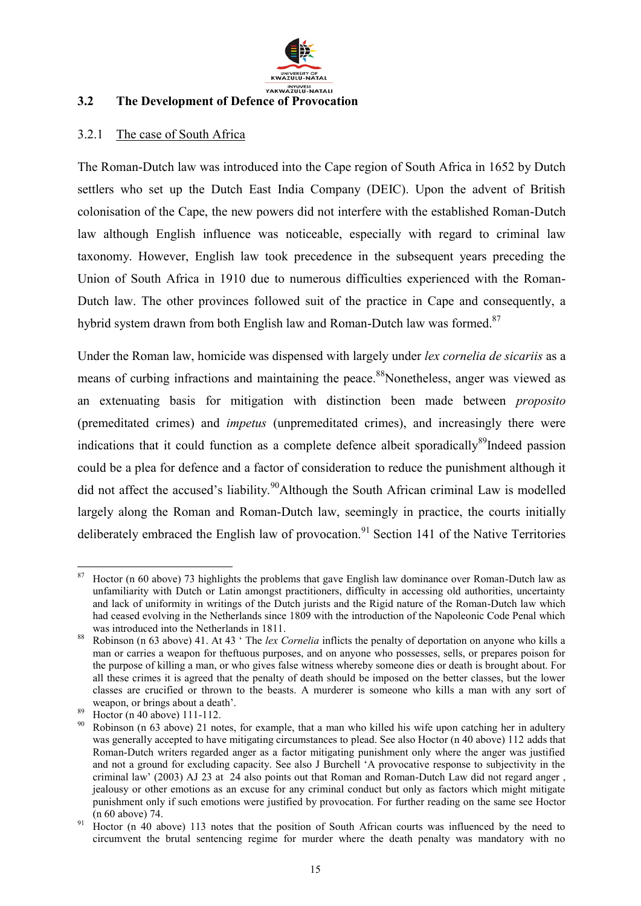### 3.2 The Development of Defence of Provocation

#### 3.2.1 The case of South Africa

The Roman-Dutch law was introduced into the Cape region of South Africa in 1652 by Dutch settlers who set up the Dutch East India Company (DEIC). Upon the advent of British colonisation of the Cape, the new powers did not interfere with the established Roman-Dutch law although English influence was noticeable, especially with regard to criminal law taxonomy. However, English law took precedence in the subsequent years preceding the Union of South Africa in 1910 due to numerous difficulties experienced with the Roman-Dutch law. The other provinces followed suit of the practice in Cape and consequently, a hybrid system drawn from both English law and Roman-Dutch law was formed.[87]

Under the Roman law, homicide was dispensed with largely under *lex cornelia de sicariis* as a means of curbing infractions and maintaining the peace.[88]Nonetheless, anger was viewed as an extenuating basis for mitigation with distinction been made between *proposito* (premeditated crimes) and *impetus* (unpremeditated crimes), and increasingly there were indications that it could function as a complete defence albeit sporadically[89]Indeed passion could be a plea for defence and a factor of consideration to reduce the punishment although it did not affect the accused's liability.[90]Although the South African criminal Law is modelled largely along the Roman and Roman-Dutch law, seemingly in practice, the courts initially deliberately embraced the English law of provocation.[91] Section 141 of the Native Territories

---

[87] Hoctor (n 60 above) 73 highlights the problems that gave English law dominance over Roman-Dutch law as unfamiliarity with Dutch or Latin amongst practitioners, difficulty in accessing old authorities, uncertainty and lack of uniformity in writings of the Dutch jurists and the Rigid nature of the Roman-Dutch law which had ceased evolving in the Netherlands since 1809 with the introduction of the Napoleonic Code Penal which was introduced into the Netherlands in 1811.

[88] Robinson (n 63 above) 41. At 43 ' The *lex Cornelia* inflicts the penalty of deportation on anyone who kills a man or carries a weapon for theftuous purposes, and on anyone who possesses, sells, or prepares poison for the purpose of killing a man, or who gives false witness whereby someone dies or death is brought about. For all these crimes it is agreed that the penalty of death should be imposed on the better classes, but the lower classes are crucified or thrown to the beasts. A murderer is someone who kills a man with any sort of weapon, or brings about a death'.

[89] Hoctor (n 40 above) 111-112.

[90] Robinson (n 63 above) 21 notes, for example, that a man who killed his wife upon catching her in adultery was generally accepted to have mitigating circumstances to plead. See also Hoctor (n 40 above) 112 adds that Roman-Dutch writers regarded anger as a factor mitigating punishment only where the anger was justified and not a ground for excluding capacity. See also J Burchell 'A provocative response to subjectivity in the criminal law' (2003) AJ 23 at 24 also points out that Roman and Roman-Dutch Law did not regard anger , jealousy or other emotions as an excuse for any criminal conduct but only as factors which might mitigate punishment only if such emotions were justified by provocation. For further reading on the same see Hoctor (n 60 above) 74.

[91] Hoctor (n 40 above) 113 notes that the position of South African courts was influenced by the need to circumvent the brutal sentencing regime for murder where the death penalty was mandatory with no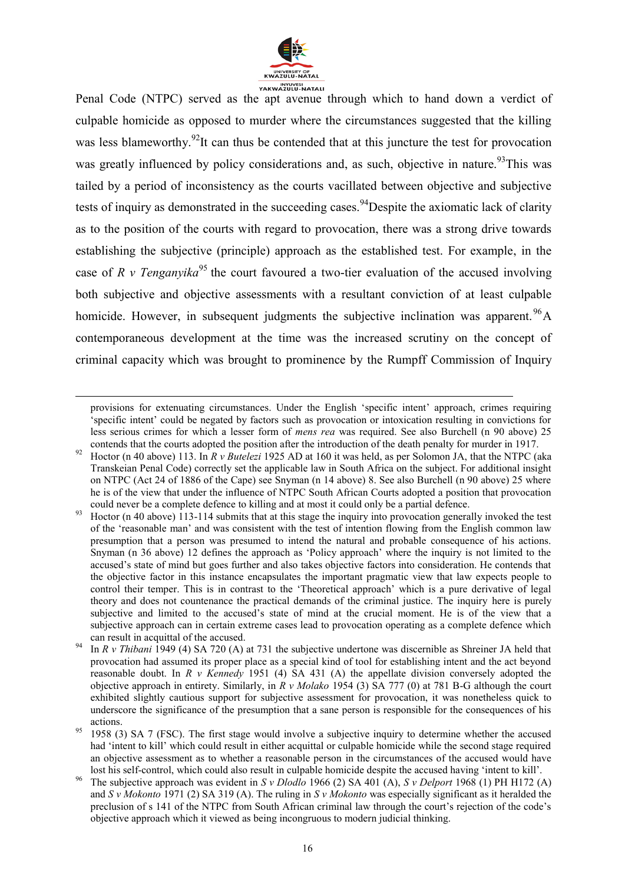Penal Code (NTPC) served as the apt avenue through which to hand down a verdict of culpable homicide as opposed to murder where the circumstances suggested that the killing was less blameworthy.[92] It can thus be contended that at this juncture the test for provocation was greatly influenced by policy considerations and, as such, objective in nature.[93] This was tailed by a period of inconsistency as the courts vacillated between objective and subjective tests of inquiry as demonstrated in the succeeding cases.[94] Despite the axiomatic lack of clarity as to the position of the courts with regard to provocation, there was a strong drive towards establishing the subjective (principle) approach as the established test. For example, in the case of *R v Tenganyika*[95] the court favoured a two-tier evaluation of the accused involving both subjective and objective assessments with a resultant conviction of at least culpable homicide. However, in subsequent judgments the subjective inclination was apparent.[96] A contemporaneous development at the time was the increased scrutiny on the concept of criminal capacity which was brought to prominence by the Rumpff Commission of Inquiry

---

provisions for extenuating circumstances. Under the English 'specific intent' approach, crimes requiring 'specific intent' could be negated by factors such as provocation or intoxication resulting in convictions for less serious crimes for which a lesser form of *mens rea* was required. See also Burchell (n 90 above) 25 contends that the courts adopted the position after the introduction of the death penalty for murder in 1917.

[92] Hoctor (n 40 above) 113. In *R v Butelezi* 1925 AD at 160 it was held, as per Solomon JA, that the NTPC (aka Transkeian Penal Code) correctly set the applicable law in South Africa on the subject. For additional insight on NTPC (Act 24 of 1886 of the Cape) see Snyman (n 14 above) 8. See also Burchell (n 90 above) 25 where he is of the view that under the influence of NTPC South African Courts adopted a position that provocation could never be a complete defence to killing and at most it could only be a partial defence.

[93] Hoctor (n 40 above) 113-114 submits that at this stage the inquiry into provocation generally invoked the test of the 'reasonable man' and was consistent with the test of intention flowing from the English common law presumption that a person was presumed to intend the natural and probable consequence of his actions. Snyman (n 36 above) 12 defines the approach as 'Policy approach' where the inquiry is not limited to the accused's state of mind but goes further and also takes objective factors into consideration. He contends that the objective factor in this instance encapsulates the important pragmatic view that law expects people to control their temper. This is in contrast to the 'Theoretical approach' which is a pure derivative of legal theory and does not countenance the practical demands of the criminal justice. The inquiry here is purely subjective and limited to the accused's state of mind at the crucial moment. He is of the view that a subjective approach can in certain extreme cases lead to provocation operating as a complete defence which can result in acquittal of the accused.

[94] In *R v Thibani* 1949 (4) SA 720 (A) at 731 the subjective undertone was discernible as Shreiner JA held that provocation had assumed its proper place as a special kind of tool for establishing intent and the act beyond reasonable doubt. In *R v Kennedy* 1951 (4) SA 431 (A) the appellate division conversely adopted the objective approach in entirety. Similarly, in *R v Molako* 1954 (3) SA 777 (0) at 781 B-G although the court exhibited slightly cautious support for subjective assessment for provocation, it was nonetheless quick to underscore the significance of the presumption that a sane person is responsible for the consequences of his actions.

[95] 1958 (3) SA 7 (FSC). The first stage would involve a subjective inquiry to determine whether the accused had 'intent to kill' which could result in either acquittal or culpable homicide while the second stage required an objective assessment as to whether a reasonable person in the circumstances of the accused would have lost his self-control, which could also result in culpable homicide despite the accused having 'intent to kill'.

[96] The subjective approach was evident in *S v Dlodlo* 1966 (2) SA 401 (A), *S v Delport* 1968 (1) PH H172 (A) and *S v Mokonto* 1971 (2) SA 319 (A). The ruling in *S v Mokonto* was especially significant as it heralded the preclusion of s 141 of the NTPC from South African criminal law through the court's rejection of the code's objective approach which it viewed as being incongruous to modern judicial thinking.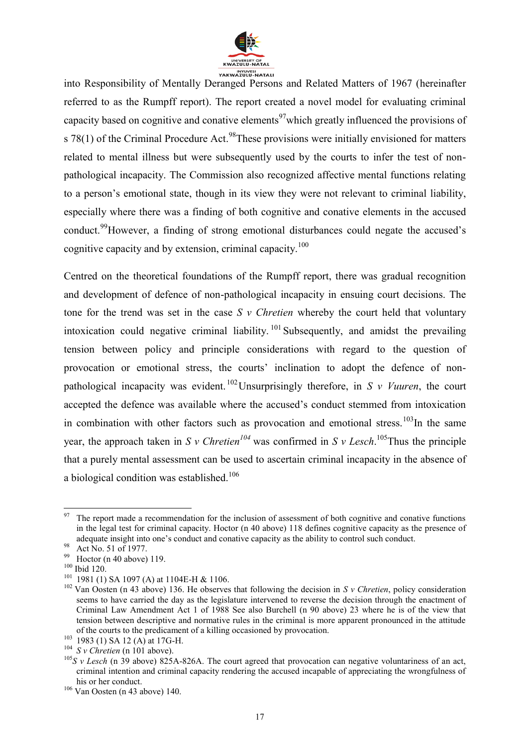into Responsibility of Mentally Deranged Persons and Related Matters of 1967 (hereinafter referred to as the Rumpff report). The report created a novel model for evaluating criminal capacity based on cognitive and conative elements[97] which greatly influenced the provisions of s 78(1) of the Criminal Procedure Act.[98] These provisions were initially envisioned for matters related to mental illness but were subsequently used by the courts to infer the test of non-pathological incapacity. The Commission also recognized affective mental functions relating to a person's emotional state, though in its view they were not relevant to criminal liability, especially where there was a finding of both cognitive and conative elements in the accused conduct.[99] However, a finding of strong emotional disturbances could negate the accused's cognitive capacity and by extension, criminal capacity.[100]

Centred on the theoretical foundations of the Rumpff report, there was gradual recognition and development of defence of non-pathological incapacity in ensuing court decisions. The tone for the trend was set in the case *S v Chretien* whereby the court held that voluntary intoxication could negative criminal liability.[101] Subsequently, and amidst the prevailing tension between policy and principle considerations with regard to the question of provocation or emotional stress, the courts' inclination to adopt the defence of non-pathological incapacity was evident.[102] Unsurprisingly therefore, in *S v Vuuren*, the court accepted the defence was available where the accused's conduct stemmed from intoxication in combination with other factors such as provocation and emotional stress.[103] In the same year, the approach taken in *S v Chretien*[104] was confirmed in *S v Lesch*.[105] Thus the principle that a purely mental assessment can be used to ascertain criminal incapacity in the absence of a biological condition was established.[106]

---

[97] The report made a recommendation for the inclusion of assessment of both cognitive and conative functions in the legal test for criminal capacity. Hoctor (n 40 above) 118 defines cognitive capacity as the presence of adequate insight into one's conduct and conative capacity as the ability to control such conduct.

[98] Act No. 51 of 1977.

[99] Hoctor (n 40 above) 119.

[100] Ibid 120.

[101] 1981 (1) SA 1097 (A) at 1104E-H & 1106.

[102] Van Oosten (n 43 above) 136. He observes that following the decision in *S v Chretien*, policy consideration seems to have carried the day as the legislature intervened to reverse the decision through the enactment of Criminal Law Amendment Act 1 of 1988 See also Burchell (n 90 above) 23 where he is of the view that tension between descriptive and normative rules in the criminal is more apparent pronounced in the attitude of the courts to the predicament of a killing occasioned by provocation.

[103] 1983 (1) SA 12 (A) at 17G-H.

[104] *S v Chretien* (n 101 above).

[105] *S v Lesch* (n 39 above) 825A-826A. The court agreed that provocation can negative voluntariness of an act, criminal intention and criminal capacity rendering the accused incapable of appreciating the wrongfulness of his or her conduct.

[106] Van Oosten (n 43 above) 140.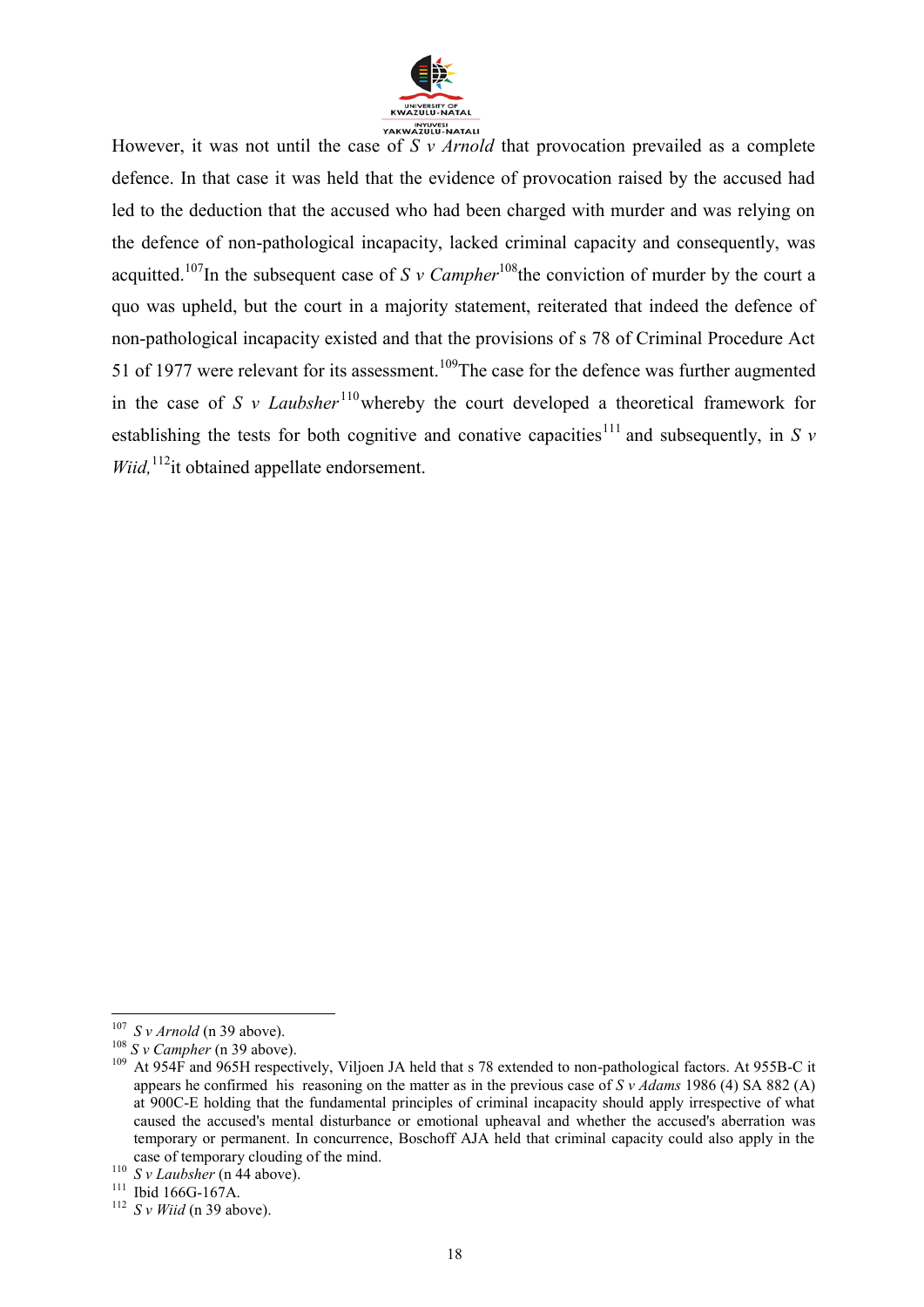However, it was not until the case of *S v Arnold* that provocation prevailed as a complete defence. In that case it was held that the evidence of provocation raised by the accused had led to the deduction that the accused who had been charged with murder and was relying on the defence of non-pathological incapacity, lacked criminal capacity and consequently, was acquitted.[107] In the subsequent case of *S v Campher*[108] the conviction of murder by the court a quo was upheld, but the court in a majority statement, reiterated that indeed the defence of non-pathological incapacity existed and that the provisions of s 78 of Criminal Procedure Act 51 of 1977 were relevant for its assessment.[109] The case for the defence was further augmented in the case of *S v Laubsher*[110] whereby the court developed a theoretical framework for establishing the tests for both cognitive and conative capacities[111] and subsequently, in *S v Wiid,*[112] it obtained appellate endorsement.

---

[107] *S v Arnold* (n 39 above).

[108] *S v Campher* (n 39 above).

[109] At 954F and 965H respectively, Viljoen JA held that s 78 extended to non-pathological factors. At 955B-C it appears he confirmed his reasoning on the matter as in the previous case of *S v Adams* 1986 (4) SA 882 (A) at 900C-E holding that the fundamental principles of criminal incapacity should apply irrespective of what caused the accused's mental disturbance or emotional upheaval and whether the accused's aberration was temporary or permanent. In concurrence, Boschoff AJA held that criminal capacity could also apply in the case of temporary clouding of the mind.

[110] *S v Laubsher* (n 44 above).

[111] Ibid 166G-167A.

[112] *S v Wiid* (n 39 above).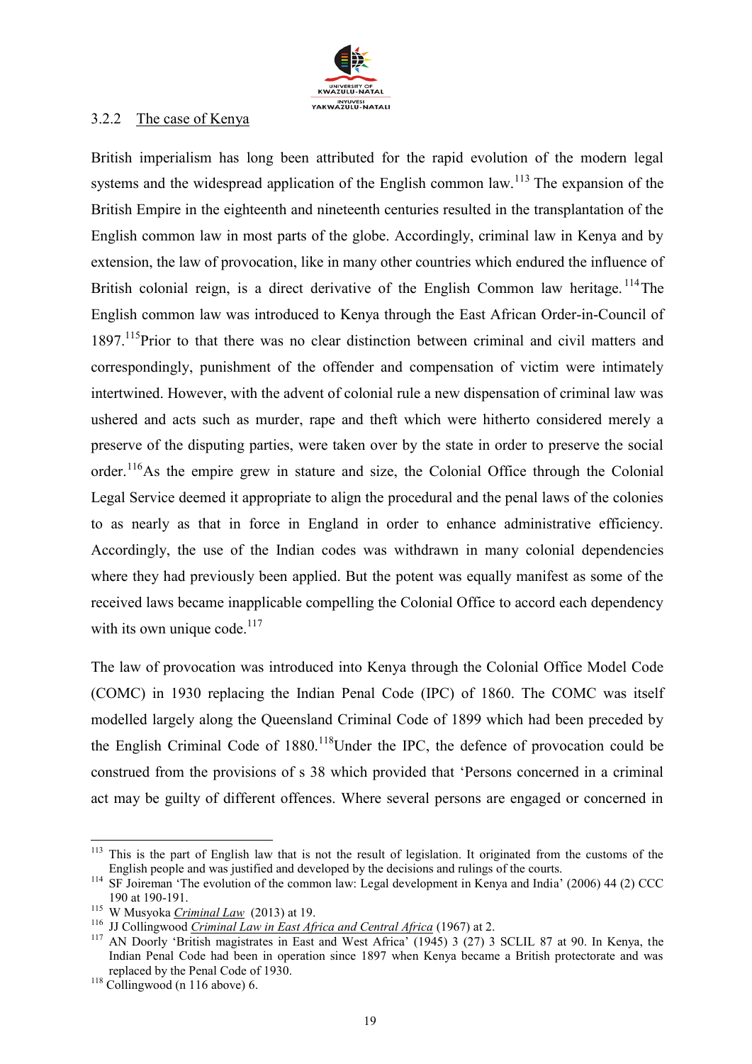### 3.2.2 The case of Kenya

British imperialism has long been attributed for the rapid evolution of the modern legal systems and the widespread application of the English common law.[113] The expansion of the British Empire in the eighteenth and nineteenth centuries resulted in the transplantation of the English common law in most parts of the globe. Accordingly, criminal law in Kenya and by extension, the law of provocation, like in many other countries which endured the influence of British colonial reign, is a direct derivative of the English Common law heritage.[114] The English common law was introduced to Kenya through the East African Order-in-Council of 1897.[115] Prior to that there was no clear distinction between criminal and civil matters and correspondingly, punishment of the offender and compensation of victim were intimately intertwined. However, with the advent of colonial rule a new dispensation of criminal law was ushered and acts such as murder, rape and theft which were hitherto considered merely a preserve of the disputing parties, were taken over by the state in order to preserve the social order.[116] As the empire grew in stature and size, the Colonial Office through the Colonial Legal Service deemed it appropriate to align the procedural and the penal laws of the colonies to as nearly as that in force in England in order to enhance administrative efficiency. Accordingly, the use of the Indian codes was withdrawn in many colonial dependencies where they had previously been applied. But the potent was equally manifest as some of the received laws became inapplicable compelling the Colonial Office to accord each dependency with its own unique code.[117]

The law of provocation was introduced into Kenya through the Colonial Office Model Code (COMC) in 1930 replacing the Indian Penal Code (IPC) of 1860. The COMC was itself modelled largely along the Queensland Criminal Code of 1899 which had been preceded by the English Criminal Code of 1880.[118] Under the IPC, the defence of provocation could be construed from the provisions of s 38 which provided that 'Persons concerned in a criminal act may be guilty of different offences. Where several persons are engaged or concerned in

---

[113] This is the part of English law that is not the result of legislation. It originated from the customs of the English people and was justified and developed by the decisions and rulings of the courts.

[114] SF Joireman 'The evolution of the common law: Legal development in Kenya and India' (2006) 44 (2) CCC 190 at 190-191.

[115] W Musyoka *Criminal Law* (2013) at 19.

[116] JJ Collingwood *Criminal Law in East Africa and Central Africa* (1967) at 2.

[117] AN Doorly 'British magistrates in East and West Africa' (1945) 3 (27) 3 SCLIL 87 at 90. In Kenya, the Indian Penal Code had been in operation since 1897 when Kenya became a British protectorate and was replaced by the Penal Code of 1930.

[118] Collingwood (n 116 above) 6.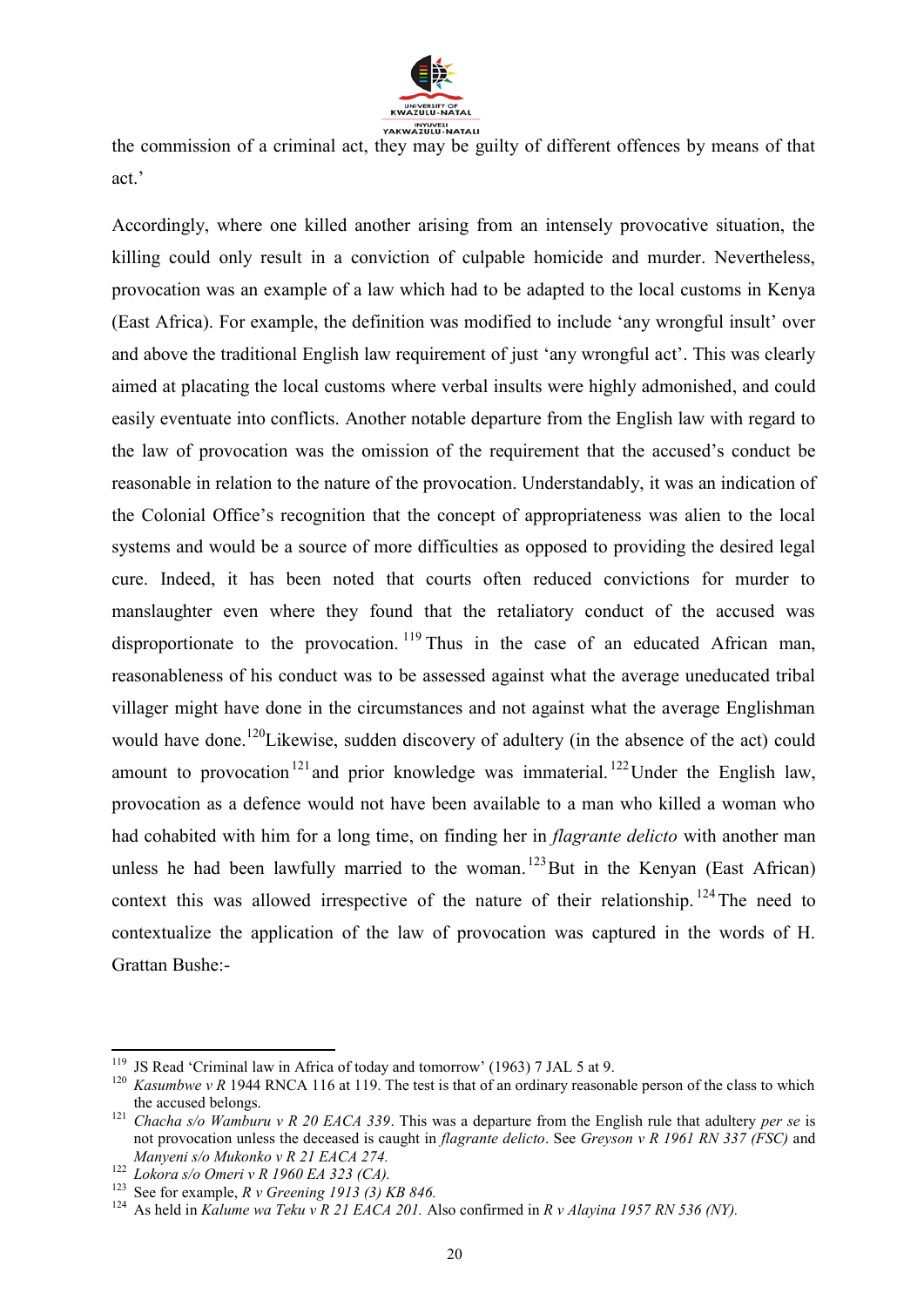the commission of a criminal act, they may be guilty of different offences by means of that act.'

Accordingly, where one killed another arising from an intensely provocative situation, the killing could only result in a conviction of culpable homicide and murder. Nevertheless, provocation was an example of a law which had to be adapted to the local customs in Kenya (East Africa). For example, the definition was modified to include 'any wrongful insult' over and above the traditional English law requirement of just 'any wrongful act'. This was clearly aimed at placating the local customs where verbal insults were highly admonished, and could easily eventuate into conflicts. Another notable departure from the English law with regard to the law of provocation was the omission of the requirement that the accused's conduct be reasonable in relation to the nature of the provocation. Understandably, it was an indication of the Colonial Office's recognition that the concept of appropriateness was alien to the local systems and would be a source of more difficulties as opposed to providing the desired legal cure. Indeed, it has been noted that courts often reduced convictions for murder to manslaughter even where they found that the retaliatory conduct of the accused was disproportionate to the provocation.[119] Thus in the case of an educated African man, reasonableness of his conduct was to be assessed against what the average uneducated tribal villager might have done in the circumstances and not against what the average Englishman would have done.[120] Likewise, sudden discovery of adultery (in the absence of the act) could amount to provocation[121] and prior knowledge was immaterial.[122] Under the English law, provocation as a defence would not have been available to a man who killed a woman who had cohabited with him for a long time, on finding her in *flagrante delicto* with another man unless he had been lawfully married to the woman.[123] But in the Kenyan (East African) context this was allowed irrespective of the nature of their relationship.[124] The need to contextualize the application of the law of provocation was captured in the words of H. Grattan Bushe:-

---

[119] JS Read 'Criminal law in Africa of today and tomorrow' (1963) 7 JAL 5 at 9.

[120] *Kasumbwe v R* 1944 RNCA 116 at 119. The test is that of an ordinary reasonable person of the class to which the accused belongs.

[121] *Chacha s/o Wamburu v R 20 EACA 339*. This was a departure from the English rule that adultery *per se* is not provocation unless the deceased is caught in *flagrante delicto*. See *Greyson v R 1961 RN 337 (FSC)* and *Manyeni s/o Mukonko v R 21 EACA 274.*

[122] *Lokora s/o Omeri v R 1960 EA 323 (CA).*

[123] See for example, *R v Greening 1913 (3) KB 846.*

[124] As held in *Kalume wa Teku v R 21 EACA 201.* Also confirmed in *R v Alayina 1957 RN 536 (NY).*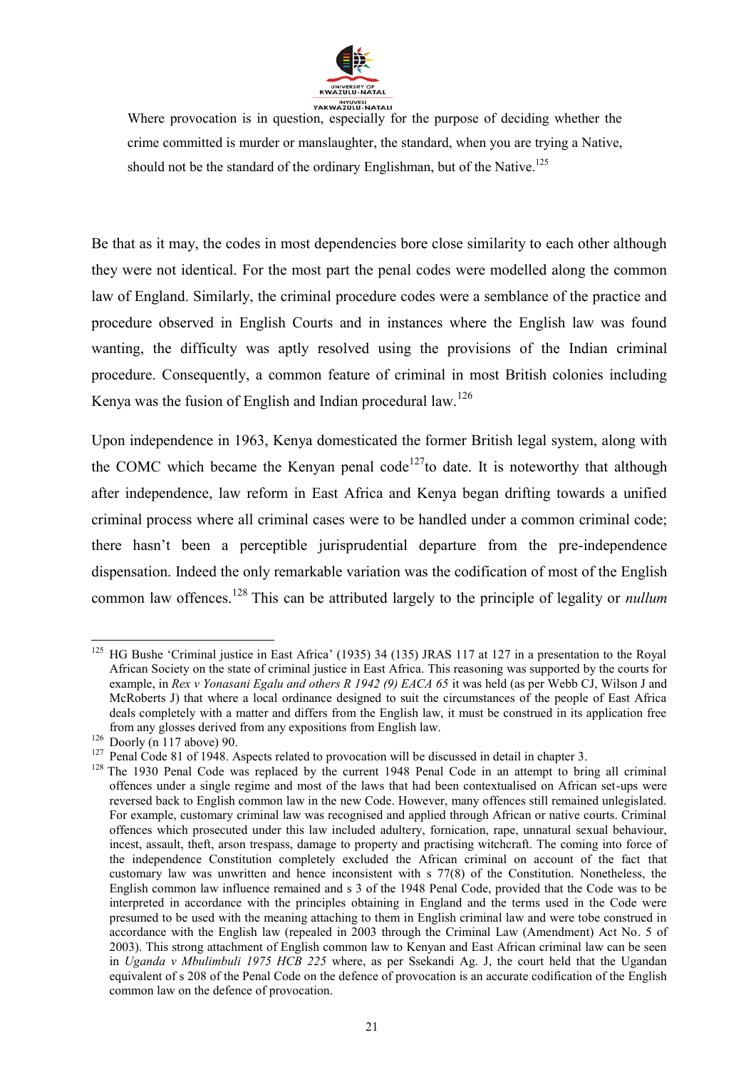> Where provocation is in question, especially for the purpose of deciding whether the crime committed is murder or manslaughter, the standard, when you are trying a Native, should not be the standard of the ordinary Englishman, but of the Native.[125]

Be that as it may, the codes in most dependencies bore close similarity to each other although they were not identical. For the most part the penal codes were modelled along the common law of England. Similarly, the criminal procedure codes were a semblance of the practice and procedure observed in English Courts and in instances where the English law was found wanting, the difficulty was aptly resolved using the provisions of the Indian criminal procedure. Consequently, a common feature of criminal in most British colonies including Kenya was the fusion of English and Indian procedural law.[126]

Upon independence in 1963, Kenya domesticated the former British legal system, along with the COMC which became the Kenyan penal code[127]to date. It is noteworthy that although after independence, law reform in East Africa and Kenya began drifting towards a unified criminal process where all criminal cases were to be handled under a common criminal code; there hasn't been a perceptible jurisprudential departure from the pre-independence dispensation. Indeed the only remarkable variation was the codification of most of the English common law offences.[128] This can be attributed largely to the principle of legality or *nullum*

---

[125] HG Bushe 'Criminal justice in East Africa' (1935) 34 (135) JRAS 117 at 127 in a presentation to the Royal African Society on the state of criminal justice in East Africa. This reasoning was supported by the courts for example, in *Rex v Yonasani Egalu and others R 1942 (9) EACA 65* it was held (as per Webb CJ, Wilson J and McRoberts J) that where a local ordinance designed to suit the circumstances of the people of East Africa deals completely with a matter and differs from the English law, it must be construed in its application free from any glosses derived from any expositions from English law.

[126] Doorly (n 117 above) 90.

[127] Penal Code 81 of 1948. Aspects related to provocation will be discussed in detail in chapter 3.

[128] The 1930 Penal Code was replaced by the current 1948 Penal Code in an attempt to bring all criminal offences under a single regime and most of the laws that had been contextualised on African set-ups were reversed back to English common law in the new Code. However, many offences still remained unlegislated. For example, customary criminal law was recognised and applied through African or native courts. Criminal offences which prosecuted under this law included adultery, fornication, rape, unnatural sexual behaviour, incest, assault, theft, arson trespass, damage to property and practising witchcraft. The coming into force of the independence Constitution completely excluded the African criminal on account of the fact that customary law was unwritten and hence inconsistent with s 77(8) of the Constitution. Nonetheless, the English common law influence remained and s 3 of the 1948 Penal Code, provided that the Code was to be interpreted in accordance with the principles obtaining in England and the terms used in the Code were presumed to be used with the meaning attaching to them in English criminal law and were tobe construed in accordance with the English law (repealed in 2003 through the Criminal Law (Amendment) Act No. 5 of 2003). This strong attachment of English common law to Kenyan and East African criminal law can be seen in *Uganda v Mbulimbuli 1975 HCB 225* where, as per Ssekandi Ag. J, the court held that the Ugandan equivalent of s 208 of the Penal Code on the defence of provocation is an accurate codification of the English common law on the defence of provocation.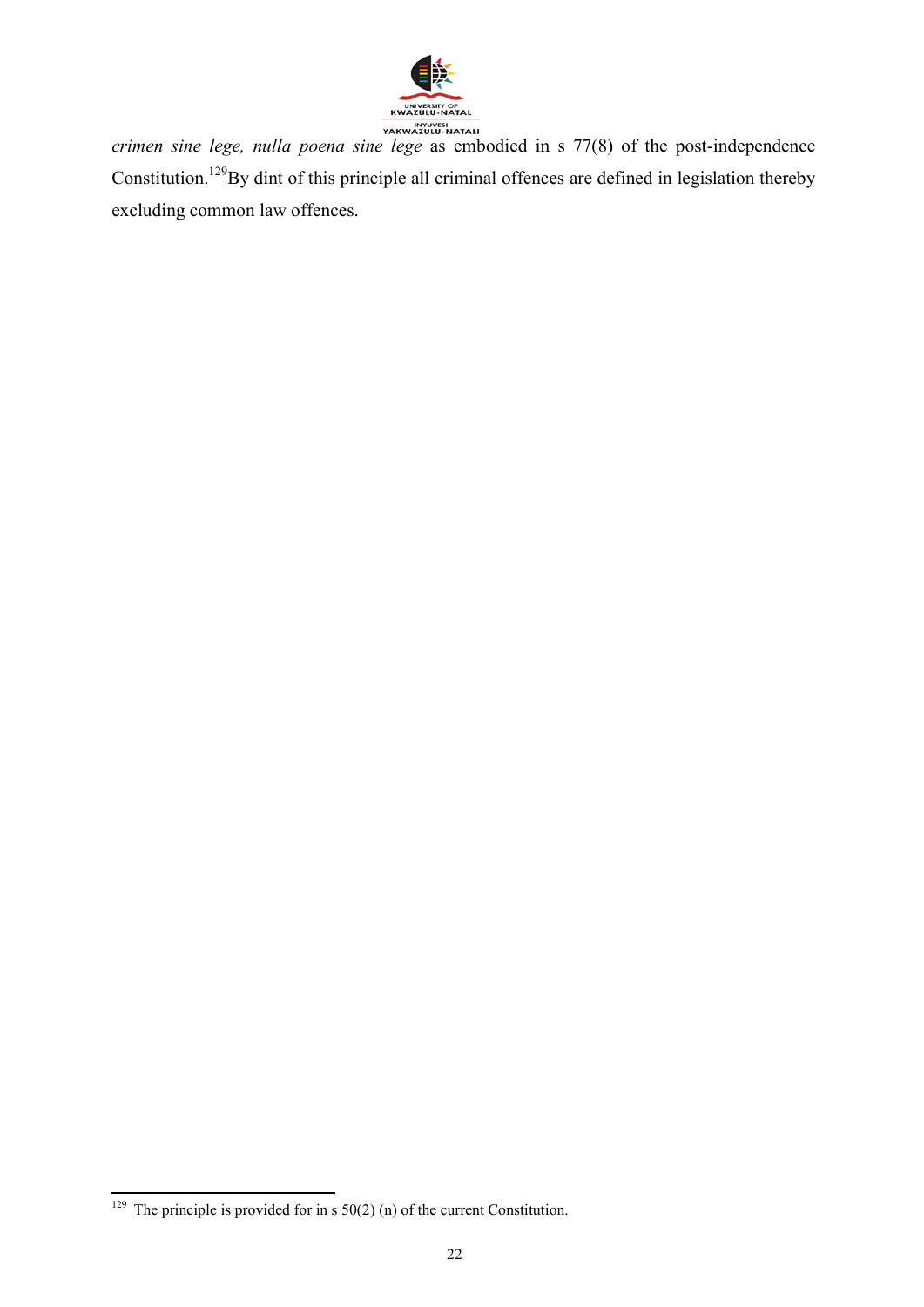*crimen sine lege, nulla poena sine lege* as embodied in s 77(8) of the post-independence Constitution.[129] By dint of this principle all criminal offences are defined in legislation thereby excluding common law offences.

---

[129] The principle is provided for in s 50(2) (n) of the current Constitution.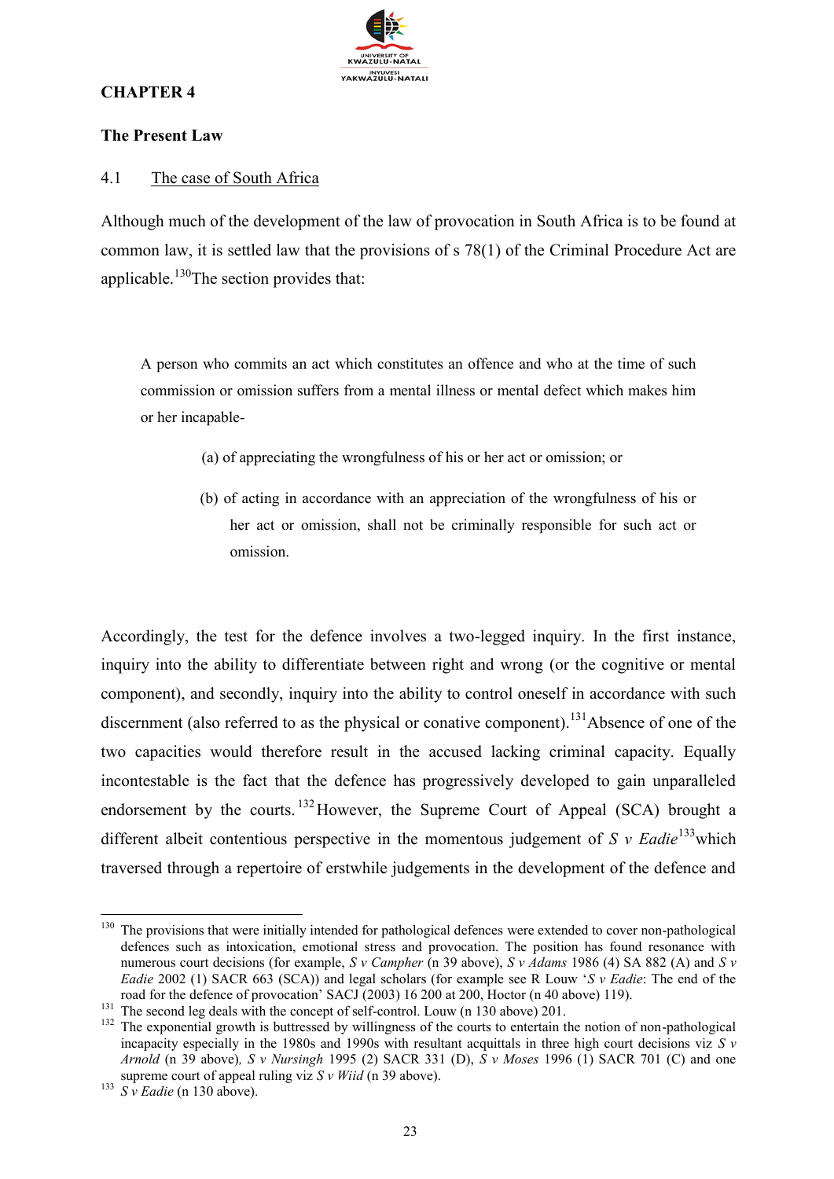# CHAPTER 4

## The Present Law

### 4.1 The case of South Africa

Although much of the development of the law of provocation in South Africa is to be found at common law, it is settled law that the provisions of s 78(1) of the Criminal Procedure Act are applicable.[130] The section provides that:

> A person who commits an act which constitutes an offence and who at the time of such commission or omission suffers from a mental illness or mental defect which makes him or her incapable-
>
> (a) of appreciating the wrongfulness of his or her act or omission; or
>
> (b) of acting in accordance with an appreciation of the wrongfulness of his or her act or omission, shall not be criminally responsible for such act or omission.

Accordingly, the test for the defence involves a two-legged inquiry. In the first instance, inquiry into the ability to differentiate between right and wrong (or the cognitive or mental component), and secondly, inquiry into the ability to control oneself in accordance with such discernment (also referred to as the physical or conative component).[131] Absence of one of the two capacities would therefore result in the accused lacking criminal capacity. Equally incontestable is the fact that the defence has progressively developed to gain unparalleled endorsement by the courts.[132] However, the Supreme Court of Appeal (SCA) brought a different albeit contentious perspective in the momentous judgement of *S v Eadie*[133] which traversed through a repertoire of erstwhile judgements in the development of the defence and

---

[130] The provisions that were initially intended for pathological defences were extended to cover non-pathological defences such as intoxication, emotional stress and provocation. The position has found resonance with numerous court decisions (for example, *S v Campher* (n 39 above), *S v Adams* 1986 (4) SA 882 (A) and *S v Eadie* 2002 (1) SACR 663 (SCA)) and legal scholars (for example see R Louw '*S v Eadie*: The end of the road for the defence of provocation' SACJ (2003) 16 200 at 200, Hoctor (n 40 above) 119).

[131] The second leg deals with the concept of self-control. Louw (n 130 above) 201.

[132] The exponential growth is buttressed by willingness of the courts to entertain the notion of non-pathological incapacity especially in the 1980s and 1990s with resultant acquittals in three high court decisions viz *S v Arnold* (n 39 above)*, S v Nursingh* 1995 (2) SACR 331 (D), *S v Moses* 1996 (1) SACR 701 (C) and one supreme court of appeal ruling viz *S v Wiid* (n 39 above).

[133] *S v Eadie* (n 130 above).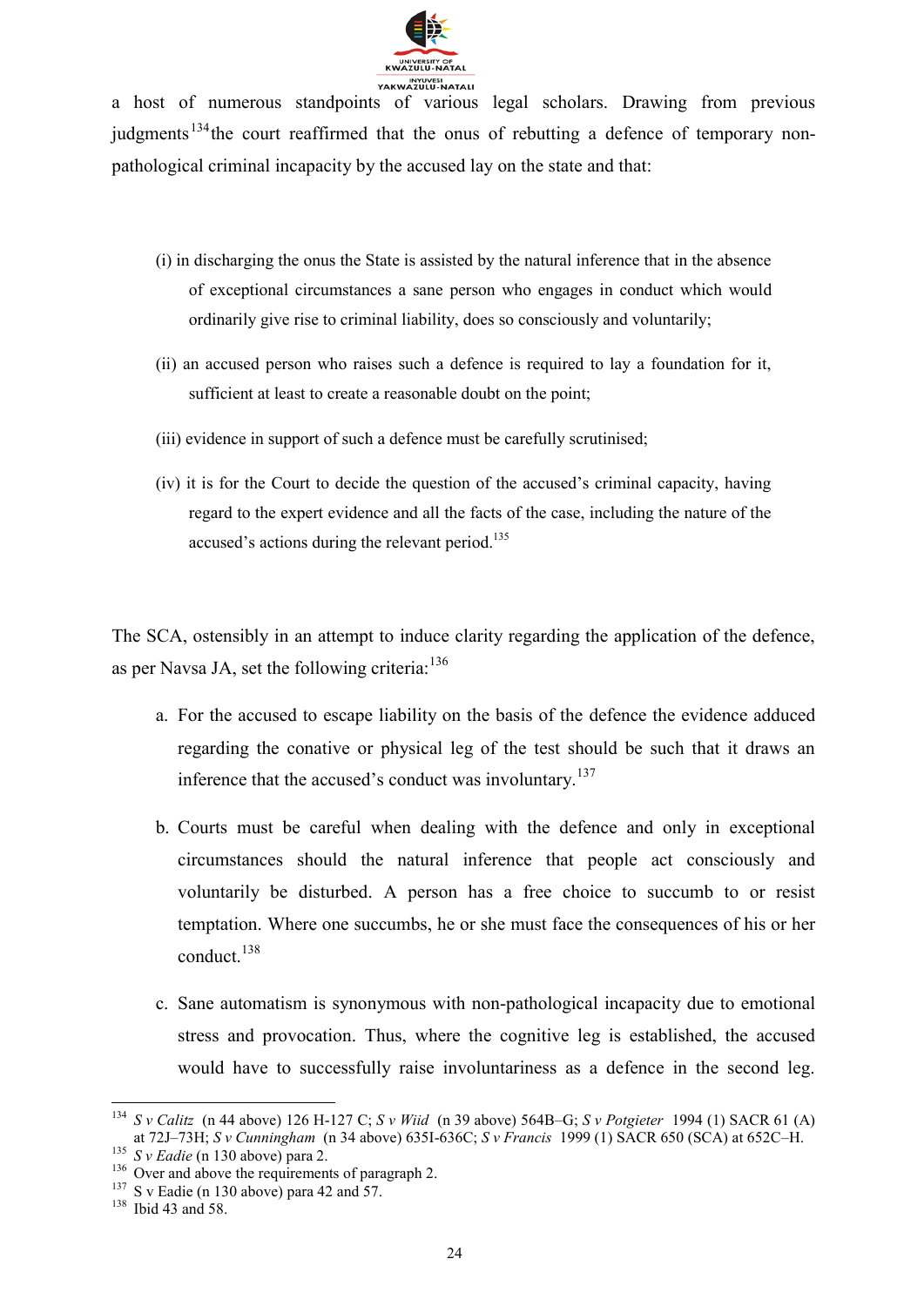a host of numerous standpoints of various legal scholars. Drawing from previous judgments[134] the court reaffirmed that the onus of rebutting a defence of temporary non-pathological criminal incapacity by the accused lay on the state and that:

> (i) in discharging the onus the State is assisted by the natural inference that in the absence of exceptional circumstances a sane person who engages in conduct which would ordinarily give rise to criminal liability, does so consciously and voluntarily;
>
> (ii) an accused person who raises such a defence is required to lay a foundation for it, sufficient at least to create a reasonable doubt on the point;
>
> (iii) evidence in support of such a defence must be carefully scrutinised;
>
> (iv) it is for the Court to decide the question of the accused's criminal capacity, having regard to the expert evidence and all the facts of the case, including the nature of the accused's actions during the relevant period.[135]

The SCA, ostensibly in an attempt to induce clarity regarding the application of the defence, as per Navsa JA, set the following criteria:[136]

a. For the accused to escape liability on the basis of the defence the evidence adduced regarding the conative or physical leg of the test should be such that it draws an inference that the accused's conduct was involuntary.[137]

b. Courts must be careful when dealing with the defence and only in exceptional circumstances should the natural inference that people act consciously and voluntarily be disturbed. A person has a free choice to succumb to or resist temptation. Where one succumbs, he or she must face the consequences of his or her conduct.[138]

c. Sane automatism is synonymous with non-pathological incapacity due to emotional stress and provocation. Thus, where the cognitive leg is established, the accused would have to successfully raise involuntariness as a defence in the second leg.

---

[134] *S v Calitz* (n 44 above) 126 H-127 C; *S v Wiid* (n 39 above) 564B–G; *S v Potgieter* 1994 (1) SACR 61 (A) at 72J–73H; *S v Cunningham* (n 34 above) 635I-636C; *S v Francis* 1999 (1) SACR 650 (SCA) at 652C–H.

[135] *S v Eadie* (n 130 above) para 2.

[136] Over and above the requirements of paragraph 2.

[137] S v Eadie (n 130 above) para 42 and 57.

[138] Ibid 43 and 58.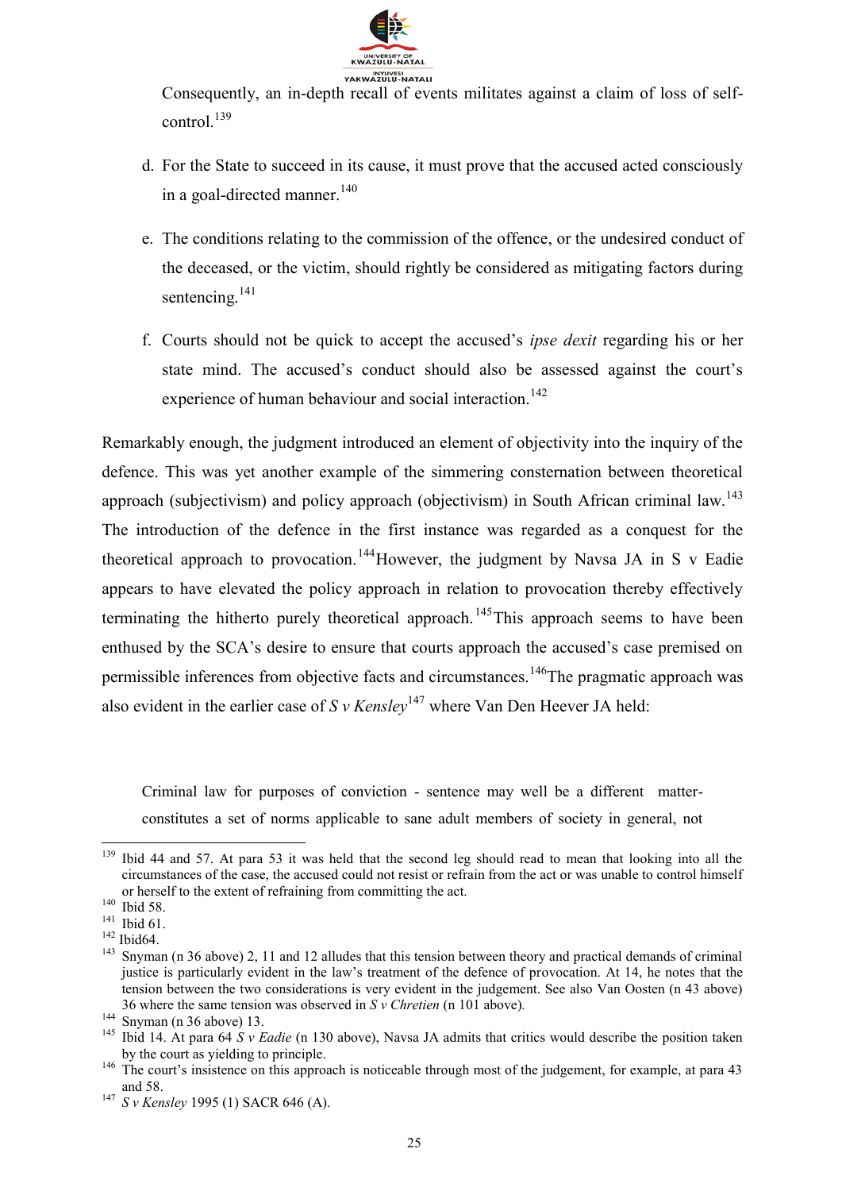Consequently, an in-depth recall of events militates against a claim of loss of self-control.[139]

d. For the State to succeed in its cause, it must prove that the accused acted consciously in a goal-directed manner.[140]

e. The conditions relating to the commission of the offence, or the undesired conduct of the deceased, or the victim, should rightly be considered as mitigating factors during sentencing.[141]

f. Courts should not be quick to accept the accused's *ipse dexit* regarding his or her state mind. The accused's conduct should also be assessed against the court's experience of human behaviour and social interaction.[142]

Remarkably enough, the judgment introduced an element of objectivity into the inquiry of the defence. This was yet another example of the simmering consternation between theoretical approach (subjectivism) and policy approach (objectivism) in South African criminal law.[143] The introduction of the defence in the first instance was regarded as a conquest for the theoretical approach to provocation.[144] However, the judgment by Navsa JA in S v Eadie appears to have elevated the policy approach in relation to provocation thereby effectively terminating the hitherto purely theoretical approach.[145] This approach seems to have been enthused by the SCA's desire to ensure that courts approach the accused's case premised on permissible inferences from objective facts and circumstances.[146] The pragmatic approach was also evident in the earlier case of *S v Kensley*[147] where Van Den Heever JA held:

> Criminal law for purposes of conviction - sentence may well be a different matter- constitutes a set of norms applicable to sane adult members of society in general, not

---

[139] Ibid 44 and 57. At para 53 it was held that the second leg should read to mean that looking into all the circumstances of the case, the accused could not resist or refrain from the act or was unable to control himself or herself to the extent of refraining from committing the act.

[140] Ibid 58.

[141] Ibid 61.

[142] Ibid64.

[143] Snyman (n 36 above) 2, 11 and 12 alludes that this tension between theory and practical demands of criminal justice is particularly evident in the law's treatment of the defence of provocation. At 14, he notes that the tension between the two considerations is very evident in the judgement. See also Van Oosten (n 43 above) 36 where the same tension was observed in *S v Chretien* (n 101 above).

[144] Snyman (n 36 above) 13.

[145] Ibid 14. At para 64 *S v Eadie* (n 130 above), Navsa JA admits that critics would describe the position taken by the court as yielding to principle.

[146] The court's insistence on this approach is noticeable through most of the judgement, for example, at para 43 and 58.

[147] *S v Kensley* 1995 (1) SACR 646 (A).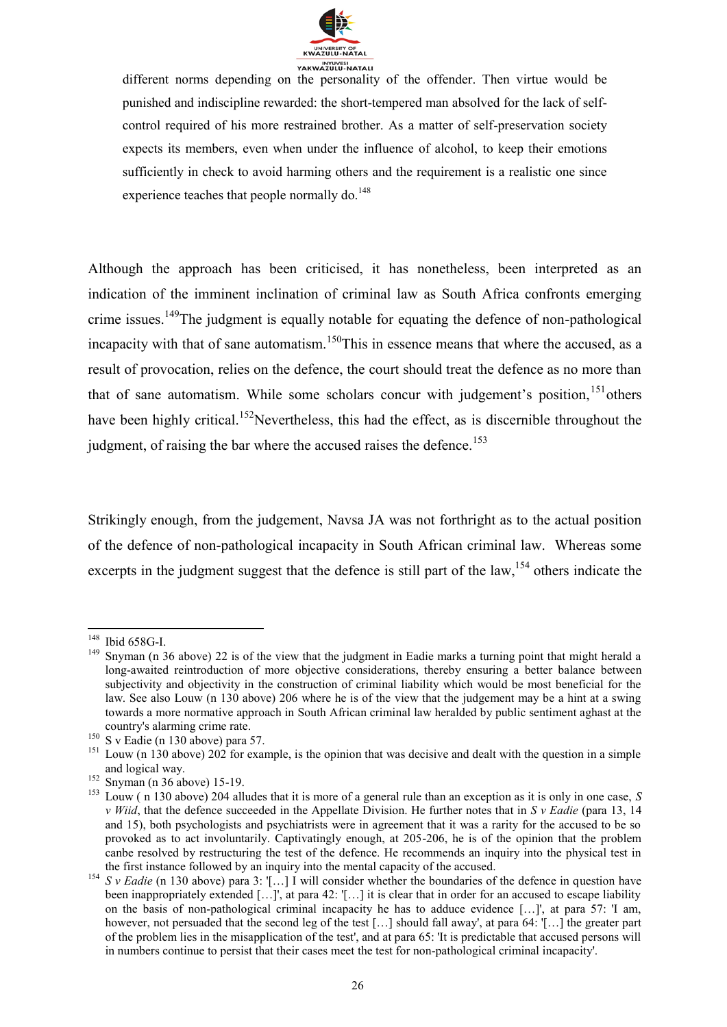> different norms depending on the personality of the offender. Then virtue would be punished and indiscipline rewarded: the short-tempered man absolved for the lack of self-control required of his more restrained brother. As a matter of self-preservation society expects its members, even when under the influence of alcohol, to keep their emotions sufficiently in check to avoid harming others and the requirement is a realistic one since experience teaches that people normally do.[148]

Although the approach has been criticised, it has nonetheless, been interpreted as an indication of the imminent inclination of criminal law as South Africa confronts emerging crime issues.[149]The judgment is equally notable for equating the defence of non-pathological incapacity with that of sane automatism.[150]This in essence means that where the accused, as a result of provocation, relies on the defence, the court should treat the defence as no more than that of sane automatism. While some scholars concur with judgement's position,[151]others have been highly critical.[152]Nevertheless, this had the effect, as is discernible throughout the judgment, of raising the bar where the accused raises the defence.[153]

Strikingly enough, from the judgement, Navsa JA was not forthright as to the actual position of the defence of non-pathological incapacity in South African criminal law. Whereas some excerpts in the judgment suggest that the defence is still part of the law,[154] others indicate the

---

[148] Ibid 658G-I.

[149] Snyman (n 36 above) 22 is of the view that the judgment in Eadie marks a turning point that might herald a long-awaited reintroduction of more objective considerations, thereby ensuring a better balance between subjectivity and objectivity in the construction of criminal liability which would be most beneficial for the law. See also Louw (n 130 above) 206 where he is of the view that the judgement may be a hint at a swing towards a more normative approach in South African criminal law heralded by public sentiment aghast at the country's alarming crime rate.

[150] S v Eadie (n 130 above) para 57.

[151] Louw (n 130 above) 202 for example, is the opinion that was decisive and dealt with the question in a simple and logical way.

[152] Snyman (n 36 above) 15-19.

[153] Louw ( n 130 above) 204 alludes that it is more of a general rule than an exception as it is only in one case, *S v Wiid*, that the defence succeeded in the Appellate Division. He further notes that in *S v Eadie* (para 13, 14 and 15), both psychologists and psychiatrists were in agreement that it was a rarity for the accused to be so provoked as to act involuntarily. Captivatingly enough, at 205-206, he is of the opinion that the problem canbe resolved by restructuring the test of the defence. He recommends an inquiry into the physical test in the first instance followed by an inquiry into the mental capacity of the accused.

[154] *S v Eadie* (n 130 above) para 3: '[…] I will consider whether the boundaries of the defence in question have been inappropriately extended […]', at para 42: '[…] it is clear that in order for an accused to escape liability on the basis of non-pathological criminal incapacity he has to adduce evidence […]', at para 57: 'I am, however, not persuaded that the second leg of the test […] should fall away', at para 64: '[…] the greater part of the problem lies in the misapplication of the test', and at para 65: 'It is predictable that accused persons will in numbers continue to persist that their cases meet the test for non-pathological criminal incapacity'.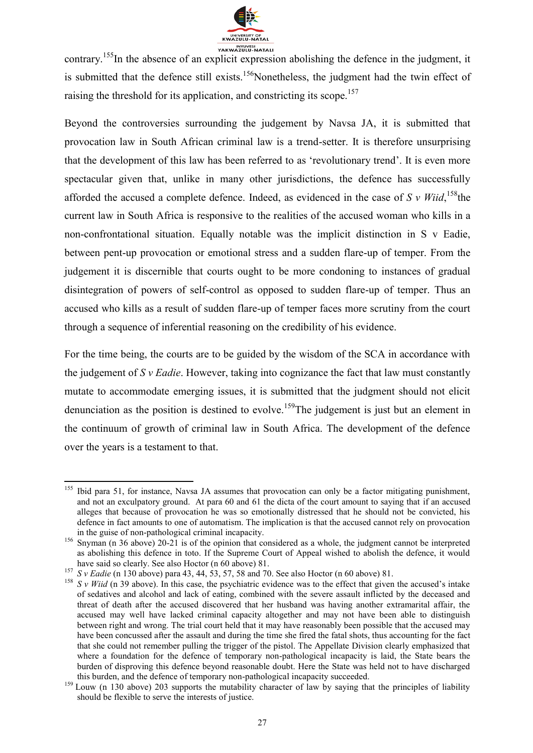contrary.[155] In the absence of an explicit expression abolishing the defence in the judgment, it is submitted that the defence still exists.[156] Nonetheless, the judgment had the twin effect of raising the threshold for its application, and constricting its scope.[157]

Beyond the controversies surrounding the judgement by Navsa JA, it is submitted that provocation law in South African criminal law is a trend-setter. It is therefore unsurprising that the development of this law has been referred to as 'revolutionary trend'. It is even more spectacular given that, unlike in many other jurisdictions, the defence has successfully afforded the accused a complete defence. Indeed, as evidenced in the case of *S v Wiid*,[158] the current law in South Africa is responsive to the realities of the accused woman who kills in a non-confrontational situation. Equally notable was the implicit distinction in S v Eadie, between pent-up provocation or emotional stress and a sudden flare-up of temper. From the judgement it is discernible that courts ought to be more condoning to instances of gradual disintegration of powers of self-control as opposed to sudden flare-up of temper. Thus an accused who kills as a result of sudden flare-up of temper faces more scrutiny from the court through a sequence of inferential reasoning on the credibility of his evidence.

For the time being, the courts are to be guided by the wisdom of the SCA in accordance with the judgement of *S v Eadie*. However, taking into cognizance the fact that law must constantly mutate to accommodate emerging issues, it is submitted that the judgment should not elicit denunciation as the position is destined to evolve.[159] The judgement is just but an element in the continuum of growth of criminal law in South Africa. The development of the defence over the years is a testament to that.

---

[155] Ibid para 51, for instance, Navsa JA assumes that provocation can only be a factor mitigating punishment, and not an exculpatory ground. At para 60 and 61 the dicta of the court amount to saying that if an accused alleges that because of provocation he was so emotionally distressed that he should not be convicted, his defence in fact amounts to one of automatism. The implication is that the accused cannot rely on provocation in the guise of non-pathological criminal incapacity.

[156] Snyman (n 36 above) 20-21 is of the opinion that considered as a whole, the judgment cannot be interpreted as abolishing this defence in toto. If the Supreme Court of Appeal wished to abolish the defence, it would have said so clearly. See also Hoctor (n 60 above) 81.

[157] *S v Eadie* (n 130 above) para 43, 44, 53, 57, 58 and 70. See also Hoctor (n 60 above) 81.

[158] *S v Wiid* (n 39 above). In this case, the psychiatric evidence was to the effect that given the accused's intake of sedatives and alcohol and lack of eating, combined with the severe assault inflicted by the deceased and threat of death after the accused discovered that her husband was having another extramarital affair, the accused may well have lacked criminal capacity altogether and may not have been able to distinguish between right and wrong. The trial court held that it may have reasonably been possible that the accused may have been concussed after the assault and during the time she fired the fatal shots, thus accounting for the fact that she could not remember pulling the trigger of the pistol. The Appellate Division clearly emphasized that where a foundation for the defence of temporary non-pathological incapacity is laid, the State bears the burden of disproving this defence beyond reasonable doubt. Here the State was held not to have discharged this burden, and the defence of temporary non-pathological incapacity succeeded.

[159] Louw (n 130 above) 203 supports the mutability character of law by saying that the principles of liability should be flexible to serve the interests of justice.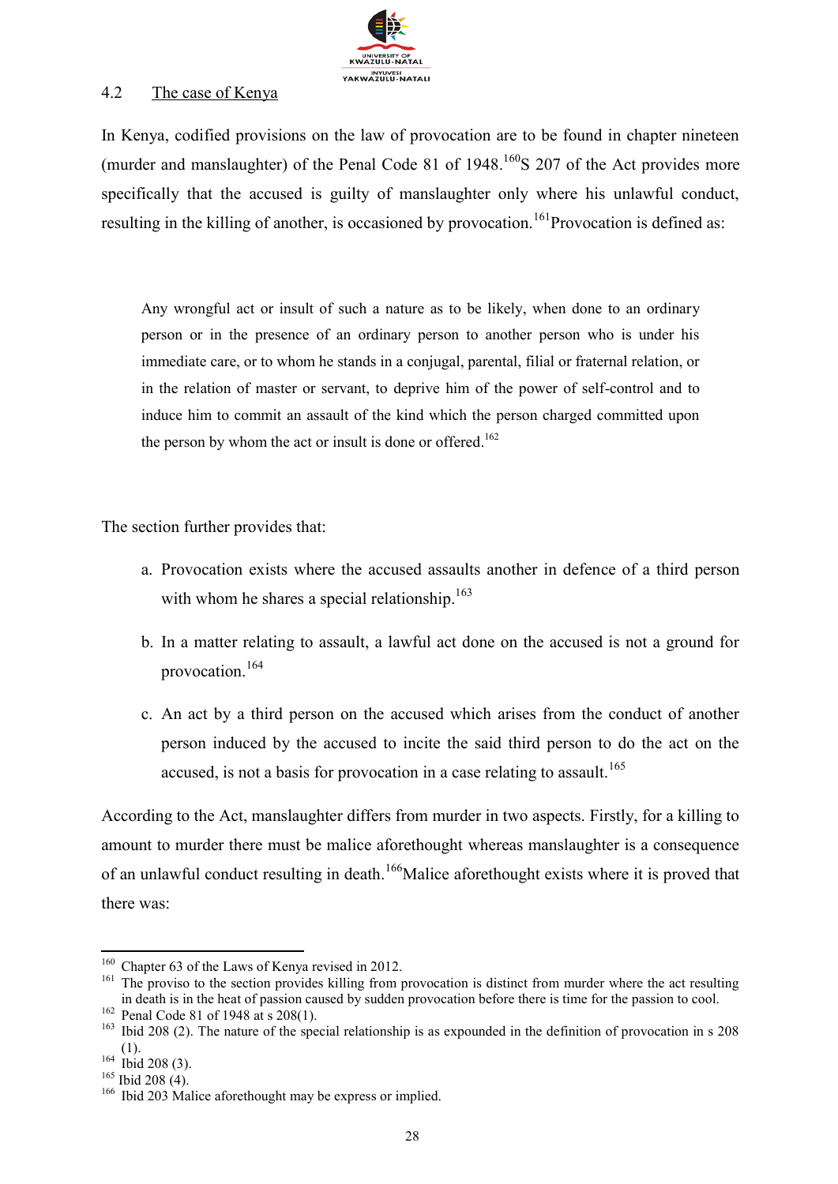## 4.2 The case of Kenya

In Kenya, codified provisions on the law of provocation are to be found in chapter nineteen (murder and manslaughter) of the Penal Code 81 of 1948.[160] S 207 of the Act provides more specifically that the accused is guilty of manslaughter only where his unlawful conduct, resulting in the killing of another, is occasioned by provocation.[161] Provocation is defined as:

> Any wrongful act or insult of such a nature as to be likely, when done to an ordinary person or in the presence of an ordinary person to another person who is under his immediate care, or to whom he stands in a conjugal, parental, filial or fraternal relation, or in the relation of master or servant, to deprive him of the power of self-control and to induce him to commit an assault of the kind which the person charged committed upon the person by whom the act or insult is done or offered.[162]

The section further provides that:

a. Provocation exists where the accused assaults another in defence of a third person with whom he shares a special relationship.[163]

b. In a matter relating to assault, a lawful act done on the accused is not a ground for provocation.[164]

c. An act by a third person on the accused which arises from the conduct of another person induced by the accused to incite the said third person to do the act on the accused, is not a basis for provocation in a case relating to assault.[165]

According to the Act, manslaughter differs from murder in two aspects. Firstly, for a killing to amount to murder there must be malice aforethought whereas manslaughter is a consequence of an unlawful conduct resulting in death.[166] Malice aforethought exists where it is proved that there was:

---

[160] Chapter 63 of the Laws of Kenya revised in 2012.

[161] The proviso to the section provides killing from provocation is distinct from murder where the act resulting in death is in the heat of passion caused by sudden provocation before there is time for the passion to cool.

[162] Penal Code 81 of 1948 at s 208(1).

[163] Ibid 208 (2). The nature of the special relationship is as expounded in the definition of provocation in s 208 (1).

[164] Ibid 208 (3).

[165] Ibid 208 (4).

[166] Ibid 203 Malice aforethought may be express or implied.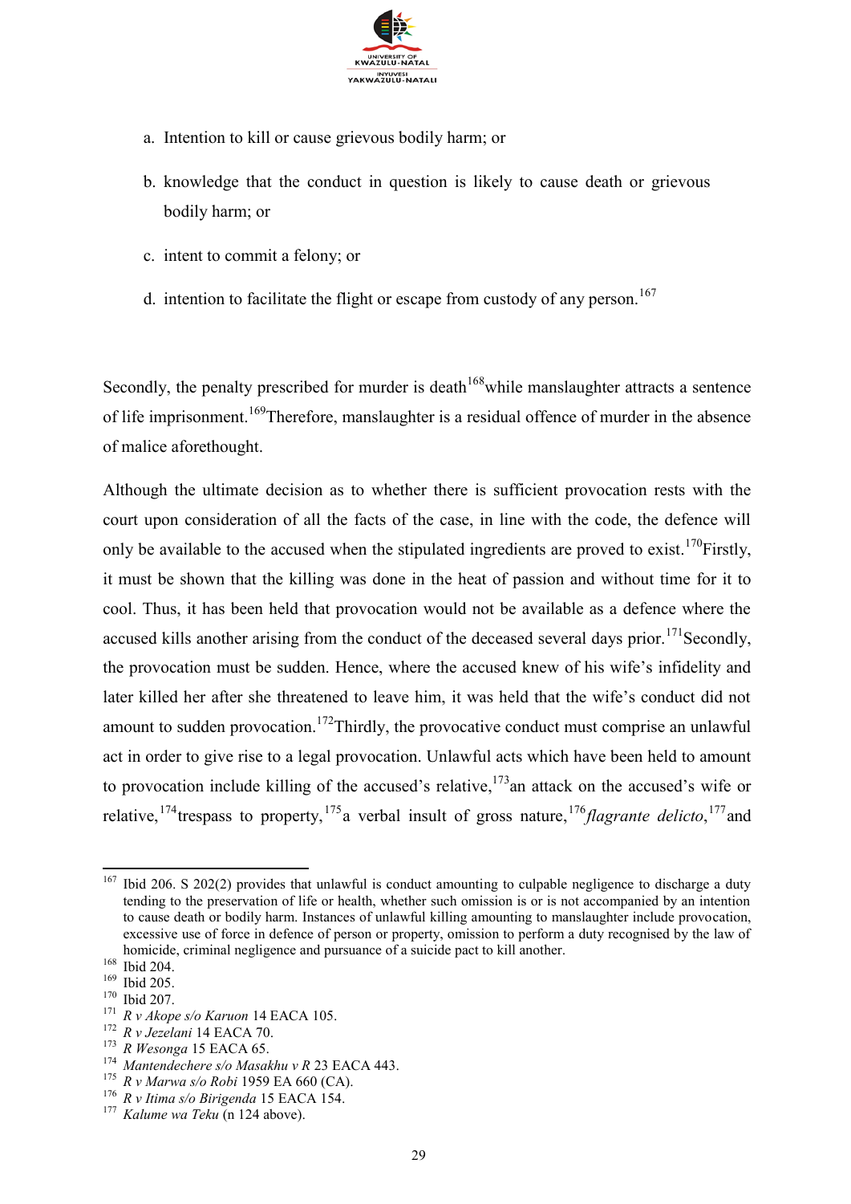a. Intention to kill or cause grievous bodily harm; or

b. knowledge that the conduct in question is likely to cause death or grievous bodily harm; or

c. intent to commit a felony; or

d. intention to facilitate the flight or escape from custody of any person.[167]

Secondly, the penalty prescribed for murder is death[168] while manslaughter attracts a sentence of life imprisonment.[169] Therefore, manslaughter is a residual offence of murder in the absence of malice aforethought.

Although the ultimate decision as to whether there is sufficient provocation rests with the court upon consideration of all the facts of the case, in line with the code, the defence will only be available to the accused when the stipulated ingredients are proved to exist.[170] Firstly, it must be shown that the killing was done in the heat of passion and without time for it to cool. Thus, it has been held that provocation would not be available as a defence where the accused kills another arising from the conduct of the deceased several days prior.[171] Secondly, the provocation must be sudden. Hence, where the accused knew of his wife's infidelity and later killed her after she threatened to leave him, it was held that the wife's conduct did not amount to sudden provocation.[172] Thirdly, the provocative conduct must comprise an unlawful act in order to give rise to a legal provocation. Unlawful acts which have been held to amount to provocation include killing of the accused's relative,[173] an attack on the accused's wife or relative,[174] trespass to property,[175] a verbal insult of gross nature,[176] *flagrante delicto*,[177] and

---

[167] Ibid 206. S 202(2) provides that unlawful is conduct amounting to culpable negligence to discharge a duty tending to the preservation of life or health, whether such omission is or is not accompanied by an intention to cause death or bodily harm. Instances of unlawful killing amounting to manslaughter include provocation, excessive use of force in defence of person or property, omission to perform a duty recognised by the law of homicide, criminal negligence and pursuance of a suicide pact to kill another.

[168] Ibid 204.

[169] Ibid 205.

[170] Ibid 207.

[171] *R v Akope s/o Karuon* 14 EACA 105.

[172] *R v Jezelani* 14 EACA 70.

[173] *R Wesonga* 15 EACA 65.

[174] *Mantendechere s/o Masakhu v R* 23 EACA 443.

[175] *R v Marwa s/o Robi* 1959 EA 660 (CA).

[176] *R v Itima s/o Birigenda* 15 EACA 154.

[177] *Kalume wa Teku* (n 124 above).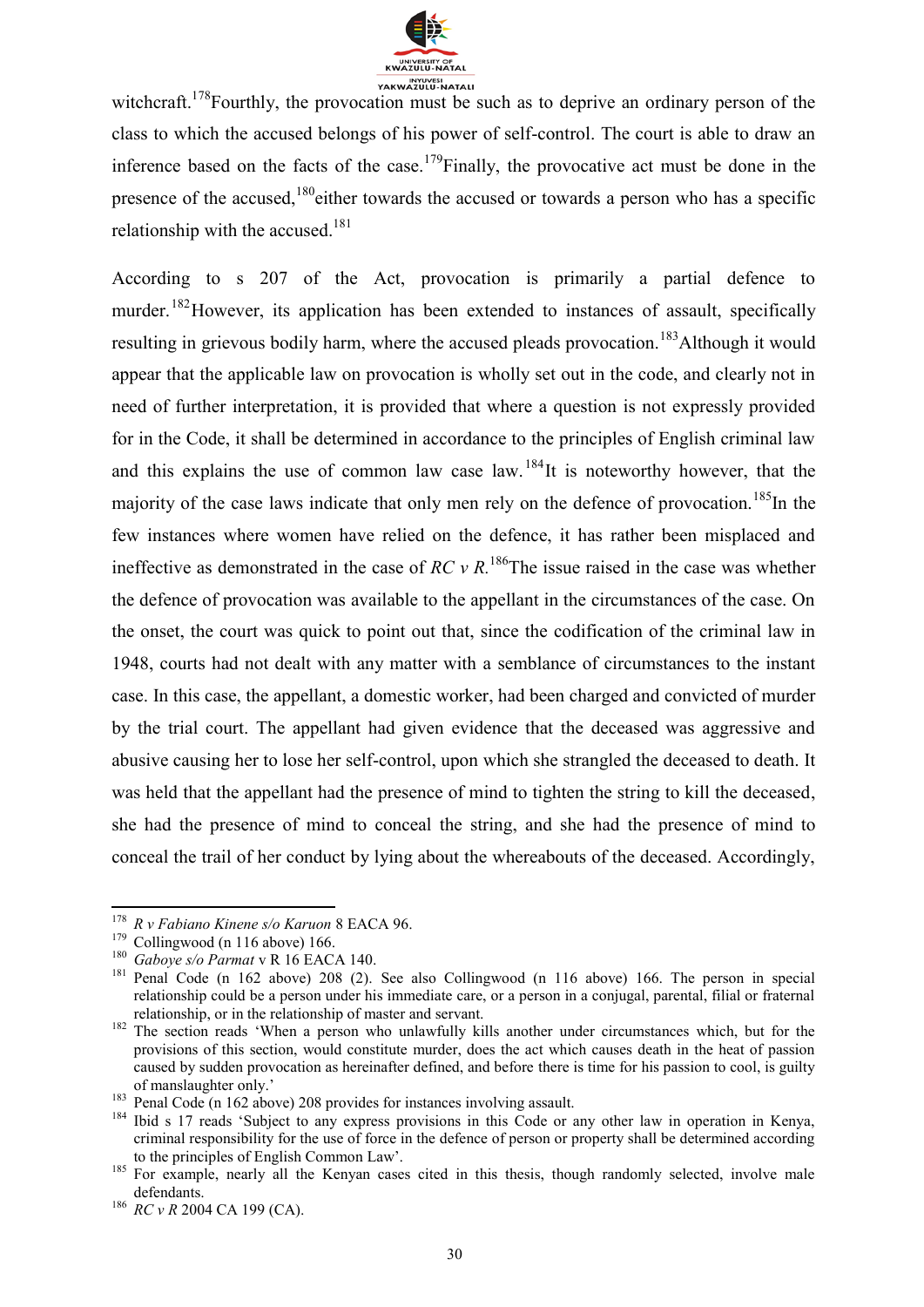witchcraft.[178] Fourthly, the provocation must be such as to deprive an ordinary person of the class to which the accused belongs of his power of self-control. The court is able to draw an inference based on the facts of the case.[179] Finally, the provocative act must be done in the presence of the accused,[180] either towards the accused or towards a person who has a specific relationship with the accused.[181]

According to s 207 of the Act, provocation is primarily a partial defence to murder.[182] However, its application has been extended to instances of assault, specifically resulting in grievous bodily harm, where the accused pleads provocation.[183] Although it would appear that the applicable law on provocation is wholly set out in the code, and clearly not in need of further interpretation, it is provided that where a question is not expressly provided for in the Code, it shall be determined in accordance to the principles of English criminal law and this explains the use of common law case law.[184] It is noteworthy however, that the majority of the case laws indicate that only men rely on the defence of provocation.[185] In the few instances where women have relied on the defence, it has rather been misplaced and ineffective as demonstrated in the case of *RC v R.*[186] The issue raised in the case was whether the defence of provocation was available to the appellant in the circumstances of the case. On the onset, the court was quick to point out that, since the codification of the criminal law in 1948, courts had not dealt with any matter with a semblance of circumstances to the instant case. In this case, the appellant, a domestic worker, had been charged and convicted of murder by the trial court. The appellant had given evidence that the deceased was aggressive and abusive causing her to lose her self-control, upon which she strangled the deceased to death. It was held that the appellant had the presence of mind to tighten the string to kill the deceased, she had the presence of mind to conceal the string, and she had the presence of mind to conceal the trail of her conduct by lying about the whereabouts of the deceased. Accordingly,

---

[178] *R v Fabiano Kinene s/o Karuon* 8 EACA 96.

[179] Collingwood (n 116 above) 166.

[180] *Gaboye s/o Parmat* v R 16 EACA 140.

[181] Penal Code (n 162 above) 208 (2). See also Collingwood (n 116 above) 166. The person in special relationship could be a person under his immediate care, or a person in a conjugal, parental, filial or fraternal relationship, or in the relationship of master and servant.

[182] The section reads 'When a person who unlawfully kills another under circumstances which, but for the provisions of this section, would constitute murder, does the act which causes death in the heat of passion caused by sudden provocation as hereinafter defined, and before there is time for his passion to cool, is guilty of manslaughter only.'

[183] Penal Code (n 162 above) 208 provides for instances involving assault.

[184] Ibid s 17 reads 'Subject to any express provisions in this Code or any other law in operation in Kenya, criminal responsibility for the use of force in the defence of person or property shall be determined according to the principles of English Common Law'.

[185] For example, nearly all the Kenyan cases cited in this thesis, though randomly selected, involve male defendants.

[186] *RC v R* 2004 CA 199 (CA).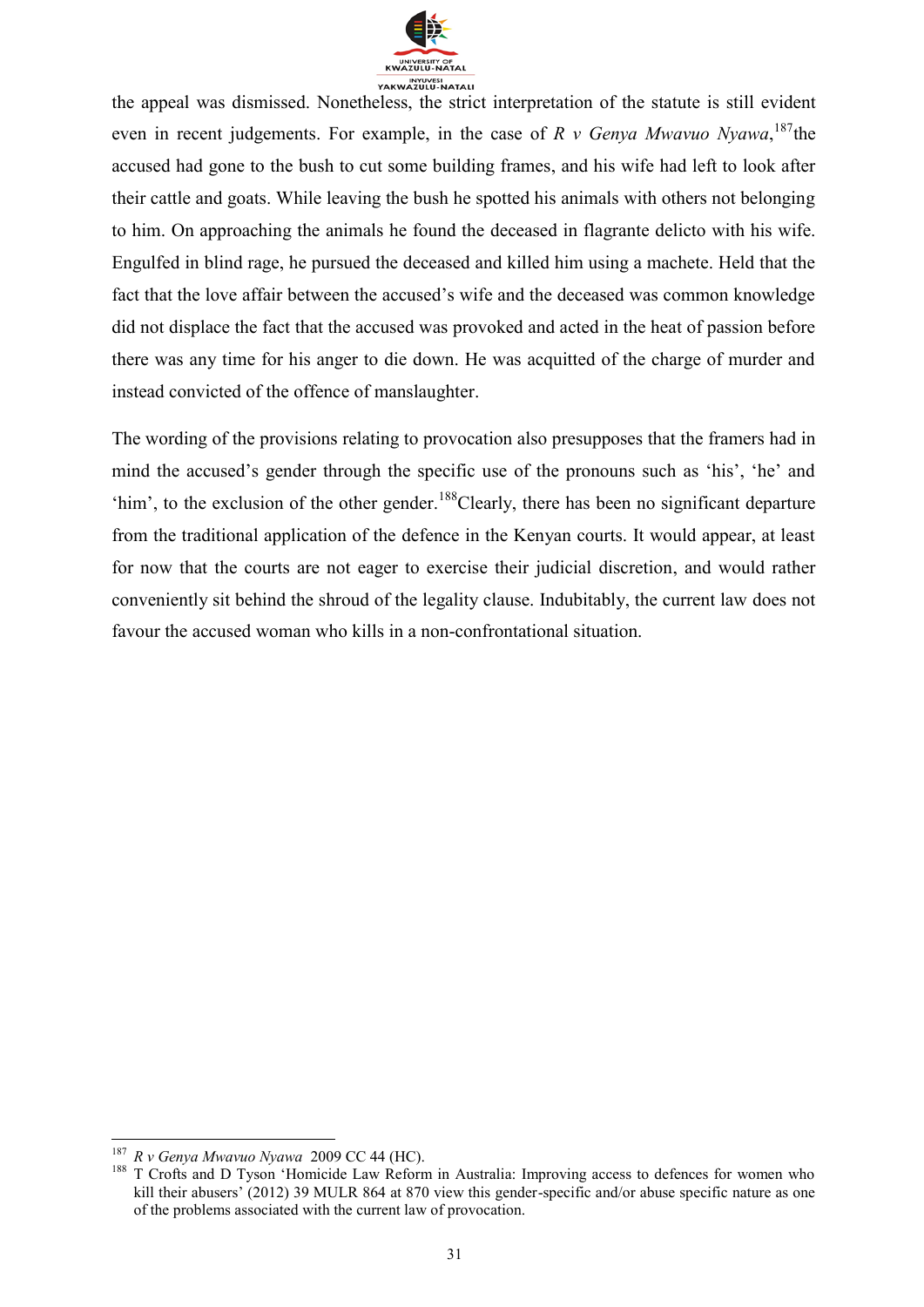the appeal was dismissed. Nonetheless, the strict interpretation of the statute is still evident even in recent judgements. For example, in the case of *R v Genya Mwavuo Nyawa*,[187] the accused had gone to the bush to cut some building frames, and his wife had left to look after their cattle and goats. While leaving the bush he spotted his animals with others not belonging to him. On approaching the animals he found the deceased in flagrante delicto with his wife. Engulfed in blind rage, he pursued the deceased and killed him using a machete. Held that the fact that the love affair between the accused's wife and the deceased was common knowledge did not displace the fact that the accused was provoked and acted in the heat of passion before there was any time for his anger to die down. He was acquitted of the charge of murder and instead convicted of the offence of manslaughter.

The wording of the provisions relating to provocation also presupposes that the framers had in mind the accused's gender through the specific use of the pronouns such as 'his', 'he' and 'him', to the exclusion of the other gender.[188] Clearly, there has been no significant departure from the traditional application of the defence in the Kenyan courts. It would appear, at least for now that the courts are not eager to exercise their judicial discretion, and would rather conveniently sit behind the shroud of the legality clause. Indubitably, the current law does not favour the accused woman who kills in a non-confrontational situation.

---

[187] *R v Genya Mwavuo Nyawa* 2009 CC 44 (HC).

[188] T Crofts and D Tyson 'Homicide Law Reform in Australia: Improving access to defences for women who kill their abusers' (2012) 39 MULR 864 at 870 view this gender-specific and/or abuse specific nature as one of the problems associated with the current law of provocation.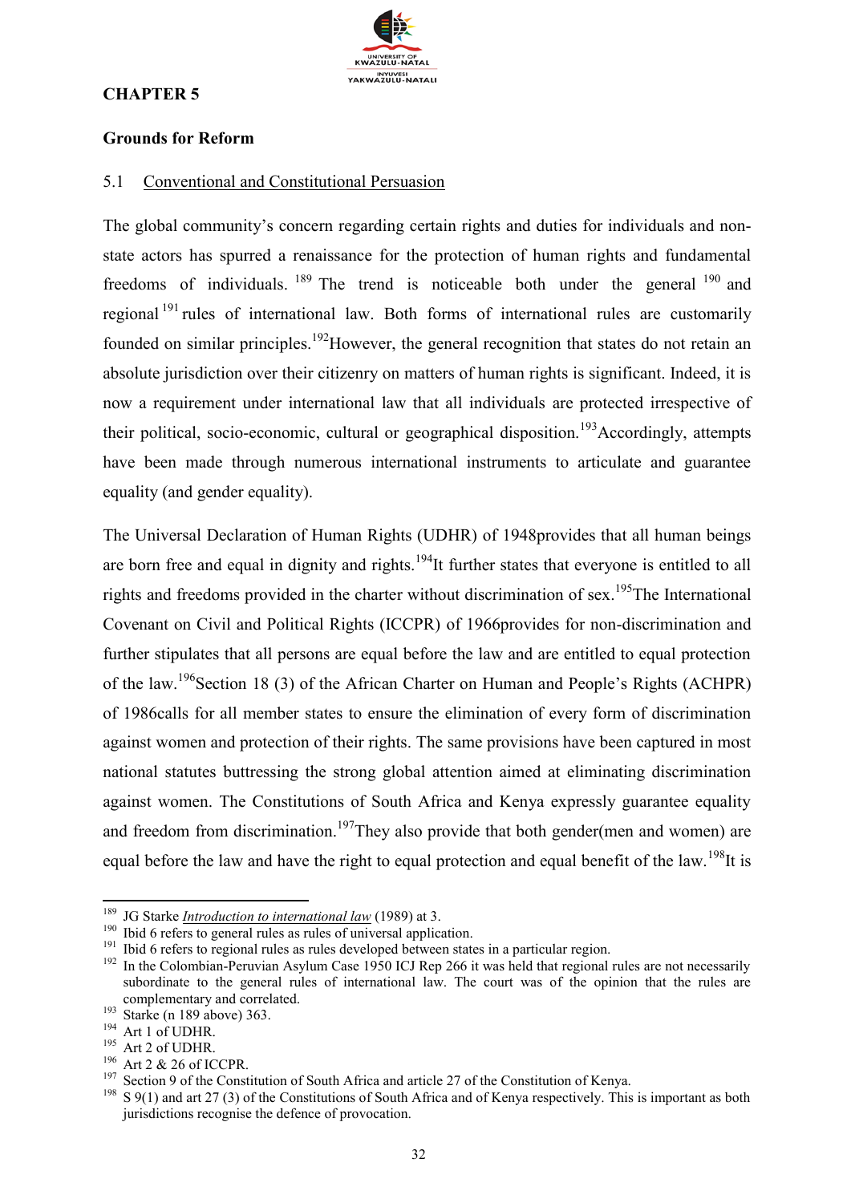## CHAPTER 5

### Grounds for Reform

#### 5.1 Conventional and Constitutional Persuasion

The global community's concern regarding certain rights and duties for individuals and non-state actors has spurred a renaissance for the protection of human rights and fundamental freedoms of individuals.[189] The trend is noticeable both under the general[190] and regional[191] rules of international law. Both forms of international rules are customarily founded on similar principles.[192]However, the general recognition that states do not retain an absolute jurisdiction over their citizenry on matters of human rights is significant. Indeed, it is now a requirement under international law that all individuals are protected irrespective of their political, socio-economic, cultural or geographical disposition.[193]Accordingly, attempts have been made through numerous international instruments to articulate and guarantee equality (and gender equality).

The Universal Declaration of Human Rights (UDHR) of 1948provides that all human beings are born free and equal in dignity and rights.[194]It further states that everyone is entitled to all rights and freedoms provided in the charter without discrimination of sex.[195]The International Covenant on Civil and Political Rights (ICCPR) of 1966provides for non-discrimination and further stipulates that all persons are equal before the law and are entitled to equal protection of the law.[196]Section 18 (3) of the African Charter on Human and People's Rights (ACHPR) of 1986calls for all member states to ensure the elimination of every form of discrimination against women and protection of their rights. The same provisions have been captured in most national statutes buttressing the strong global attention aimed at eliminating discrimination against women. The Constitutions of South Africa and Kenya expressly guarantee equality and freedom from discrimination.[197]They also provide that both gender(men and women) are equal before the law and have the right to equal protection and equal benefit of the law.[198]It is

---

[189] JG Starke *Introduction to international law* (1989) at 3.

[190] Ibid 6 refers to general rules as rules of universal application.

[191] Ibid 6 refers to regional rules as rules developed between states in a particular region.

[192] In the Colombian-Peruvian Asylum Case 1950 ICJ Rep 266 it was held that regional rules are not necessarily subordinate to the general rules of international law. The court was of the opinion that the rules are complementary and correlated.

[193] Starke (n 189 above) 363.

[194] Art 1 of UDHR.

[195] Art 2 of UDHR.

[196] Art 2 & 26 of ICCPR.

[197] Section 9 of the Constitution of South Africa and article 27 of the Constitution of Kenya.

[198] S 9(1) and art 27 (3) of the Constitutions of South Africa and of Kenya respectively. This is important as both jurisdictions recognise the defence of provocation.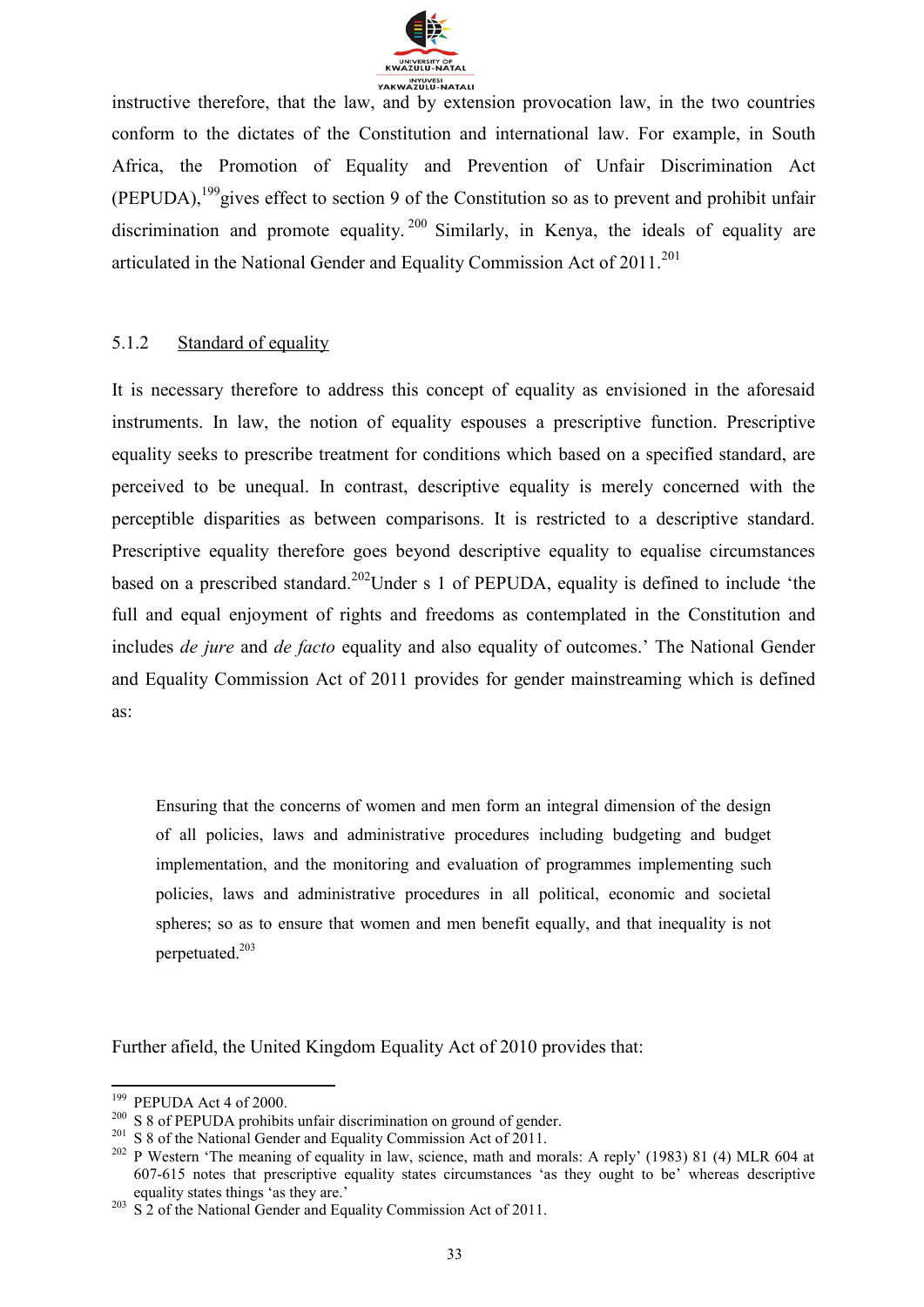instructive therefore, that the law, and by extension provocation law, in the two countries conform to the dictates of the Constitution and international law. For example, in South Africa, the Promotion of Equality and Prevention of Unfair Discrimination Act (PEPUDA),[199] gives effect to section 9 of the Constitution so as to prevent and prohibit unfair discrimination and promote equality.[200] Similarly, in Kenya, the ideals of equality are articulated in the National Gender and Equality Commission Act of 2011.[201]

### 5.1.2 Standard of equality

It is necessary therefore to address this concept of equality as envisioned in the aforesaid instruments. In law, the notion of equality espouses a prescriptive function. Prescriptive equality seeks to prescribe treatment for conditions which based on a specified standard, are perceived to be unequal. In contrast, descriptive equality is merely concerned with the perceptible disparities as between comparisons. It is restricted to a descriptive standard. Prescriptive equality therefore goes beyond descriptive equality to equalise circumstances based on a prescribed standard.[202] Under s 1 of PEPUDA, equality is defined to include 'the full and equal enjoyment of rights and freedoms as contemplated in the Constitution and includes *de jure* and *de facto* equality and also equality of outcomes.' The National Gender and Equality Commission Act of 2011 provides for gender mainstreaming which is defined as:

> Ensuring that the concerns of women and men form an integral dimension of the design of all policies, laws and administrative procedures including budgeting and budget implementation, and the monitoring and evaluation of programmes implementing such policies, laws and administrative procedures in all political, economic and societal spheres; so as to ensure that women and men benefit equally, and that inequality is not perpetuated.[203]

Further afield, the United Kingdom Equality Act of 2010 provides that:

---

[199] PEPUDA Act 4 of 2000.

[200] S 8 of PEPUDA prohibits unfair discrimination on ground of gender.

[201] S 8 of the National Gender and Equality Commission Act of 2011.

[202] P Western 'The meaning of equality in law, science, math and morals: A reply' (1983) 81 (4) MLR 604 at 607-615 notes that prescriptive equality states circumstances 'as they ought to be' whereas descriptive equality states things 'as they are.'

[203] S 2 of the National Gender and Equality Commission Act of 2011.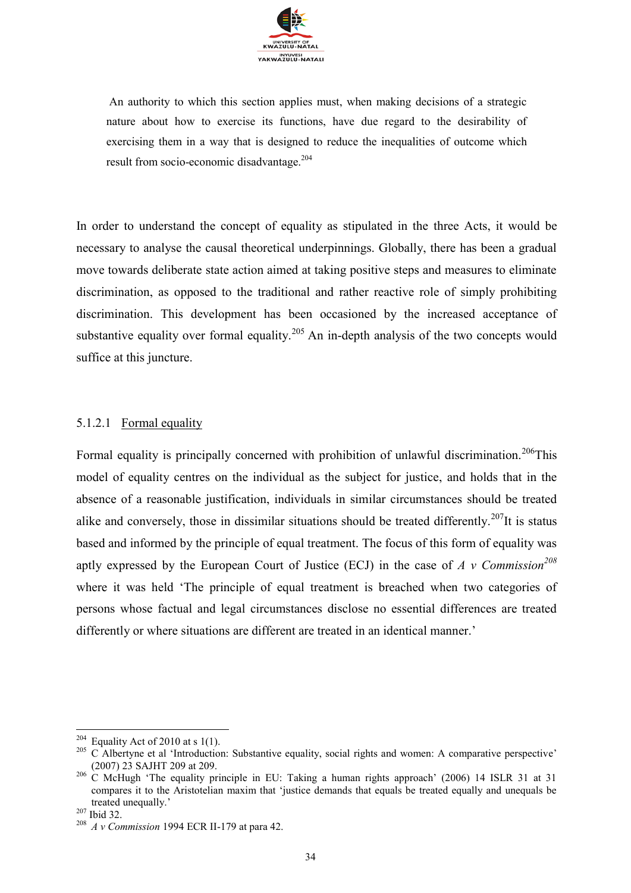> An authority to which this section applies must, when making decisions of a strategic nature about how to exercise its functions, have due regard to the desirability of exercising them in a way that is designed to reduce the inequalities of outcome which result from socio-economic disadvantage.[204]

In order to understand the concept of equality as stipulated in the three Acts, it would be necessary to analyse the causal theoretical underpinnings. Globally, there has been a gradual move towards deliberate state action aimed at taking positive steps and measures to eliminate discrimination, as opposed to the traditional and rather reactive role of simply prohibiting discrimination. This development has been occasioned by the increased acceptance of substantive equality over formal equality.[205] An in-depth analysis of the two concepts would suffice at this juncture.

#### 5.1.2.1 Formal equality

Formal equality is principally concerned with prohibition of unlawful discrimination.[206]This model of equality centres on the individual as the subject for justice, and holds that in the absence of a reasonable justification, individuals in similar circumstances should be treated alike and conversely, those in dissimilar situations should be treated differently.[207]It is status based and informed by the principle of equal treatment. The focus of this form of equality was aptly expressed by the European Court of Justice (ECJ) in the case of *A v Commission*[208] where it was held 'The principle of equal treatment is breached when two categories of persons whose factual and legal circumstances disclose no essential differences are treated differently or where situations are different are treated in an identical manner.'

---

[204] Equality Act of 2010 at s 1(1).

[205] C Albertyne et al 'Introduction: Substantive equality, social rights and women: A comparative perspective' (2007) 23 SAJHT 209 at 209.

[206] C McHugh 'The equality principle in EU: Taking a human rights approach' (2006) 14 ISLR 31 at 31 compares it to the Aristotelian maxim that 'justice demands that equals be treated equally and unequals be treated unequally.'

[207] Ibid 32.

[208] *A v Commission* 1994 ECR II-179 at para 42.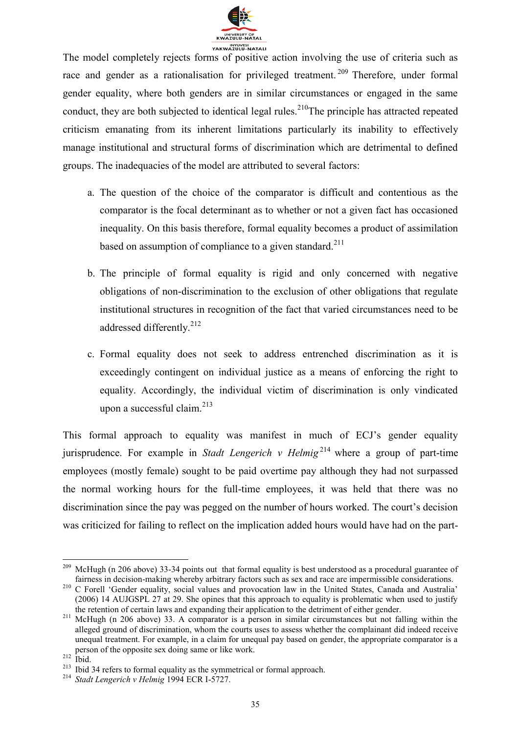The model completely rejects forms of positive action involving the use of criteria such as race and gender as a rationalisation for privileged treatment.[209] Therefore, under formal gender equality, where both genders are in similar circumstances or engaged in the same conduct, they are both subjected to identical legal rules.[210] The principle has attracted repeated criticism emanating from its inherent limitations particularly its inability to effectively manage institutional and structural forms of discrimination which are detrimental to defined groups. The inadequacies of the model are attributed to several factors:

a. The question of the choice of the comparator is difficult and contentious as the comparator is the focal determinant as to whether or not a given fact has occasioned inequality. On this basis therefore, formal equality becomes a product of assimilation based on assumption of compliance to a given standard.[211]

b. The principle of formal equality is rigid and only concerned with negative obligations of non-discrimination to the exclusion of other obligations that regulate institutional structures in recognition of the fact that varied circumstances need to be addressed differently.[212]

c. Formal equality does not seek to address entrenched discrimination as it is exceedingly contingent on individual justice as a means of enforcing the right to equality. Accordingly, the individual victim of discrimination is only vindicated upon a successful claim.[213]

This formal approach to equality was manifest in much of ECJ's gender equality jurisprudence. For example in *Stadt Lengerich v Helmig*[214] where a group of part-time employees (mostly female) sought to be paid overtime pay although they had not surpassed the normal working hours for the full-time employees, it was held that there was no discrimination since the pay was pegged on the number of hours worked. The court's decision was criticized for failing to reflect on the implication added hours would have had on the part-

---

[209] McHugh (n 206 above) 33-34 points out that formal equality is best understood as a procedural guarantee of fairness in decision-making whereby arbitrary factors such as sex and race are impermissible considerations.

[210] C Forell 'Gender equality, social values and provocation law in the United States, Canada and Australia' (2006) 14 AUJGSPL 27 at 29. She opines that this approach to equality is problematic when used to justify the retention of certain laws and expanding their application to the detriment of either gender.

[211] McHugh (n 206 above) 33. A comparator is a person in similar circumstances but not falling within the alleged ground of discrimination, whom the courts uses to assess whether the complainant did indeed receive unequal treatment. For example, in a claim for unequal pay based on gender, the appropriate comparator is a person of the opposite sex doing same or like work.

[212] Ibid.

[213] Ibid 34 refers to formal equality as the symmetrical or formal approach.

[214] *Stadt Lengerich v Helmig* 1994 ECR I-5727.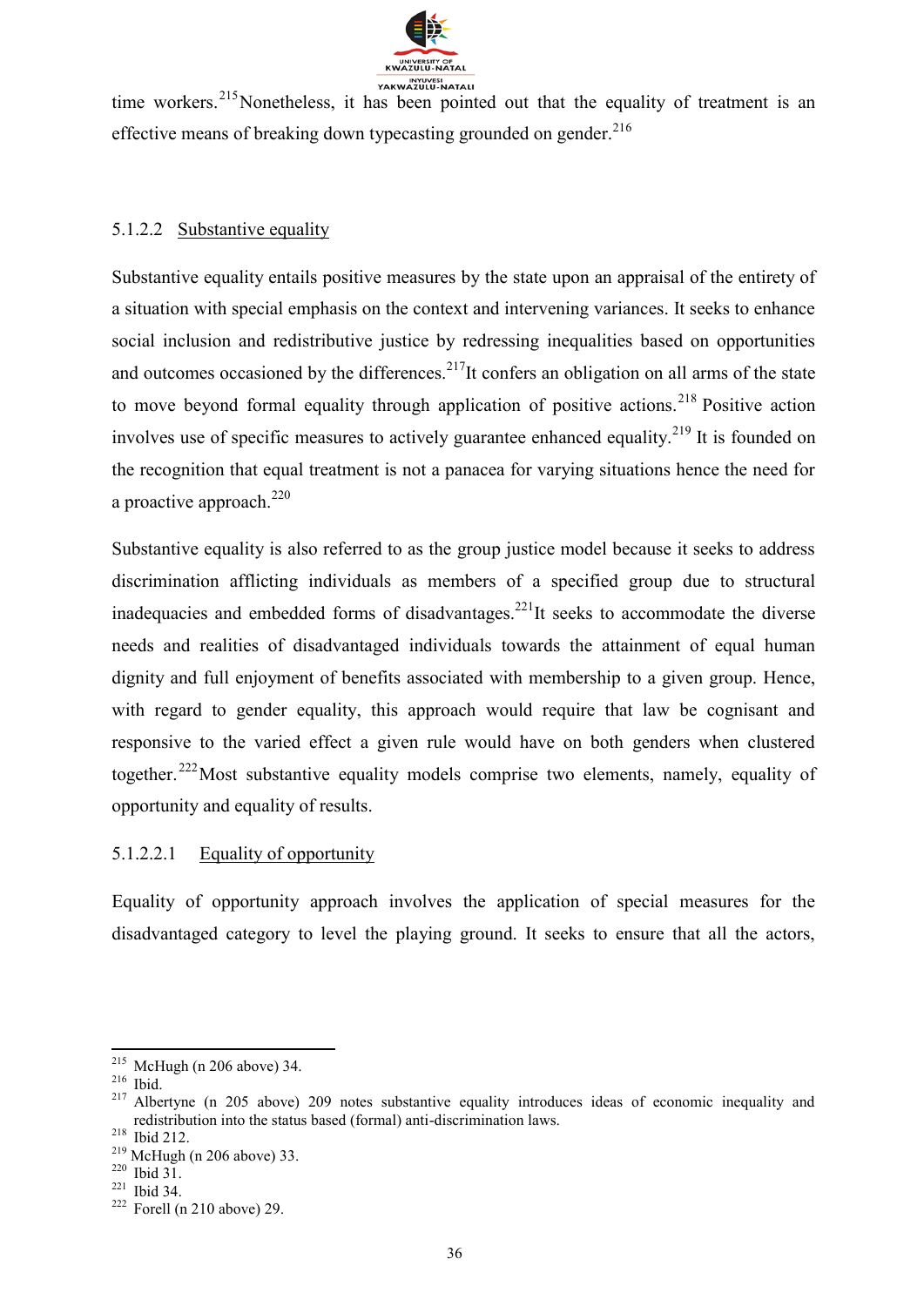time workers.[215] Nonetheless, it has been pointed out that the equality of treatment is an effective means of breaking down typecasting grounded on gender.[216]

#### 5.1.2.2 Substantive equality

Substantive equality entails positive measures by the state upon an appraisal of the entirety of a situation with special emphasis on the context and intervening variances. It seeks to enhance social inclusion and redistributive justice by redressing inequalities based on opportunities and outcomes occasioned by the differences.[217] It confers an obligation on all arms of the state to move beyond formal equality through application of positive actions.[218] Positive action involves use of specific measures to actively guarantee enhanced equality.[219] It is founded on the recognition that equal treatment is not a panacea for varying situations hence the need for a proactive approach.[220]

Substantive equality is also referred to as the group justice model because it seeks to address discrimination afflicting individuals as members of a specified group due to structural inadequacies and embedded forms of disadvantages.[221] It seeks to accommodate the diverse needs and realities of disadvantaged individuals towards the attainment of equal human dignity and full enjoyment of benefits associated with membership to a given group. Hence, with regard to gender equality, this approach would require that law be cognisant and responsive to the varied effect a given rule would have on both genders when clustered together.[222] Most substantive equality models comprise two elements, namely, equality of opportunity and equality of results.

##### 5.1.2.2.1 Equality of opportunity

Equality of opportunity approach involves the application of special measures for the disadvantaged category to level the playing ground. It seeks to ensure that all the actors,

---

[215] McHugh (n 206 above) 34.
[216] Ibid.
[217] Albertyne (n 205 above) 209 notes substantive equality introduces ideas of economic inequality and redistribution into the status based (formal) anti-discrimination laws.
[218] Ibid 212.
[219] McHugh (n 206 above) 33.
[220] Ibid 31.
[221] Ibid 34.
[222] Forell (n 210 above) 29.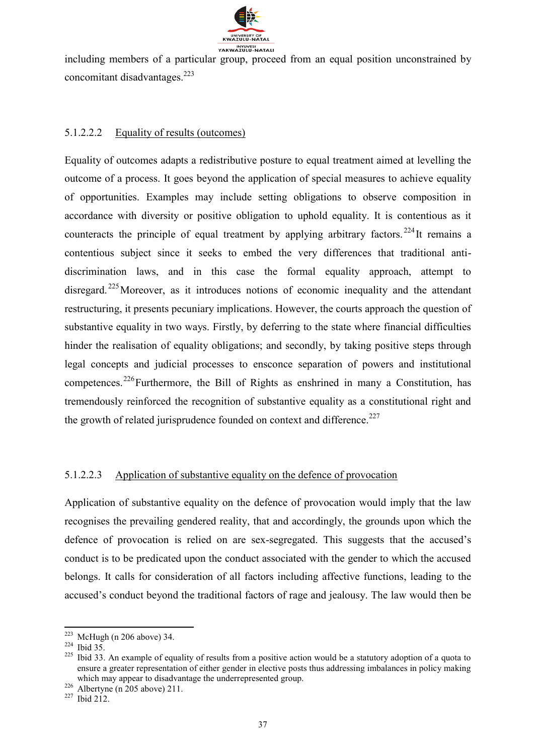including members of a particular group, proceed from an equal position unconstrained by concomitant disadvantages.[223]

#### 5.1.2.2.2 Equality of results (outcomes)

Equality of outcomes adapts a redistributive posture to equal treatment aimed at levelling the outcome of a process. It goes beyond the application of special measures to achieve equality of opportunities. Examples may include setting obligations to observe composition in accordance with diversity or positive obligation to uphold equality. It is contentious as it counteracts the principle of equal treatment by applying arbitrary factors.[224] It remains a contentious subject since it seeks to embed the very differences that traditional anti-discrimination laws, and in this case the formal equality approach, attempt to disregard.[225] Moreover, as it introduces notions of economic inequality and the attendant restructuring, it presents pecuniary implications. However, the courts approach the question of substantive equality in two ways. Firstly, by deferring to the state where financial difficulties hinder the realisation of equality obligations; and secondly, by taking positive steps through legal concepts and judicial processes to ensconce separation of powers and institutional competences.[226] Furthermore, the Bill of Rights as enshrined in many a Constitution, has tremendously reinforced the recognition of substantive equality as a constitutional right and the growth of related jurisprudence founded on context and difference.[227]

#### 5.1.2.2.3 Application of substantive equality on the defence of provocation

Application of substantive equality on the defence of provocation would imply that the law recognises the prevailing gendered reality, that and accordingly, the grounds upon which the defence of provocation is relied on are sex-segregated. This suggests that the accused's conduct is to be predicated upon the conduct associated with the gender to which the accused belongs. It calls for consideration of all factors including affective functions, leading to the accused's conduct beyond the traditional factors of rage and jealousy. The law would then be

---

[223] McHugh (n 206 above) 34.

[224] Ibid 35.

[225] Ibid 33. An example of equality of results from a positive action would be a statutory adoption of a quota to ensure a greater representation of either gender in elective posts thus addressing imbalances in policy making which may appear to disadvantage the underrepresented group.

[226] Albertyne (n 205 above) 211.

[227] Ibid 212.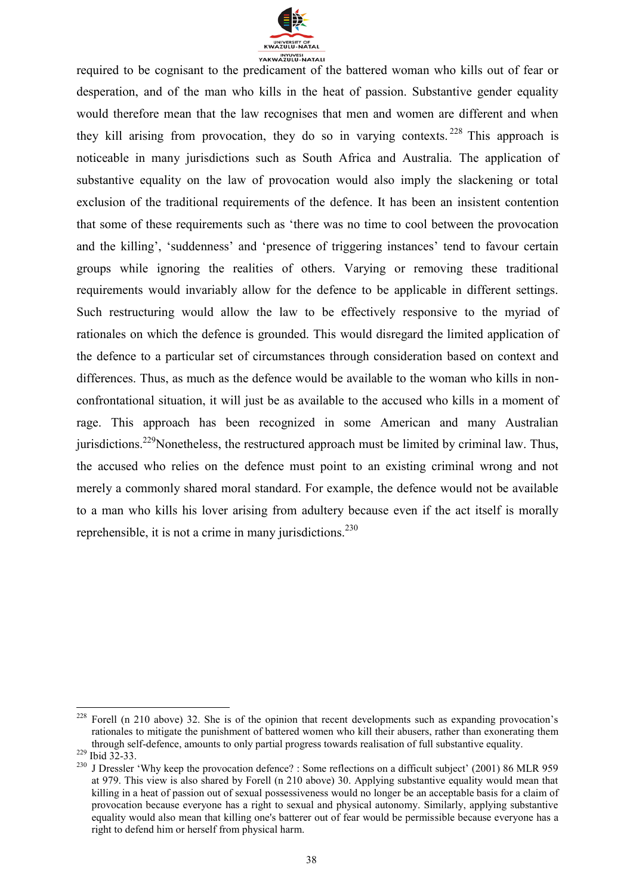required to be cognisant to the predicament of the battered woman who kills out of fear or desperation, and of the man who kills in the heat of passion. Substantive gender equality would therefore mean that the law recognises that men and women are different and when they kill arising from provocation, they do so in varying contexts.[228] This approach is noticeable in many jurisdictions such as South Africa and Australia. The application of substantive equality on the law of provocation would also imply the slackening or total exclusion of the traditional requirements of the defence. It has been an insistent contention that some of these requirements such as 'there was no time to cool between the provocation and the killing', 'suddenness' and 'presence of triggering instances' tend to favour certain groups while ignoring the realities of others. Varying or removing these traditional requirements would invariably allow for the defence to be applicable in different settings. Such restructuring would allow the law to be effectively responsive to the myriad of rationales on which the defence is grounded. This would disregard the limited application of the defence to a particular set of circumstances through consideration based on context and differences. Thus, as much as the defence would be available to the woman who kills in non-confrontational situation, it will just be as available to the accused who kills in a moment of rage. This approach has been recognized in some American and many Australian jurisdictions.[229]Nonetheless, the restructured approach must be limited by criminal law. Thus, the accused who relies on the defence must point to an existing criminal wrong and not merely a commonly shared moral standard. For example, the defence would not be available to a man who kills his lover arising from adultery because even if the act itself is morally reprehensible, it is not a crime in many jurisdictions.[230]

---

[228] Forell (n 210 above) 32. She is of the opinion that recent developments such as expanding provocation's rationales to mitigate the punishment of battered women who kill their abusers, rather than exonerating them through self-defence, amounts to only partial progress towards realisation of full substantive equality.

[229] Ibid 32-33.

[230] J Dressler 'Why keep the provocation defence? : Some reflections on a difficult subject' (2001) 86 MLR 959 at 979. This view is also shared by Forell (n 210 above) 30. Applying substantive equality would mean that killing in a heat of passion out of sexual possessiveness would no longer be an acceptable basis for a claim of provocation because everyone has a right to sexual and physical autonomy. Similarly, applying substantive equality would also mean that killing one's batterer out of fear would be permissible because everyone has a right to defend him or herself from physical harm.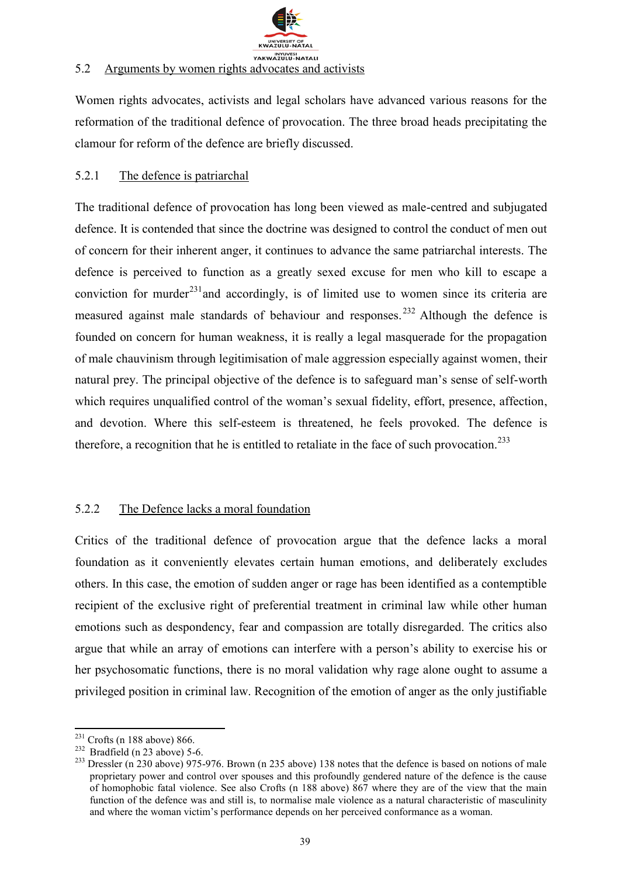### 5.2 Arguments by women rights advocates and activists

Women rights advocates, activists and legal scholars have advanced various reasons for the reformation of the traditional defence of provocation. The three broad heads precipitating the clamour for reform of the defence are briefly discussed.

#### 5.2.1 The defence is patriarchal

The traditional defence of provocation has long been viewed as male-centred and subjugated defence. It is contended that since the doctrine was designed to control the conduct of men out of concern for their inherent anger, it continues to advance the same patriarchal interests. The defence is perceived to function as a greatly sexed excuse for men who kill to escape a conviction for murder[231] and accordingly, is of limited use to women since its criteria are measured against male standards of behaviour and responses.[232] Although the defence is founded on concern for human weakness, it is really a legal masquerade for the propagation of male chauvinism through legitimisation of male aggression especially against women, their natural prey. The principal objective of the defence is to safeguard man's sense of self-worth which requires unqualified control of the woman's sexual fidelity, effort, presence, affection, and devotion. Where this self-esteem is threatened, he feels provoked. The defence is therefore, a recognition that he is entitled to retaliate in the face of such provocation.[233]

#### 5.2.2 The Defence lacks a moral foundation

Critics of the traditional defence of provocation argue that the defence lacks a moral foundation as it conveniently elevates certain human emotions, and deliberately excludes others. In this case, the emotion of sudden anger or rage has been identified as a contemptible recipient of the exclusive right of preferential treatment in criminal law while other human emotions such as despondency, fear and compassion are totally disregarded. The critics also argue that while an array of emotions can interfere with a person's ability to exercise his or her psychosomatic functions, there is no moral validation why rage alone ought to assume a privileged position in criminal law. Recognition of the emotion of anger as the only justifiable

---

[231] Crofts (n 188 above) 866.

[232] Bradfield (n 23 above) 5-6.

[233] Dressler (n 230 above) 975-976. Brown (n 235 above) 138 notes that the defence is based on notions of male proprietary power and control over spouses and this profoundly gendered nature of the defence is the cause of homophobic fatal violence. See also Crofts (n 188 above) 867 where they are of the view that the main function of the defence was and still is, to normalise male violence as a natural characteristic of masculinity and where the woman victim's performance depends on her perceived conformance as a woman.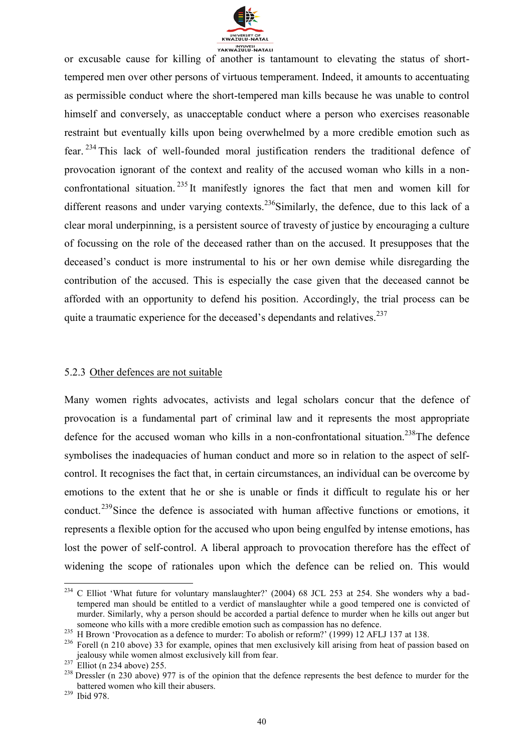or excusable cause for killing of another is tantamount to elevating the status of short-tempered men over other persons of virtuous temperament. Indeed, it amounts to accentuating as permissible conduct where the short-tempered man kills because he was unable to control himself and conversely, as unacceptable conduct where a person who exercises reasonable restraint but eventually kills upon being overwhelmed by a more credible emotion such as fear.[234] This lack of well-founded moral justification renders the traditional defence of provocation ignorant of the context and reality of the accused woman who kills in a non-confrontational situation.[235] It manifestly ignores the fact that men and women kill for different reasons and under varying contexts.[236] Similarly, the defence, due to this lack of a clear moral underpinning, is a persistent source of travesty of justice by encouraging a culture of focussing on the role of the deceased rather than on the accused. It presupposes that the deceased's conduct is more instrumental to his or her own demise while disregarding the contribution of the accused. This is especially the case given that the deceased cannot be afforded with an opportunity to defend his position. Accordingly, the trial process can be quite a traumatic experience for the deceased's dependants and relatives.[237]

### 5.2.3 Other defences are not suitable

Many women rights advocates, activists and legal scholars concur that the defence of provocation is a fundamental part of criminal law and it represents the most appropriate defence for the accused woman who kills in a non-confrontational situation.[238] The defence symbolises the inadequacies of human conduct and more so in relation to the aspect of self-control. It recognises the fact that, in certain circumstances, an individual can be overcome by emotions to the extent that he or she is unable or finds it difficult to regulate his or her conduct.[239] Since the defence is associated with human affective functions or emotions, it represents a flexible option for the accused who upon being engulfed by intense emotions, has lost the power of self-control. A liberal approach to provocation therefore has the effect of widening the scope of rationales upon which the defence can be relied on. This would

---

[234] C Elliot 'What future for voluntary manslaughter?' (2004) 68 JCL 253 at 254. She wonders why a bad-tempered man should be entitled to a verdict of manslaughter while a good tempered one is convicted of murder. Similarly, why a person should be accorded a partial defence to murder when he kills out anger but someone who kills with a more credible emotion such as compassion has no defence.

[235] H Brown 'Provocation as a defence to murder: To abolish or reform?' (1999) 12 AFLJ 137 at 138.

[236] Forell (n 210 above) 33 for example, opines that men exclusively kill arising from heat of passion based on jealousy while women almost exclusively kill from fear.

[237] Elliot (n 234 above) 255.

[238] Dressler (n 230 above) 977 is of the opinion that the defence represents the best defence to murder for the battered women who kill their abusers.

[239] Ibid 978.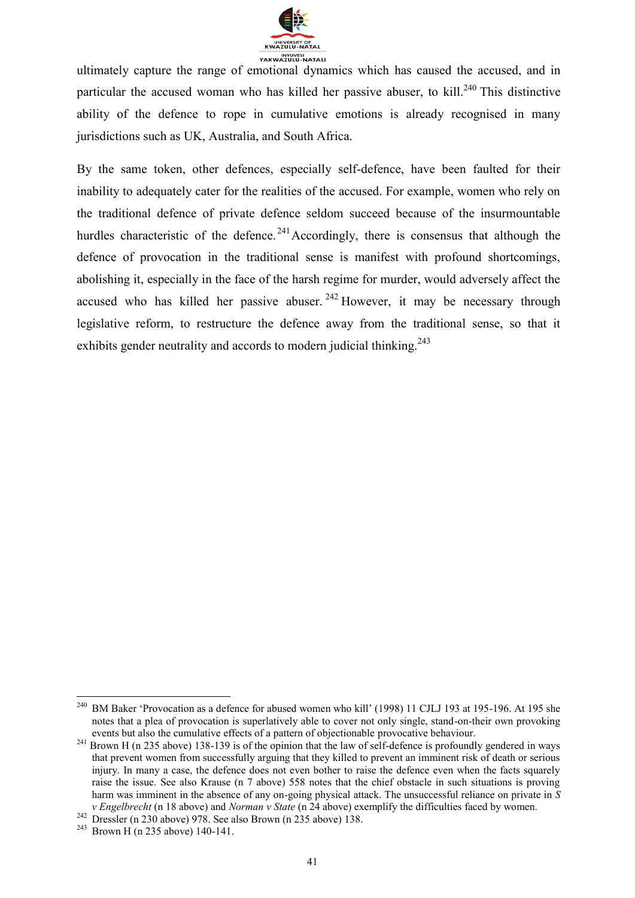ultimately capture the range of emotional dynamics which has caused the accused, and in particular the accused woman who has killed her passive abuser, to kill.[240] This distinctive ability of the defence to rope in cumulative emotions is already recognised in many jurisdictions such as UK, Australia, and South Africa.

By the same token, other defences, especially self-defence, have been faulted for their inability to adequately cater for the realities of the accused. For example, women who rely on the traditional defence of private defence seldom succeed because of the insurmountable hurdles characteristic of the defence.[241] Accordingly, there is consensus that although the defence of provocation in the traditional sense is manifest with profound shortcomings, abolishing it, especially in the face of the harsh regime for murder, would adversely affect the accused who has killed her passive abuser.[242] However, it may be necessary through legislative reform, to restructure the defence away from the traditional sense, so that it exhibits gender neutrality and accords to modern judicial thinking.[243]

---

[240] BM Baker 'Provocation as a defence for abused women who kill' (1998) 11 CJLJ 193 at 195-196. At 195 she notes that a plea of provocation is superlatively able to cover not only single, stand-on-their own provoking events but also the cumulative effects of a pattern of objectionable provocative behaviour.

[241] Brown H (n 235 above) 138-139 is of the opinion that the law of self-defence is profoundly gendered in ways that prevent women from successfully arguing that they killed to prevent an imminent risk of death or serious injury. In many a case, the defence does not even bother to raise the defence even when the facts squarely raise the issue. See also Krause (n 7 above) 558 notes that the chief obstacle in such situations is proving harm was imminent in the absence of any on-going physical attack. The unsuccessful reliance on private in *S v Engelbrecht* (n 18 above) and *Norman v State* (n 24 above) exemplify the difficulties faced by women.

[242] Dressler (n 230 above) 978. See also Brown (n 235 above) 138.

[243] Brown H (n 235 above) 140-141.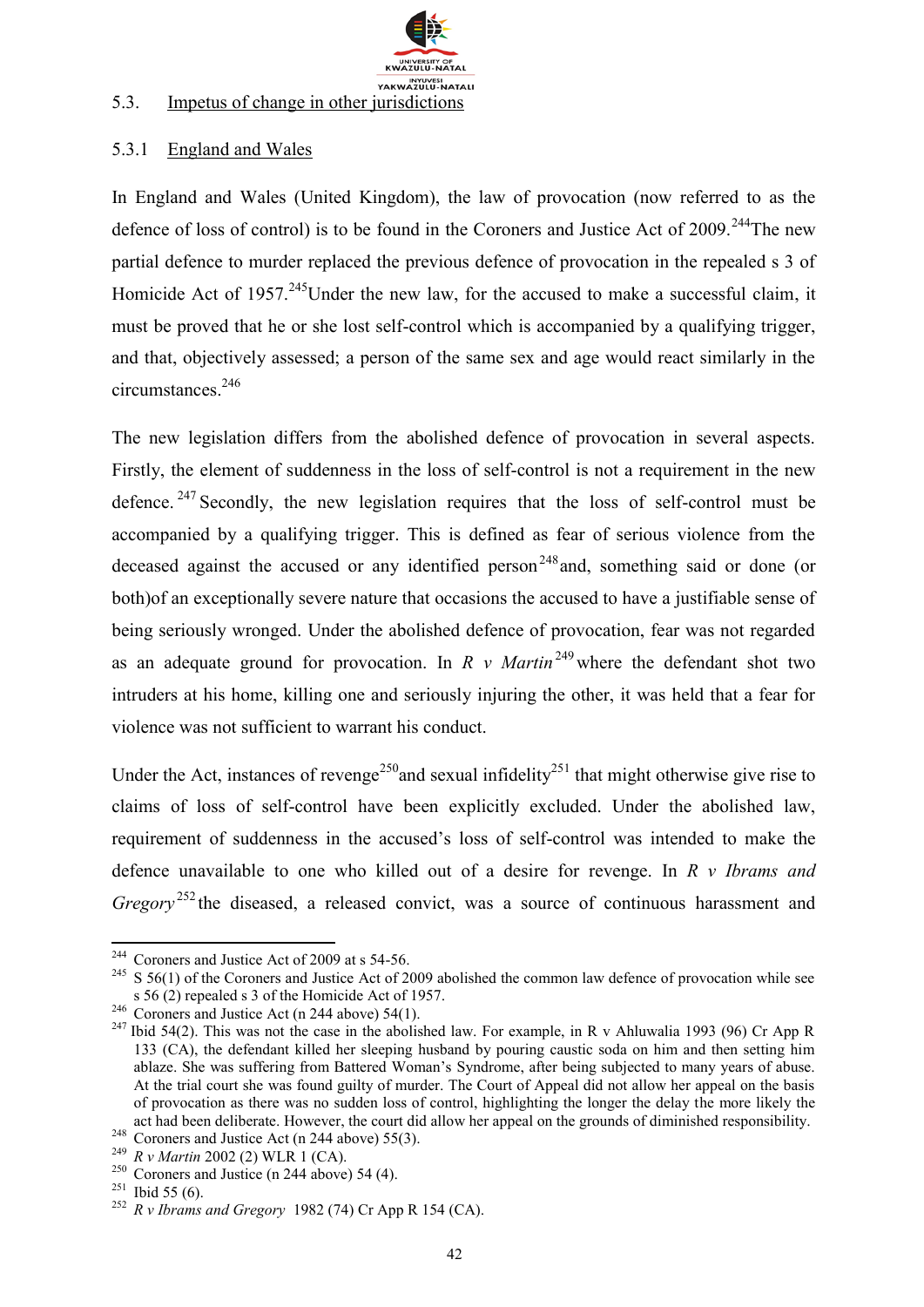## 5.3. Impetus of change in other jurisdictions

### 5.3.1 England and Wales

In England and Wales (United Kingdom), the law of provocation (now referred to as the defence of loss of control) is to be found in the Coroners and Justice Act of 2009.[244]The new partial defence to murder replaced the previous defence of provocation in the repealed s 3 of Homicide Act of 1957.[245]Under the new law, for the accused to make a successful claim, it must be proved that he or she lost self-control which is accompanied by a qualifying trigger, and that, objectively assessed; a person of the same sex and age would react similarly in the circumstances.[246]

The new legislation differs from the abolished defence of provocation in several aspects. Firstly, the element of suddenness in the loss of self-control is not a requirement in the new defence.[247] Secondly, the new legislation requires that the loss of self-control must be accompanied by a qualifying trigger. This is defined as fear of serious violence from the deceased against the accused or any identified person[248]and, something said or done (or both)of an exceptionally severe nature that occasions the accused to have a justifiable sense of being seriously wronged. Under the abolished defence of provocation, fear was not regarded as an adequate ground for provocation. In *R v Martin*[249] where the defendant shot two intruders at his home, killing one and seriously injuring the other, it was held that a fear for violence was not sufficient to warrant his conduct.

Under the Act, instances of revenge[250]and sexual infidelity[251] that might otherwise give rise to claims of loss of self-control have been explicitly excluded. Under the abolished law, requirement of suddenness in the accused's loss of self-control was intended to make the defence unavailable to one who killed out of a desire for revenge. In *R v Ibrams and Gregory*[252] the diseased, a released convict, was a source of continuous harassment and

---

[244] Coroners and Justice Act of 2009 at s 54-56.

[245] S 56(1) of the Coroners and Justice Act of 2009 abolished the common law defence of provocation while see s 56 (2) repealed s 3 of the Homicide Act of 1957.

[246] Coroners and Justice Act (n 244 above) 54(1).

[247] Ibid 54(2). This was not the case in the abolished law. For example, in R v Ahluwalia 1993 (96) Cr App R 133 (CA), the defendant killed her sleeping husband by pouring caustic soda on him and then setting him ablaze. She was suffering from Battered Woman's Syndrome, after being subjected to many years of abuse. At the trial court she was found guilty of murder. The Court of Appeal did not allow her appeal on the basis of provocation as there was no sudden loss of control, highlighting the longer the delay the more likely the act had been deliberate. However, the court did allow her appeal on the grounds of diminished responsibility.

[248] Coroners and Justice Act (n 244 above) 55(3).

[249] *R v Martin* 2002 (2) WLR 1 (CA).

[250] Coroners and Justice (n 244 above) 54 (4).

[251] Ibid 55 (6).

[252] *R v Ibrams and Gregory* 1982 (74) Cr App R 154 (CA).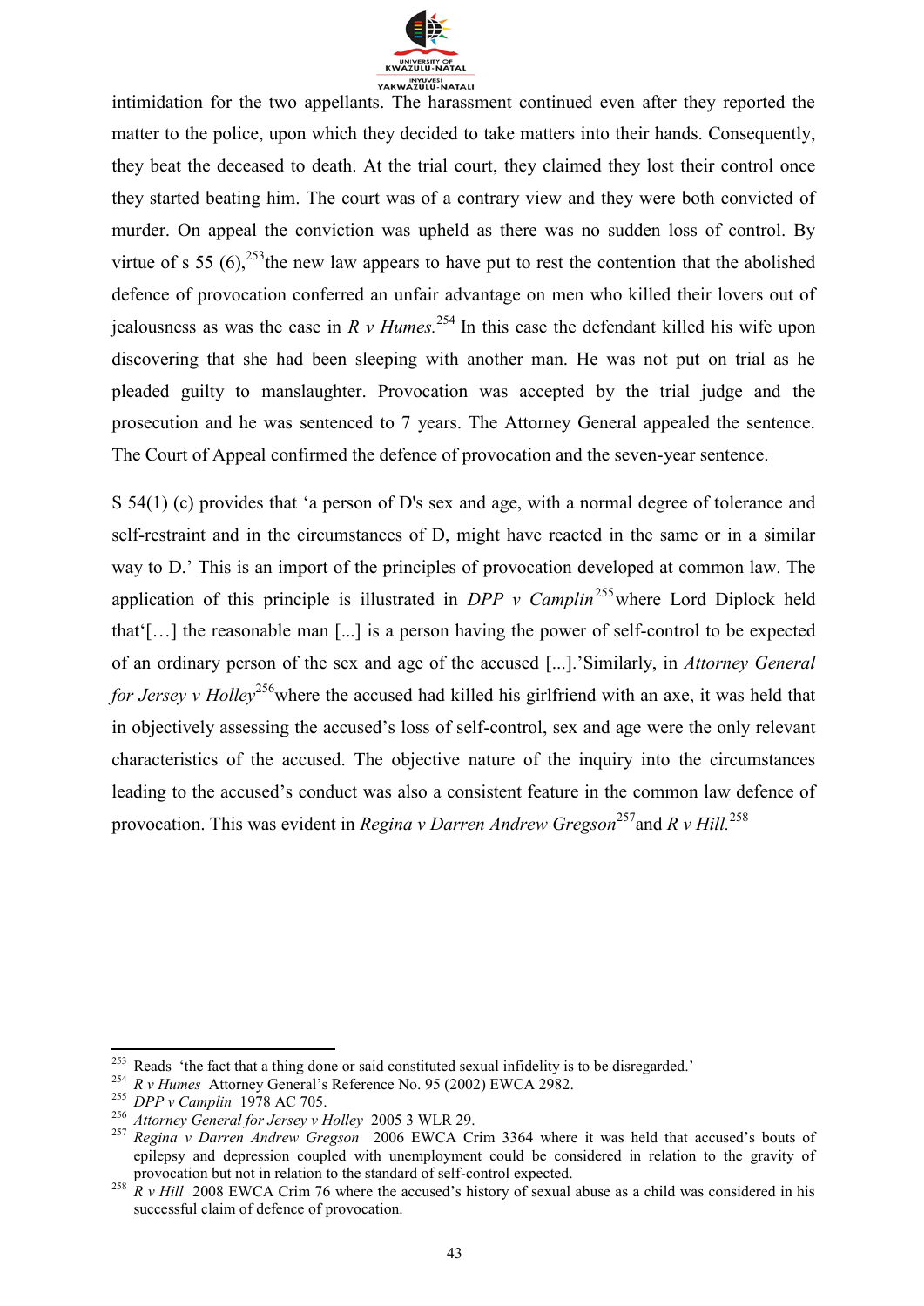intimidation for the two appellants. The harassment continued even after they reported the matter to the police, upon which they decided to take matters into their hands. Consequently, they beat the deceased to death. At the trial court, they claimed they lost their control once they started beating him. The court was of a contrary view and they were both convicted of murder. On appeal the conviction was upheld as there was no sudden loss of control. By virtue of s 55 (6),[253]the new law appears to have put to rest the contention that the abolished defence of provocation conferred an unfair advantage on men who killed their lovers out of jealousness as was the case in *R v Humes.*[254] In this case the defendant killed his wife upon discovering that she had been sleeping with another man. He was not put on trial as he pleaded guilty to manslaughter. Provocation was accepted by the trial judge and the prosecution and he was sentenced to 7 years. The Attorney General appealed the sentence. The Court of Appeal confirmed the defence of provocation and the seven-year sentence.

S 54(1) (c) provides that 'a person of D's sex and age, with a normal degree of tolerance and self-restraint and in the circumstances of D, might have reacted in the same or in a similar way to D.' This is an import of the principles of provocation developed at common law. The application of this principle is illustrated in *DPP v Camplin*[255]where Lord Diplock held that'[…] the reasonable man [...] is a person having the power of self-control to be expected of an ordinary person of the sex and age of the accused [...].'Similarly, in *Attorney General for Jersey v Holley*[256]where the accused had killed his girlfriend with an axe, it was held that in objectively assessing the accused's loss of self-control, sex and age were the only relevant characteristics of the accused. The objective nature of the inquiry into the circumstances leading to the accused's conduct was also a consistent feature in the common law defence of provocation. This was evident in *Regina v Darren Andrew Gregson*[257]and *R v Hill.*[258]

---

[253] Reads 'the fact that a thing done or said constituted sexual infidelity is to be disregarded.'

[254] *R v Humes* Attorney General's Reference No. 95 (2002) EWCA 2982.

[255] *DPP v Camplin* 1978 AC 705.

[256] *Attorney General for Jersey v Holley* 2005 3 WLR 29.

[257] *Regina v Darren Andrew Gregson* 2006 EWCA Crim 3364 where it was held that accused's bouts of epilepsy and depression coupled with unemployment could be considered in relation to the gravity of provocation but not in relation to the standard of self-control expected.

[258] *R v Hill* 2008 EWCA Crim 76 where the accused's history of sexual abuse as a child was considered in his successful claim of defence of provocation.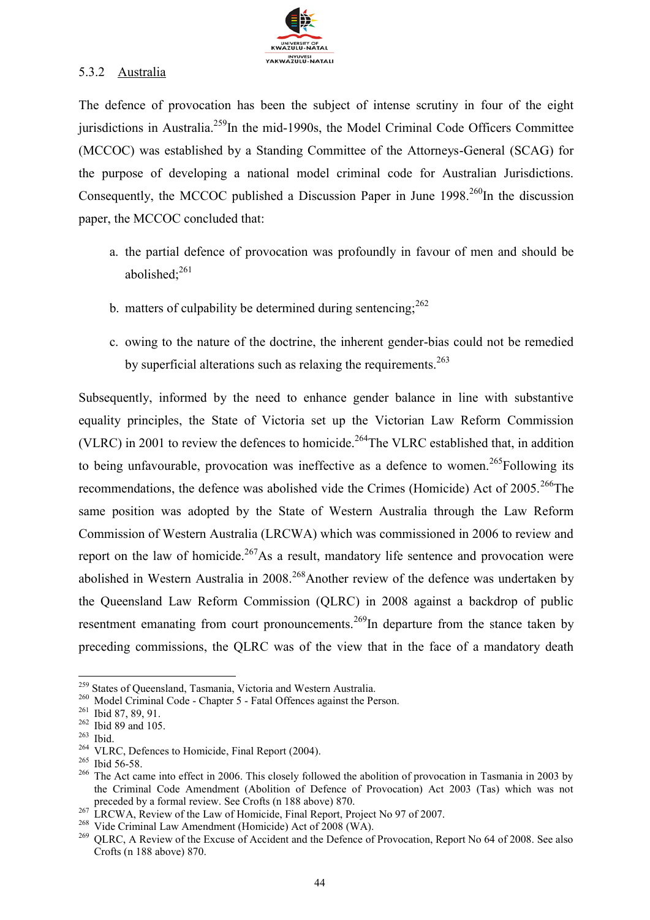### 5.3.2 Australia

The defence of provocation has been the subject of intense scrutiny in four of the eight jurisdictions in Australia.[259] In the mid-1990s, the Model Criminal Code Officers Committee (MCCOC) was established by a Standing Committee of the Attorneys-General (SCAG) for the purpose of developing a national model criminal code for Australian Jurisdictions. Consequently, the MCCOC published a Discussion Paper in June 1998.[260] In the discussion paper, the MCCOC concluded that:

a. the partial defence of provocation was profoundly in favour of men and should be abolished;[261]

b. matters of culpability be determined during sentencing;[262]

c. owing to the nature of the doctrine, the inherent gender-bias could not be remedied by superficial alterations such as relaxing the requirements.[263]

Subsequently, informed by the need to enhance gender balance in line with substantive equality principles, the State of Victoria set up the Victorian Law Reform Commission (VLRC) in 2001 to review the defences to homicide.[264] The VLRC established that, in addition to being unfavourable, provocation was ineffective as a defence to women.[265] Following its recommendations, the defence was abolished vide the Crimes (Homicide) Act of 2005.[266] The same position was adopted by the State of Western Australia through the Law Reform Commission of Western Australia (LRCWA) which was commissioned in 2006 to review and report on the law of homicide.[267] As a result, mandatory life sentence and provocation were abolished in Western Australia in 2008.[268] Another review of the defence was undertaken by the Queensland Law Reform Commission (QLRC) in 2008 against a backdrop of public resentment emanating from court pronouncements.[269] In departure from the stance taken by preceding commissions, the QLRC was of the view that in the face of a mandatory death

---

[259] States of Queensland, Tasmania, Victoria and Western Australia.

[260] Model Criminal Code - Chapter 5 - Fatal Offences against the Person.

[261] Ibid 87, 89, 91.

[262] Ibid 89 and 105.

[263] Ibid.

[264] VLRC, Defences to Homicide, Final Report (2004).

[265] Ibid 56-58.

[266] The Act came into effect in 2006. This closely followed the abolition of provocation in Tasmania in 2003 by the Criminal Code Amendment (Abolition of Defence of Provocation) Act 2003 (Tas) which was not preceded by a formal review. See Crofts (n 188 above) 870.

[267] LRCWA, Review of the Law of Homicide, Final Report, Project No 97 of 2007.

[268] Vide Criminal Law Amendment (Homicide) Act of 2008 (WA).

[269] QLRC, A Review of the Excuse of Accident and the Defence of Provocation, Report No 64 of 2008. See also Crofts (n 188 above) 870.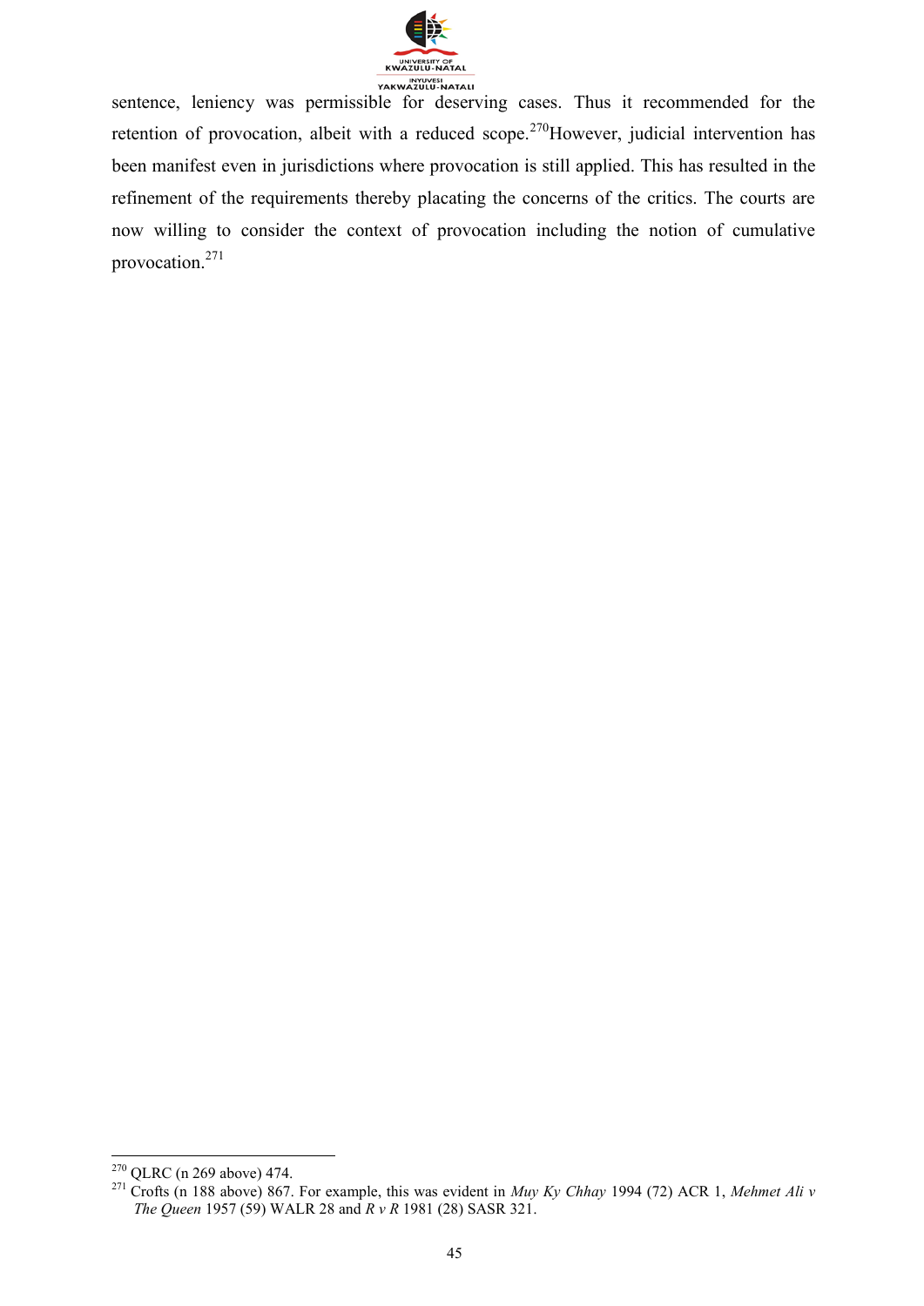sentence, leniency was permissible for deserving cases. Thus it recommended for the retention of provocation, albeit with a reduced scope.[270]However, judicial intervention has been manifest even in jurisdictions where provocation is still applied. This has resulted in the refinement of the requirements thereby placating the concerns of the critics. The courts are now willing to consider the context of provocation including the notion of cumulative provocation.[271]

---

[270] QLRC (n 269 above) 474.

[271] Crofts (n 188 above) 867. For example, this was evident in *Muy Ky Chhay* 1994 (72) ACR 1, *Mehmet Ali v The Queen* 1957 (59) WALR 28 and *R v R* 1981 (28) SASR 321.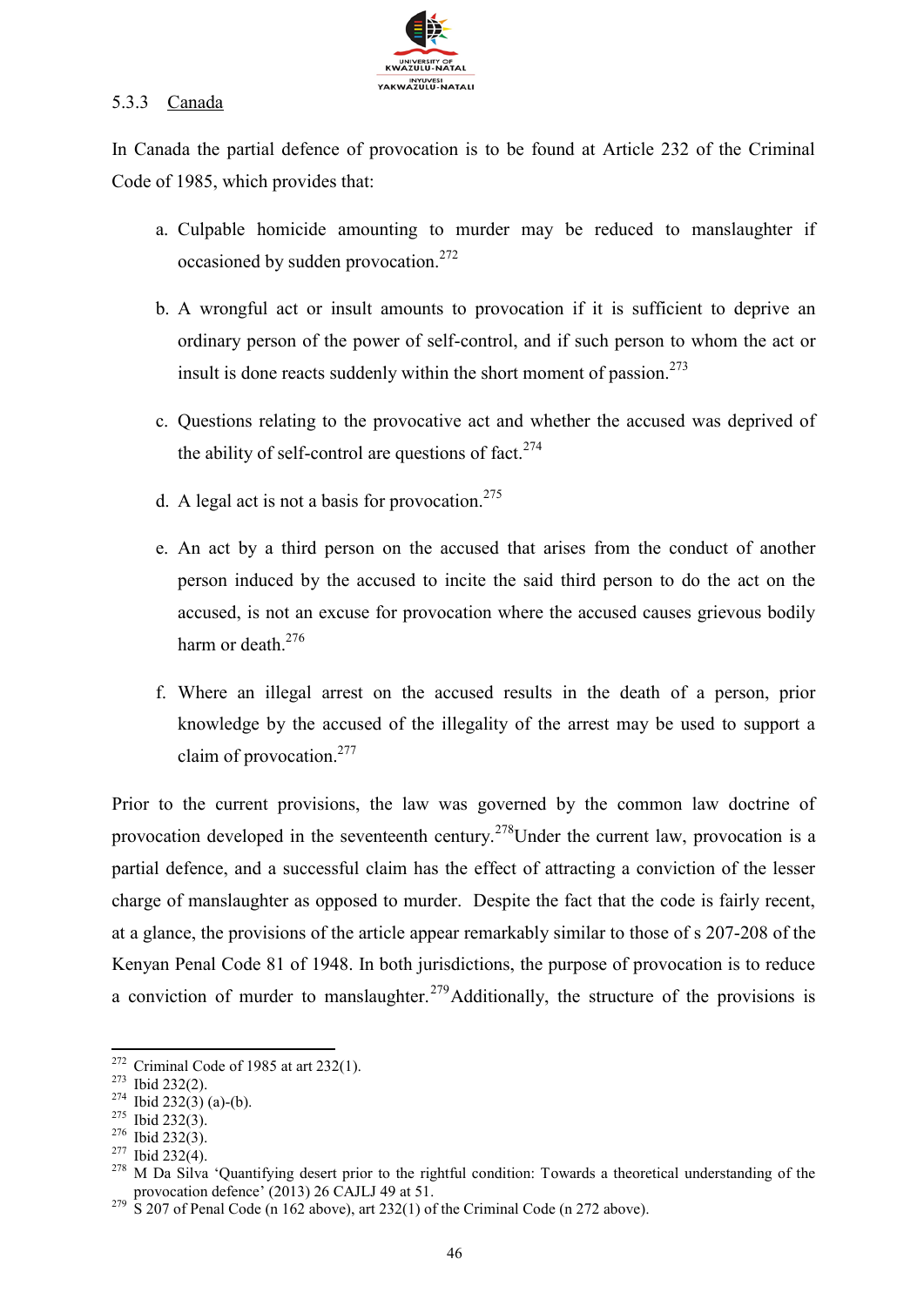### 5.3.3 Canada

In Canada the partial defence of provocation is to be found at Article 232 of the Criminal Code of 1985, which provides that:

a. Culpable homicide amounting to murder may be reduced to manslaughter if occasioned by sudden provocation.[272]

b. A wrongful act or insult amounts to provocation if it is sufficient to deprive an ordinary person of the power of self-control, and if such person to whom the act or insult is done reacts suddenly within the short moment of passion.[273]

c. Questions relating to the provocative act and whether the accused was deprived of the ability of self-control are questions of fact.[274]

d. A legal act is not a basis for provocation.[275]

e. An act by a third person on the accused that arises from the conduct of another person induced by the accused to incite the said third person to do the act on the accused, is not an excuse for provocation where the accused causes grievous bodily harm or death.[276]

f. Where an illegal arrest on the accused results in the death of a person, prior knowledge by the accused of the illegality of the arrest may be used to support a claim of provocation.[277]

Prior to the current provisions, the law was governed by the common law doctrine of provocation developed in the seventeenth century.[278]Under the current law, provocation is a partial defence, and a successful claim has the effect of attracting a conviction of the lesser charge of manslaughter as opposed to murder. Despite the fact that the code is fairly recent, at a glance, the provisions of the article appear remarkably similar to those of s 207-208 of the Kenyan Penal Code 81 of 1948. In both jurisdictions, the purpose of provocation is to reduce a conviction of murder to manslaughter.[279]Additionally, the structure of the provisions is

---

[272] Criminal Code of 1985 at art 232(1).

[273] Ibid 232(2).

[274] Ibid 232(3) (a)-(b).

[275] Ibid 232(3).

[276] Ibid 232(3).

[277] Ibid 232(4).

[278] M Da Silva 'Quantifying desert prior to the rightful condition: Towards a theoretical understanding of the provocation defence' (2013) 26 CAJLJ 49 at 51.

[279] S 207 of Penal Code (n 162 above), art 232(1) of the Criminal Code (n 272 above).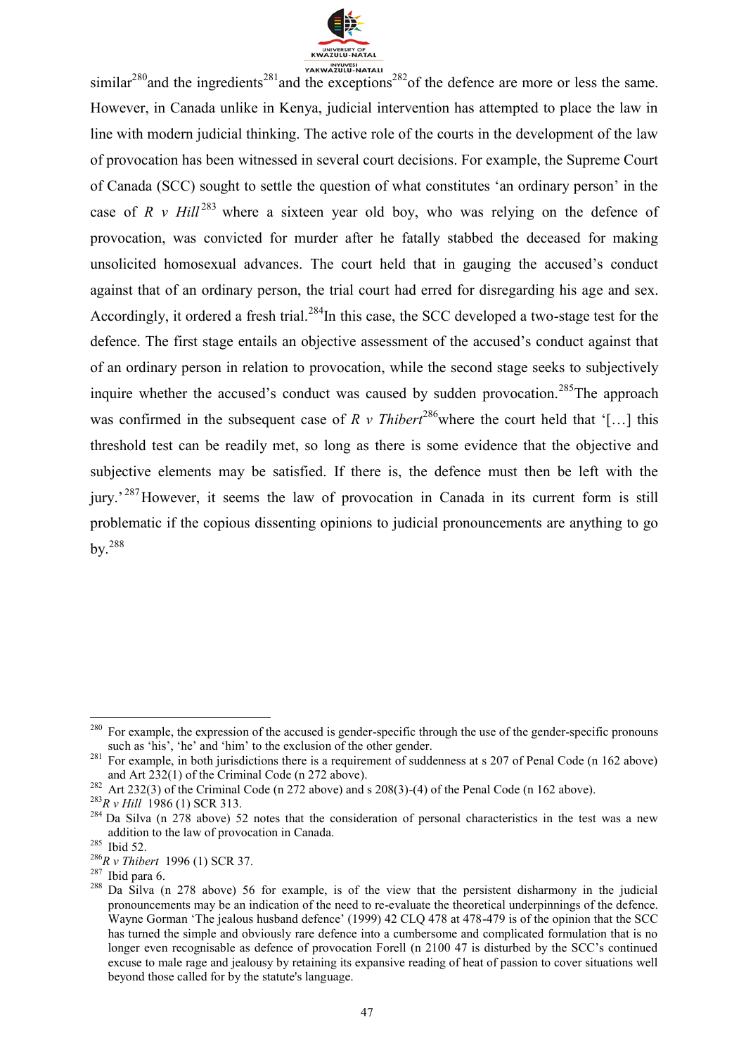similar[280] and the ingredients[281] and the exceptions[282] of the defence are more or less the same. However, in Canada unlike in Kenya, judicial intervention has attempted to place the law in line with modern judicial thinking. The active role of the courts in the development of the law of provocation has been witnessed in several court decisions. For example, the Supreme Court of Canada (SCC) sought to settle the question of what constitutes 'an ordinary person' in the case of *R v Hill*[283] where a sixteen year old boy, who was relying on the defence of provocation, was convicted for murder after he fatally stabbed the deceased for making unsolicited homosexual advances. The court held that in gauging the accused's conduct against that of an ordinary person, the trial court had erred for disregarding his age and sex. Accordingly, it ordered a fresh trial.[284] In this case, the SCC developed a two-stage test for the defence. The first stage entails an objective assessment of the accused's conduct against that of an ordinary person in relation to provocation, while the second stage seeks to subjectively inquire whether the accused's conduct was caused by sudden provocation.[285] The approach was confirmed in the subsequent case of *R v Thibert*[286] where the court held that '[…] this threshold test can be readily met, so long as there is some evidence that the objective and subjective elements may be satisfied. If there is, the defence must then be left with the jury.'[287] However, it seems the law of provocation in Canada in its current form is still problematic if the copious dissenting opinions to judicial pronouncements are anything to go by.[288]

---

[280] For example, the expression of the accused is gender-specific through the use of the gender-specific pronouns such as 'his', 'he' and 'him' to the exclusion of the other gender.

[281] For example, in both jurisdictions there is a requirement of suddenness at s 207 of Penal Code (n 162 above) and Art 232(1) of the Criminal Code (n 272 above).

[282] Art 232(3) of the Criminal Code (n 272 above) and s 208(3)-(4) of the Penal Code (n 162 above).

[283] *R v Hill* 1986 (1) SCR 313.

[284] Da Silva (n 278 above) 52 notes that the consideration of personal characteristics in the test was a new addition to the law of provocation in Canada.

[285] Ibid 52.

[286] *R v Thibert* 1996 (1) SCR 37.

[287] Ibid para 6.

[288] Da Silva (n 278 above) 56 for example, is of the view that the persistent disharmony in the judicial pronouncements may be an indication of the need to re-evaluate the theoretical underpinnings of the defence. Wayne Gorman 'The jealous husband defence' (1999) 42 CLQ 478 at 478-479 is of the opinion that the SCC has turned the simple and obviously rare defence into a cumbersome and complicated formulation that is no longer even recognisable as defence of provocation Forell (n 2100 47 is disturbed by the SCC's continued excuse to male rage and jealousy by retaining its expansive reading of heat of passion to cover situations well beyond those called for by the statute's language.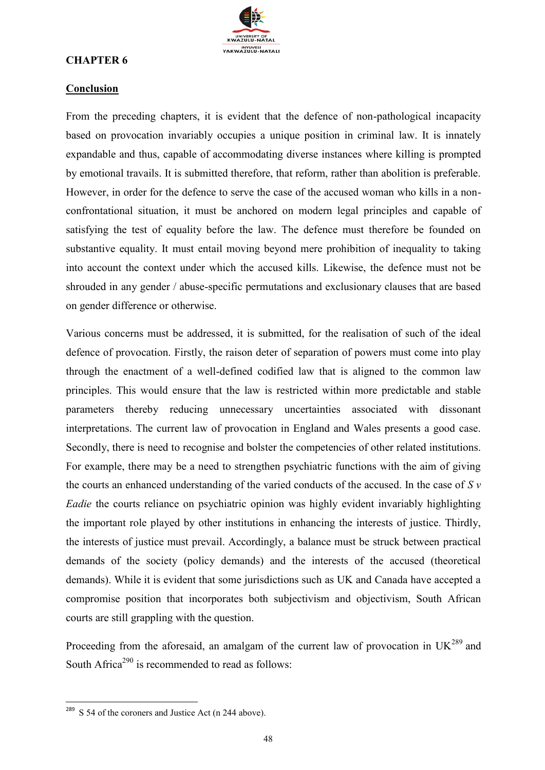# CHAPTER 6

## Conclusion

From the preceding chapters, it is evident that the defence of non-pathological incapacity based on provocation invariably occupies a unique position in criminal law. It is innately expandable and thus, capable of accommodating diverse instances where killing is prompted by emotional travails. It is submitted therefore, that reform, rather than abolition is preferable. However, in order for the defence to serve the case of the accused woman who kills in a non-confrontational situation, it must be anchored on modern legal principles and capable of satisfying the test of equality before the law. The defence must therefore be founded on substantive equality. It must entail moving beyond mere prohibition of inequality to taking into account the context under which the accused kills. Likewise, the defence must not be shrouded in any gender / abuse-specific permutations and exclusionary clauses that are based on gender difference or otherwise.

Various concerns must be addressed, it is submitted, for the realisation of such of the ideal defence of provocation. Firstly, the raison deter of separation of powers must come into play through the enactment of a well-defined codified law that is aligned to the common law principles. This would ensure that the law is restricted within more predictable and stable parameters thereby reducing unnecessary uncertainties associated with dissonant interpretations. The current law of provocation in England and Wales presents a good case. Secondly, there is need to recognise and bolster the competencies of other related institutions. For example, there may be a need to strengthen psychiatric functions with the aim of giving the courts an enhanced understanding of the varied conducts of the accused. In the case of *S v Eadie* the courts reliance on psychiatric opinion was highly evident invariably highlighting the important role played by other institutions in enhancing the interests of justice. Thirdly, the interests of justice must prevail. Accordingly, a balance must be struck between practical demands of the society (policy demands) and the interests of the accused (theoretical demands). While it is evident that some jurisdictions such as UK and Canada have accepted a compromise position that incorporates both subjectivism and objectivism, South African courts are still grappling with the question.

Proceeding from the aforesaid, an amalgam of the current law of provocation in UK[289] and South Africa[290] is recommended to read as follows:

[289] S 54 of the coroners and Justice Act (n 244 above).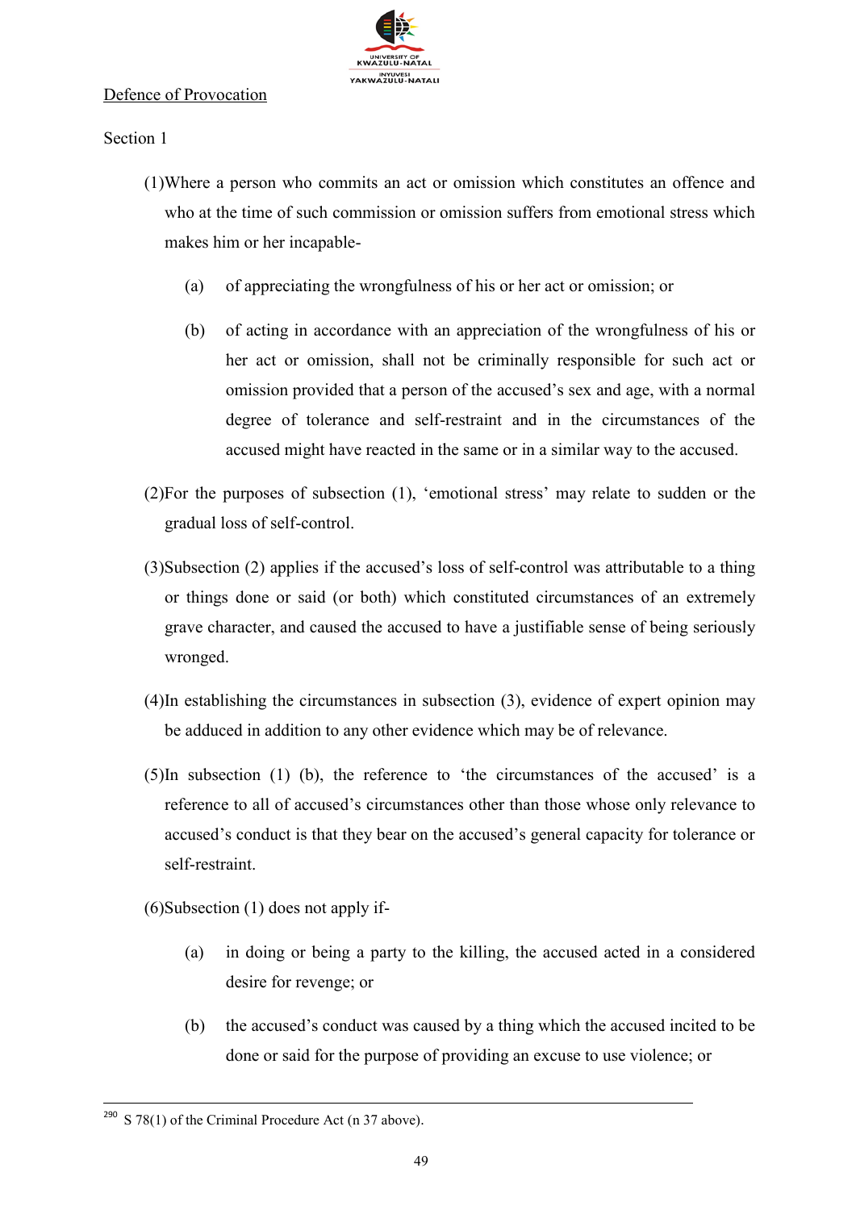Defence of Provocation

Section 1

(1)Where a person who commits an act or omission which constitutes an offence and who at the time of such commission or omission suffers from emotional stress which makes him or her incapable-

(a) of appreciating the wrongfulness of his or her act or omission; or

(b) of acting in accordance with an appreciation of the wrongfulness of his or her act or omission, shall not be criminally responsible for such act or omission provided that a person of the accused's sex and age, with a normal degree of tolerance and self-restraint and in the circumstances of the accused might have reacted in the same or in a similar way to the accused.

(2)For the purposes of subsection (1), 'emotional stress' may relate to sudden or the gradual loss of self-control.

(3)Subsection (2) applies if the accused's loss of self-control was attributable to a thing or things done or said (or both) which constituted circumstances of an extremely grave character, and caused the accused to have a justifiable sense of being seriously wronged.

(4)In establishing the circumstances in subsection (3), evidence of expert opinion may be adduced in addition to any other evidence which may be of relevance.

(5)In subsection (1) (b), the reference to 'the circumstances of the accused' is a reference to all of accused's circumstances other than those whose only relevance to accused's conduct is that they bear on the accused's general capacity for tolerance or self-restraint.

(6)Subsection (1) does not apply if-

(a) in doing or being a party to the killing, the accused acted in a considered desire for revenge; or

(b) the accused's conduct was caused by a thing which the accused incited to be done or said for the purpose of providing an excuse to use violence; or

---

[290] S 78(1) of the Criminal Procedure Act (n 37 above).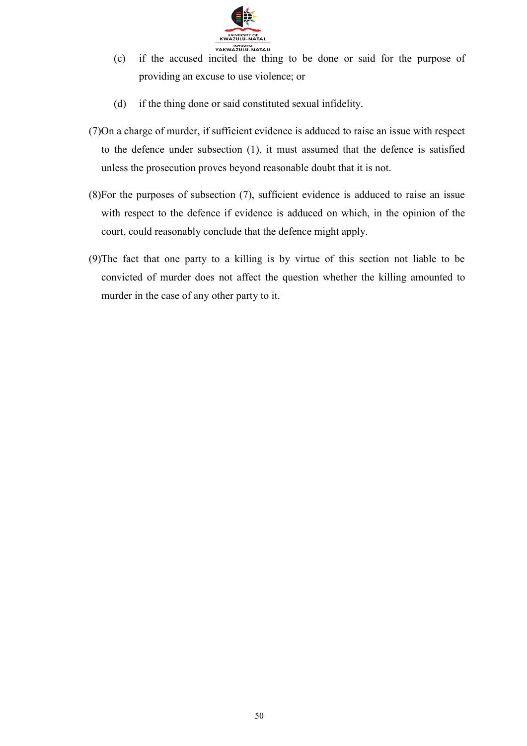(c) if the accused incited the thing to be done or said for the purpose of providing an excuse to use violence; or

(d) if the thing done or said constituted sexual infidelity.

(7)On a charge of murder, if sufficient evidence is adduced to raise an issue with respect to the defence under subsection (1), it must assumed that the defence is satisfied unless the prosecution proves beyond reasonable doubt that it is not.

(8)For the purposes of subsection (7), sufficient evidence is adduced to raise an issue with respect to the defence if evidence is adduced on which, in the opinion of the court, could reasonably conclude that the defence might apply.

(9)The fact that one party to a killing is by virtue of this section not liable to be convicted of murder does not affect the question whether the killing amounted to murder in the case of any other party to it.